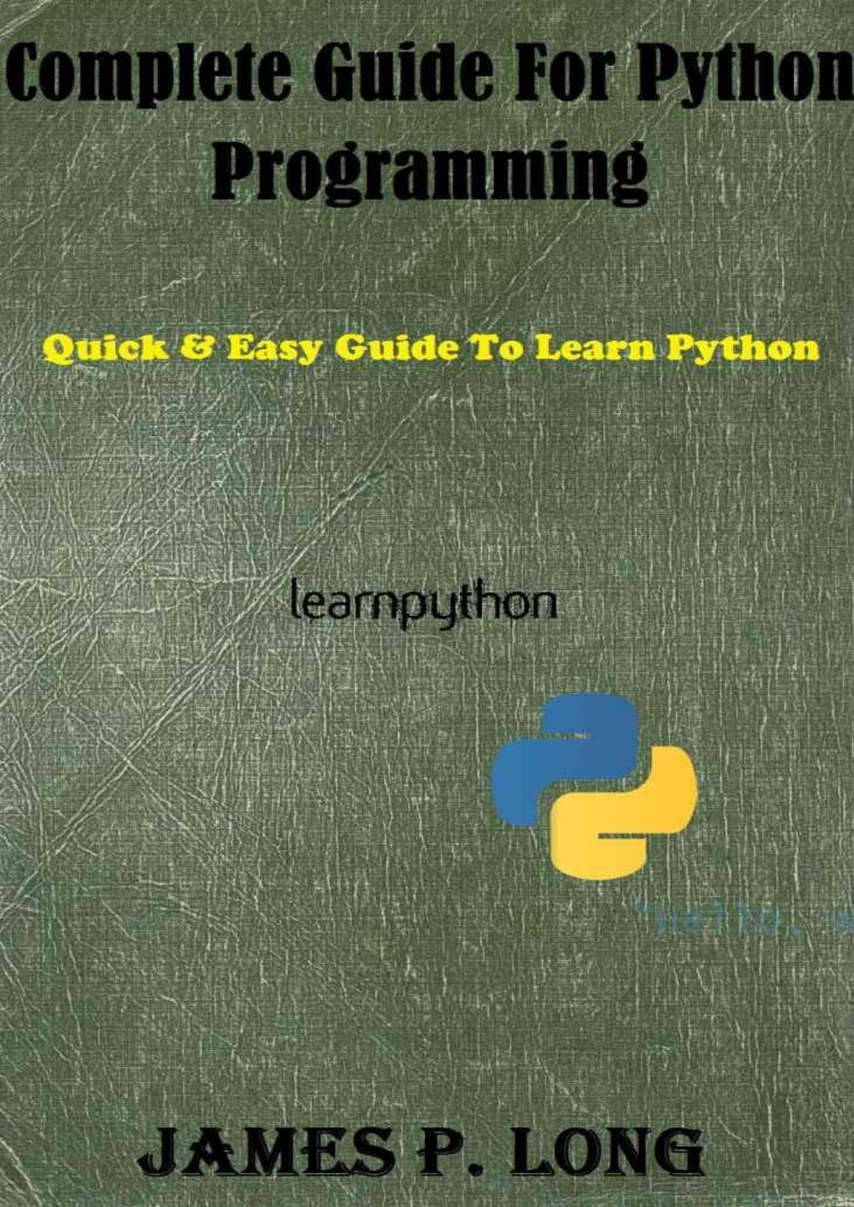# Complete Guide For Python Programming

## Quick & Easy Guide To Learn Python

learnpython

"Hello, ...

**JAMES P. LONG**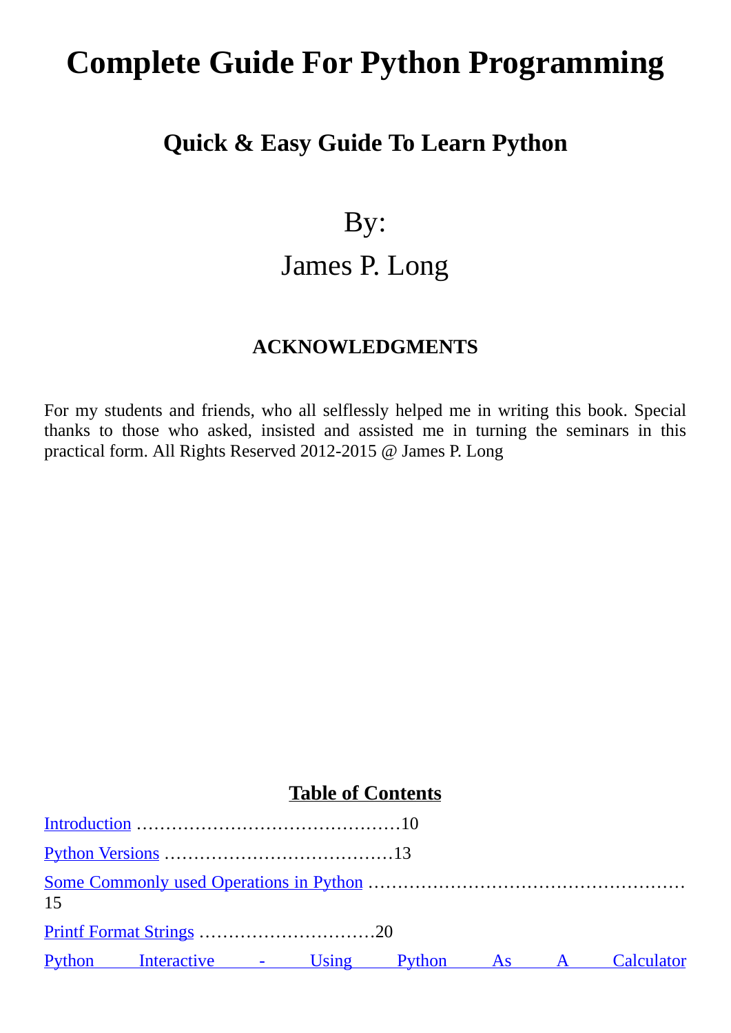# Complete Guide For Python Programming

## Quick & Easy Guide To Learn Python

By:

James P. Long

### ACKNOWLEDGMENTS

For my students and friends, who all selflessly helped me in writing this book. Special thanks to those who asked, insisted and assisted me in turning the seminars in this practical form. All Rights Reserved 2012-2015 @ James P. Long

### Table of Contents

Introduction ………………………………………10

Python Versions …………………………………13

Some Commonly used Operations in Python ………………………………………………15

Printf Format Strings …………………………20

Python Interactive - Using Python As A Calculator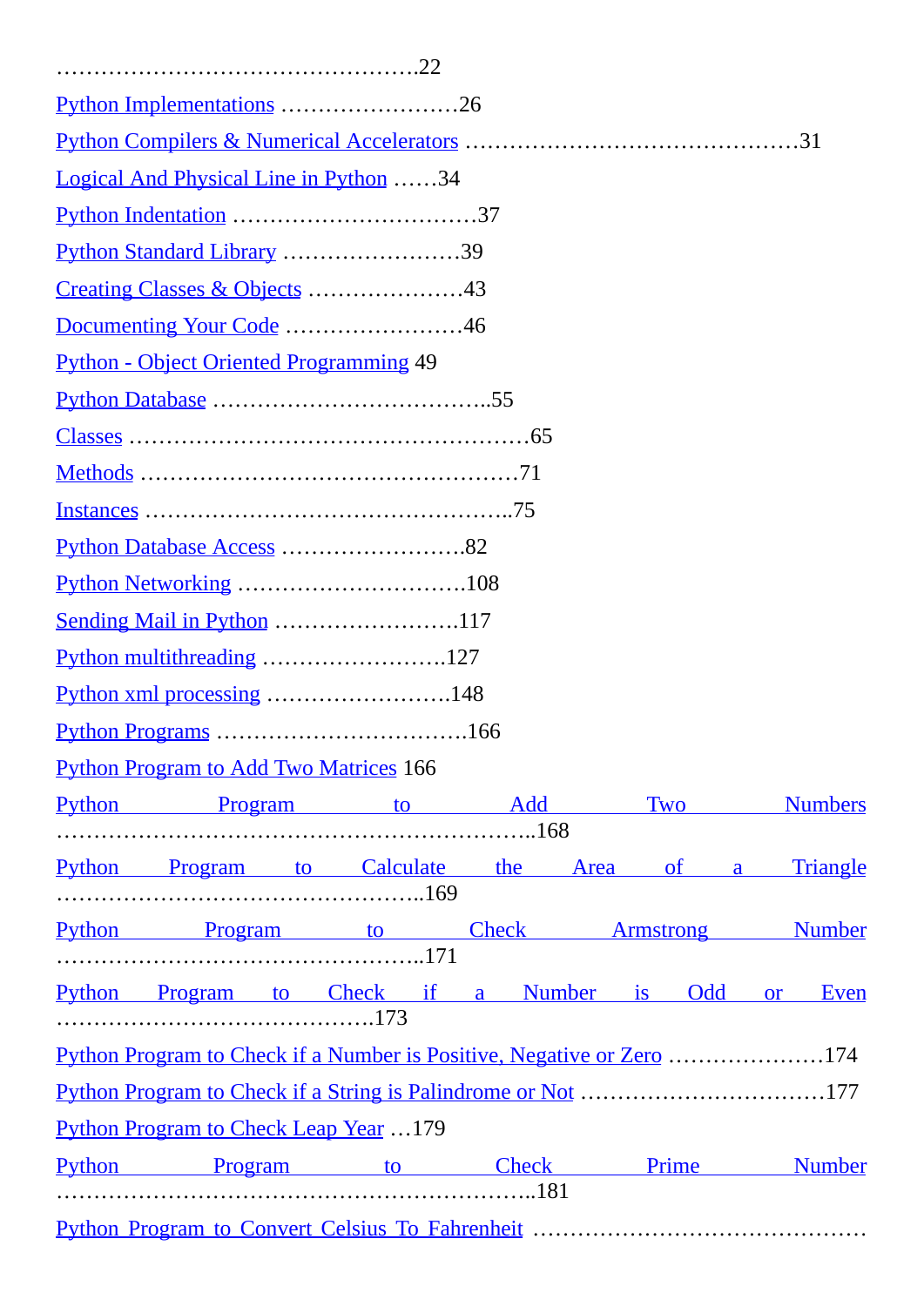………………………………………….22

Python Implementations ……………………26

Python Compilers & Numerical Accelerators ………………………………………31

Logical And Physical Line in Python ……34

Python Indentation ……………………………37

Python Standard Library ……………………39

Creating Classes & Objects …………………43

Documenting Your Code ……………………46

Python - Object Oriented Programming 49

Python Database ………………………………..55

Classes ……………………………………………65

Methods …………………………………………71

Instances …………………………………………..75

Python Database Access ……………………82

Python Networking …………………………108

Sending Mail in Python ……………………117

Python multithreading ……………………127

Python xml processing ……………………148

Python Programs ……………………………166

Python Program to Add Two Matrices 166

Python Program to Add Two Numbers …………………………………………………..168

Python Program to Calculate the Area of a Triangle …………………………………………..169

Python Program to Check Armstrong Number …………………………………………..171

Python Program to Check if a Number is Odd or Even ……………………………………173

Python Program to Check if a Number is Positive, Negative or Zero …………………174

Python Program to Check if a String is Palindrome or Not ……………………………177

Python Program to Check Leap Year …179

Python Program to Check Prime Number …………………………………………………..181

Python Program to Convert Celsius To Fahrenheit ………………………………………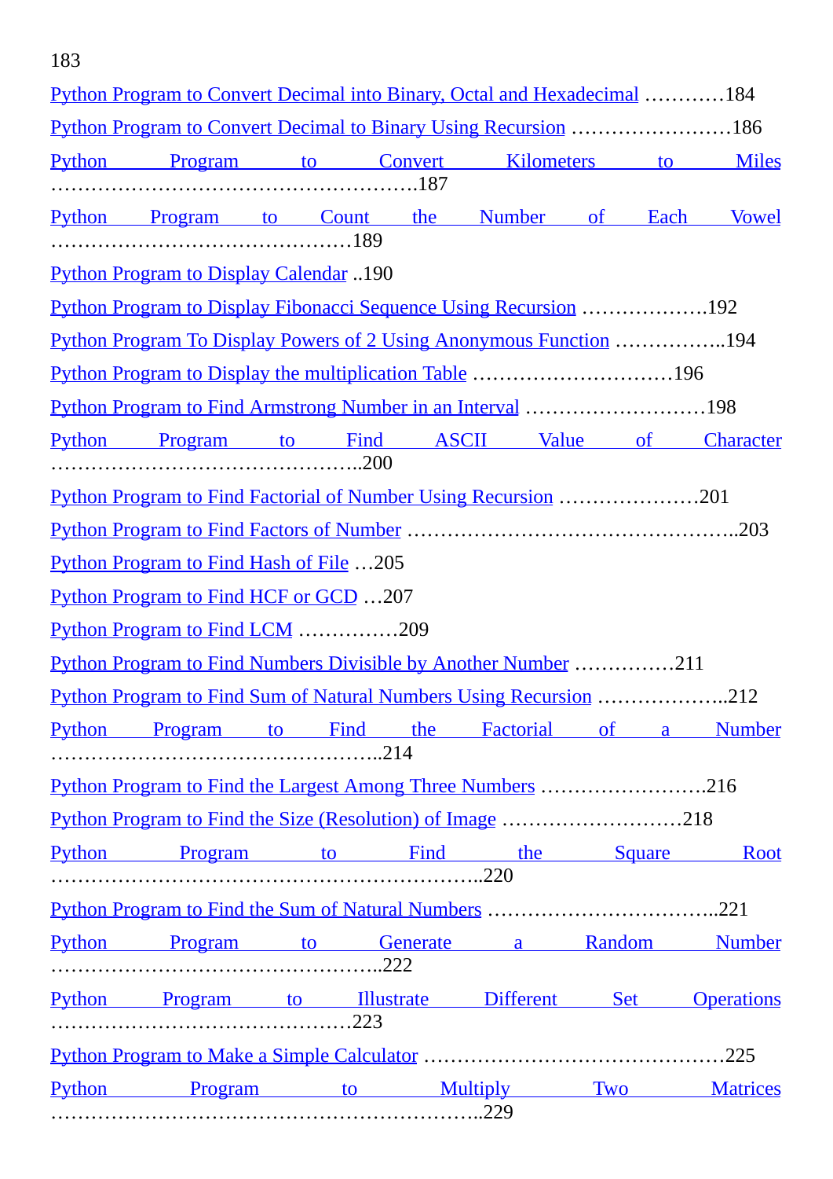183

Python Program to Convert Decimal into Binary, Octal and Hexadecimal …………184

Python Program to Convert Decimal to Binary Using Recursion ……………………186

Python Program to Convert Kilometers to Miles ………………………………………………187

Python Program to Count the Number of Each Vowel ……………………………………189

Python Program to Display Calendar ..190

Python Program to Display Fibonacci Sequence Using Recursion ……………….192

Python Program To Display Powers of 2 Using Anonymous Function ……………..194

Python Program to Display the multiplication Table …………………………196

Python Program to Find Armstrong Number in an Interval ………………………198

Python Program to Find ASCII Value of Character ………………………………………..200

Python Program to Find Factorial of Number Using Recursion …………………201

Python Program to Find Factors of Number …………………………………………..203

Python Program to Find Hash of File …205

Python Program to Find HCF or GCD …207

Python Program to Find LCM ……………209

Python Program to Find Numbers Divisible by Another Number ……………211

Python Program to Find Sum of Natural Numbers Using Recursion ………………..212

Python Program to Find the Factorial of a Number …………………………………………..214

Python Program to Find the Largest Among Three Numbers …………………….216

Python Program to Find the Size (Resolution) of Image ………………………218

Python Program to Find the Square Root ……………………………………………………..220

Python Program to Find the Sum of Natural Numbers ……………………………..221

Python Program to Generate a Random Number …………………………………………..222

Python Program to Illustrate Different Set Operations ………………………………………223

Python Program to Make a Simple Calculator ………………………………………225

Python Program to Multiply Two Matrices ……………………………………………………..229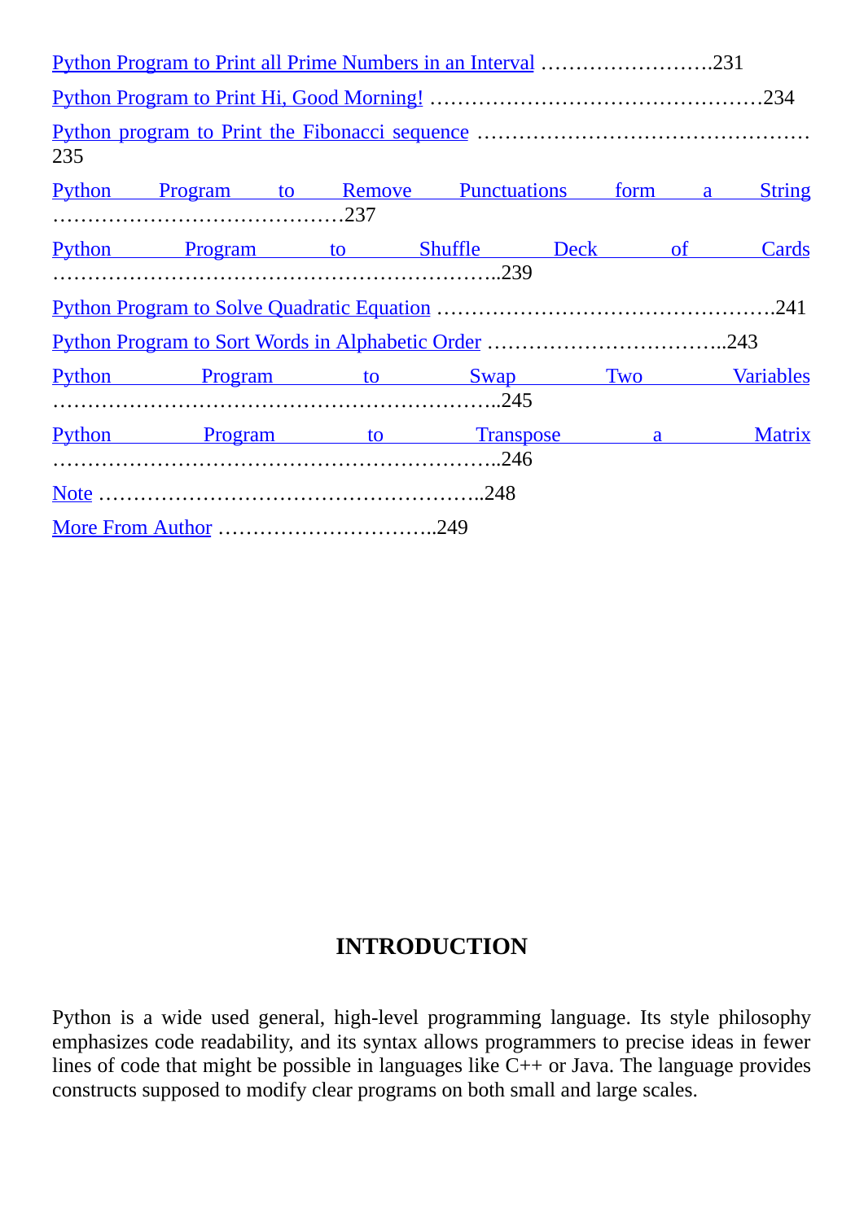Python Program to Print all Prime Numbers in an Interval …………………….231

Python Program to Print Hi, Good Morning! …………………………………………234

Python program to Print the Fibonacci sequence ………………………………………… 235

Python Program to Remove Punctuations form a String ……………………………………237

Python Program to Shuffle Deck of Cards ………………………………………………………..239

Python Program to Solve Quadratic Equation …………………………………………241

Python Program to Sort Words in Alphabetic Order ……………………………..243

Python Program to Swap Two Variables ………………………………………………………..245

Python Program to Transpose a Matrix ………………………………………………………..246

Note ………………………………………………..248

More From Author …………………………..249

## INTRODUCTION

Python is a wide used general, high-level programming language. Its style philosophy emphasizes code readability, and its syntax allows programmers to precise ideas in fewer lines of code that might be possible in languages like C++ or Java. The language provides constructs supposed to modify clear programs on both small and large scales.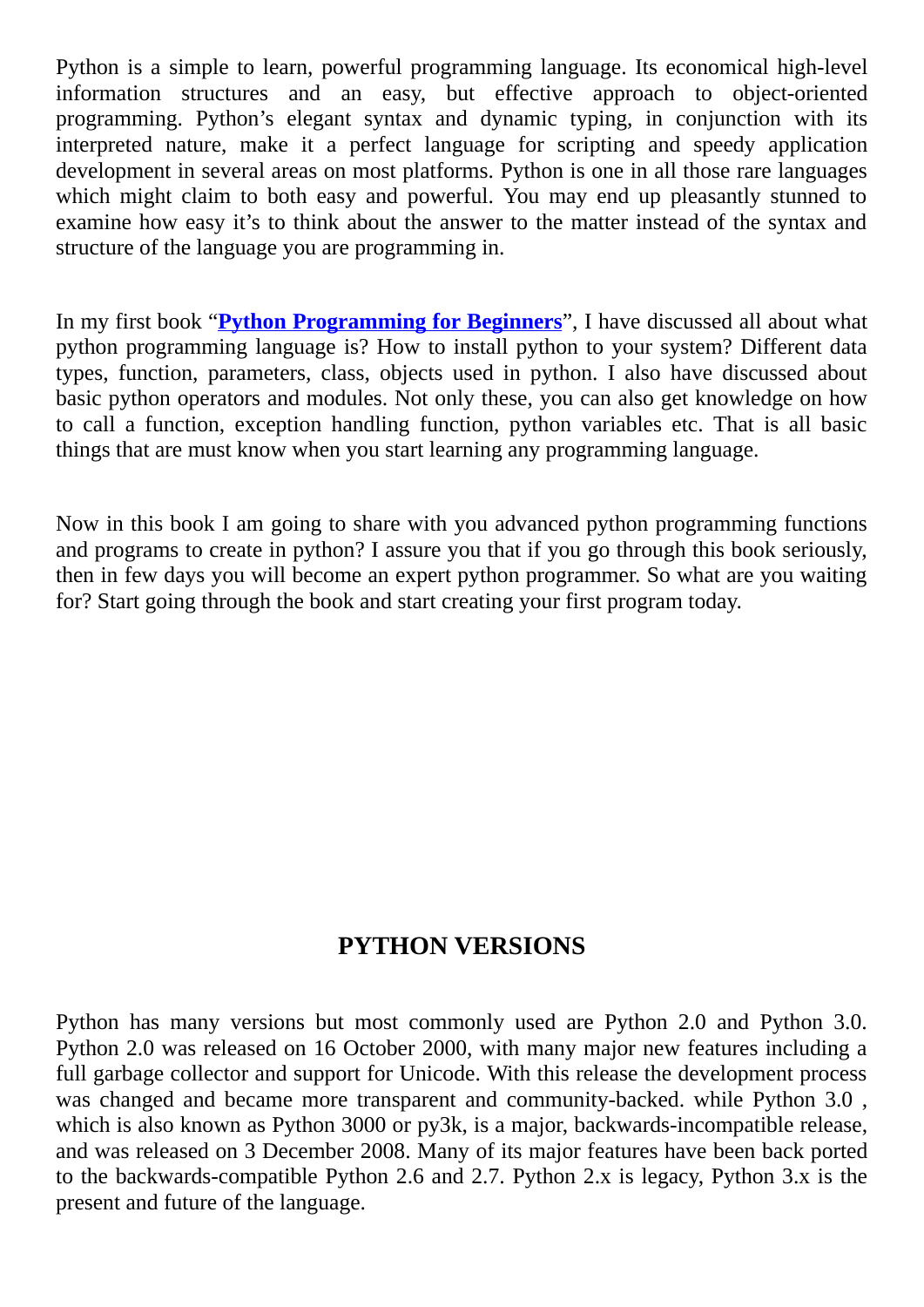Python is a simple to learn, powerful programming language. Its economical high-level information structures and an easy, but effective approach to object-oriented programming. Python's elegant syntax and dynamic typing, in conjunction with its interpreted nature, make it a perfect language for scripting and speedy application development in several areas on most platforms. Python is one in all those rare languages which might claim to both easy and powerful. You may end up pleasantly stunned to examine how easy it's to think about the answer to the matter instead of the syntax and structure of the language you are programming in.

In my first book "**Python Programming for Beginners**", I have discussed all about what python programming language is? How to install python to your system? Different data types, function, parameters, class, objects used in python. I also have discussed about basic python operators and modules. Not only these, you can also get knowledge on how to call a function, exception handling function, python variables etc. That is all basic things that are must know when you start learning any programming language.

Now in this book I am going to share with you advanced python programming functions and programs to create in python? I assure you that if you go through this book seriously, then in few days you will become an expert python programmer. So what are you waiting for? Start going through the book and start creating your first program today.

## PYTHON VERSIONS

Python has many versions but most commonly used are Python 2.0 and Python 3.0. Python 2.0 was released on 16 October 2000, with many major new features including a full garbage collector and support for Unicode. With this release the development process was changed and became more transparent and community-backed. while Python 3.0 , which is also known as Python 3000 or py3k, is a major, backwards-incompatible release, and was released on 3 December 2008. Many of its major features have been back ported to the backwards-compatible Python 2.6 and 2.7. Python 2.x is legacy, Python 3.x is the present and future of the language.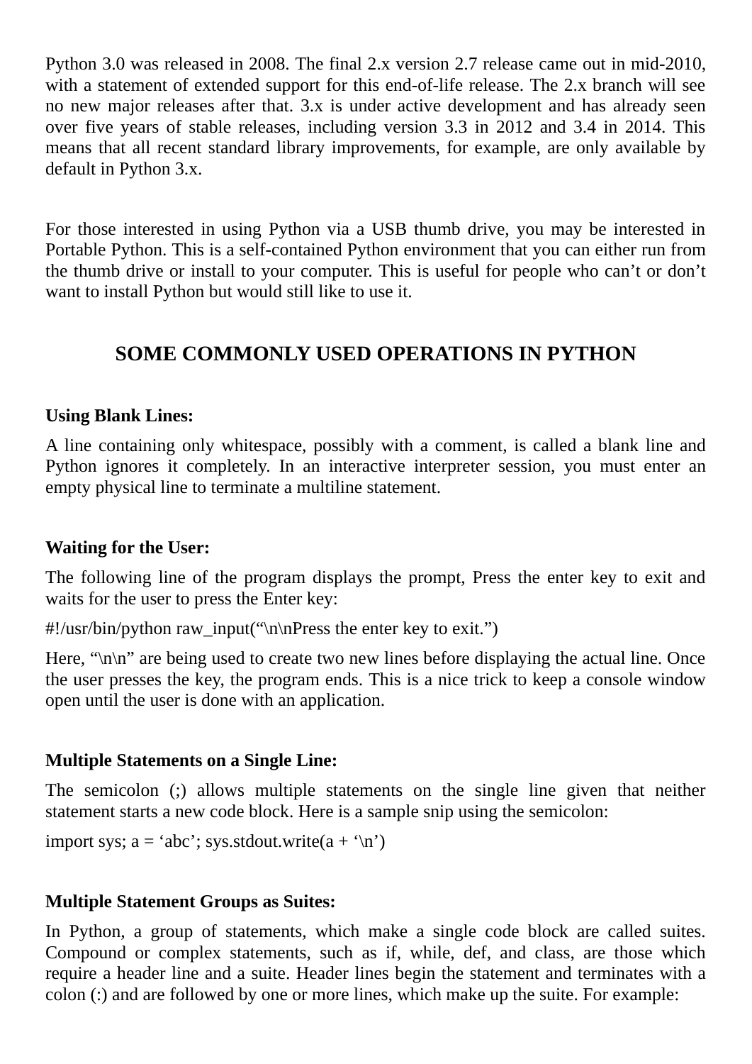Python 3.0 was released in 2008. The final 2.x version 2.7 release came out in mid-2010, with a statement of extended support for this end-of-life release. The 2.x branch will see no new major releases after that. 3.x is under active development and has already seen over five years of stable releases, including version 3.3 in 2012 and 3.4 in 2014. This means that all recent standard library improvements, for example, are only available by default in Python 3.x.

For those interested in using Python via a USB thumb drive, you may be interested in Portable Python. This is a self-contained Python environment that you can either run from the thumb drive or install to your computer. This is useful for people who can't or don't want to install Python but would still like to use it.

## SOME COMMONLY USED OPERATIONS IN PYTHON

**Using Blank Lines:**

A line containing only whitespace, possibly with a comment, is called a blank line and Python ignores it completely. In an interactive interpreter session, you must enter an empty physical line to terminate a multiline statement.

**Waiting for the User:**

The following line of the program displays the prompt, Press the enter key to exit and waits for the user to press the Enter key:

#!/usr/bin/python raw_input("\n\nPress the enter key to exit.")

Here, "\n\n" are being used to create two new lines before displaying the actual line. Once the user presses the key, the program ends. This is a nice trick to keep a console window open until the user is done with an application.

**Multiple Statements on a Single Line:**

The semicolon (;) allows multiple statements on the single line given that neither statement starts a new code block. Here is a sample snip using the semicolon:

import sys; a = 'abc'; sys.stdout.write(a + '\n')

**Multiple Statement Groups as Suites:**

In Python, a group of statements, which make a single code block are called suites. Compound or complex statements, such as if, while, def, and class, are those which require a header line and a suite. Header lines begin the statement and terminates with a colon (:) and are followed by one or more lines, which make up the suite. For example: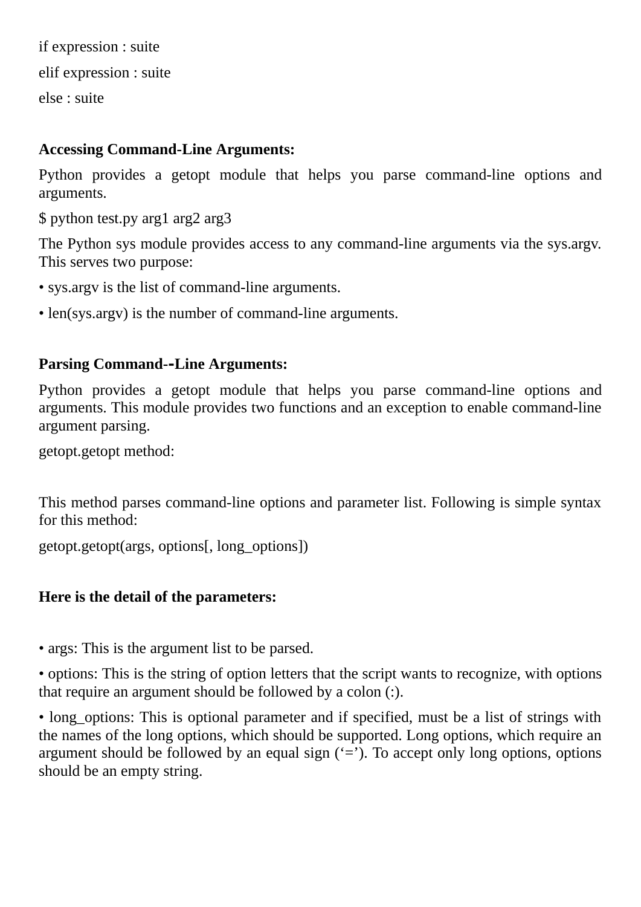if expression : suite

elif expression : suite

else : suite

**Accessing Command-Line Arguments:**

Python provides a getopt module that helps you parse command-line options and arguments.

$ python test.py arg1 arg2 arg3

The Python sys module provides access to any command-line arguments via the sys.argv. This serves two purpose:

• sys.argv is the list of command-line arguments.

• len(sys.argv) is the number of command-line arguments.

**Parsing Command--Line Arguments:**

Python provides a getopt module that helps you parse command-line options and arguments. This module provides two functions and an exception to enable command-line argument parsing.

getopt.getopt method:

This method parses command-line options and parameter list. Following is simple syntax for this method:

getopt.getopt(args, options[, long_options])

**Here is the detail of the parameters:**

• args: This is the argument list to be parsed.

• options: This is the string of option letters that the script wants to recognize, with options that require an argument should be followed by a colon (:).

• long_options: This is optional parameter and if specified, must be a list of strings with the names of the long options, which should be supported. Long options, which require an argument should be followed by an equal sign (‘=’). To accept only long options, options should be an empty string.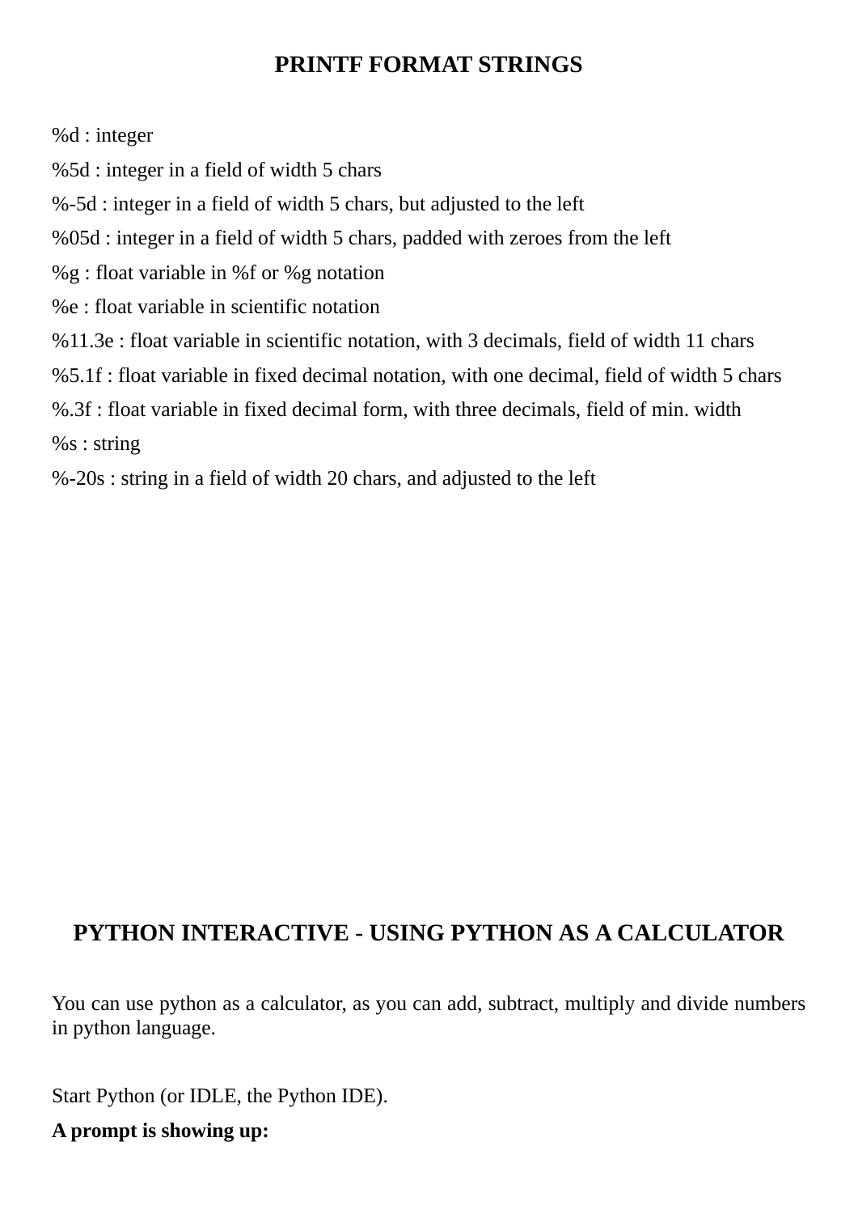## PRINTF FORMAT STRINGS

%d : integer

%5d : integer in a field of width 5 chars

%-5d : integer in a field of width 5 chars, but adjusted to the left

%05d : integer in a field of width 5 chars, padded with zeroes from the left

%g : float variable in %f or %g notation

%e : float variable in scientific notation

%11.3e : float variable in scientific notation, with 3 decimals, field of width 11 chars

%5.1f : float variable in fixed decimal notation, with one decimal, field of width 5 chars

%.3f : float variable in fixed decimal form, with three decimals, field of min. width

%s : string

%-20s : string in a field of width 20 chars, and adjusted to the left

## PYTHON INTERACTIVE - USING PYTHON AS A CALCULATOR

You can use python as a calculator, as you can add, subtract, multiply and divide numbers in python language.

Start Python (or IDLE, the Python IDE).

**A prompt is showing up:**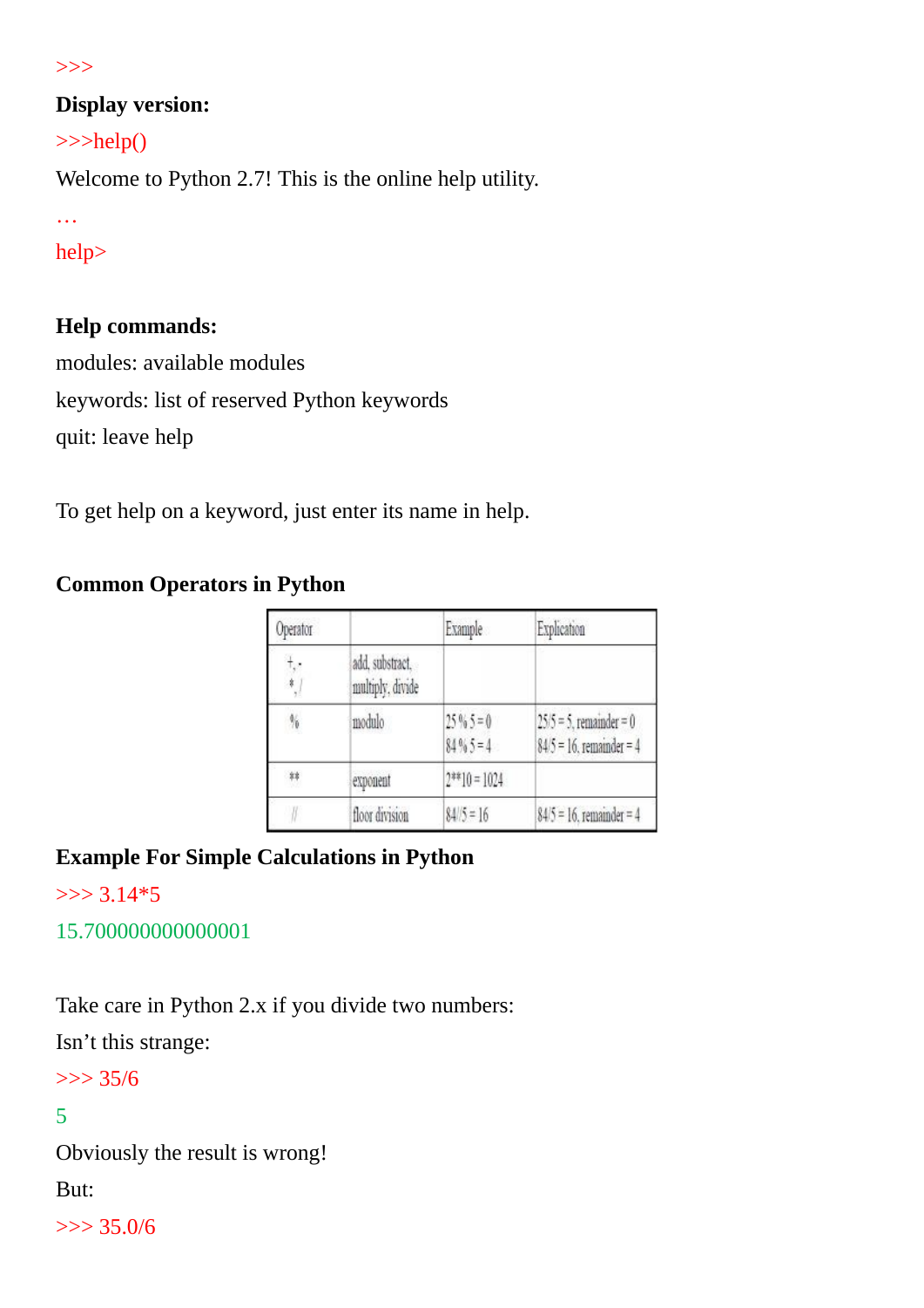>>>

**Display version:**

>>>help()

Welcome to Python 2.7! This is the online help utility.

…

help>

**Help commands:**

modules: available modules

keywords: list of reserved Python keywords

quit: leave help

To get help on a keyword, just enter its name in help.

**Common Operators in Python**

| Operator | | Example | Explication |
|---|---|---|---|
| +, - <br> *, / | add, substract, multiply, divide | | |
| % | modulo | 25 % 5 = 0 <br> 84 % 5 = 4 | 25/5 = 5, remainder = 0 <br> 84/5 = 16, remainder = 4 |
| ** | exponent | 2**10 = 1024 | |
| // | floor division | 84//5 = 16 | 84/5 = 16, remainder = 4 |

**Example For Simple Calculations in Python**

```
>>> 3.14*5
15.700000000000001
```

Take care in Python 2.x if you divide two numbers:

Isn't this strange:

```
>>> 35/6
5
```

Obviously the result is wrong!

But:

```
>>> 35.0/6
```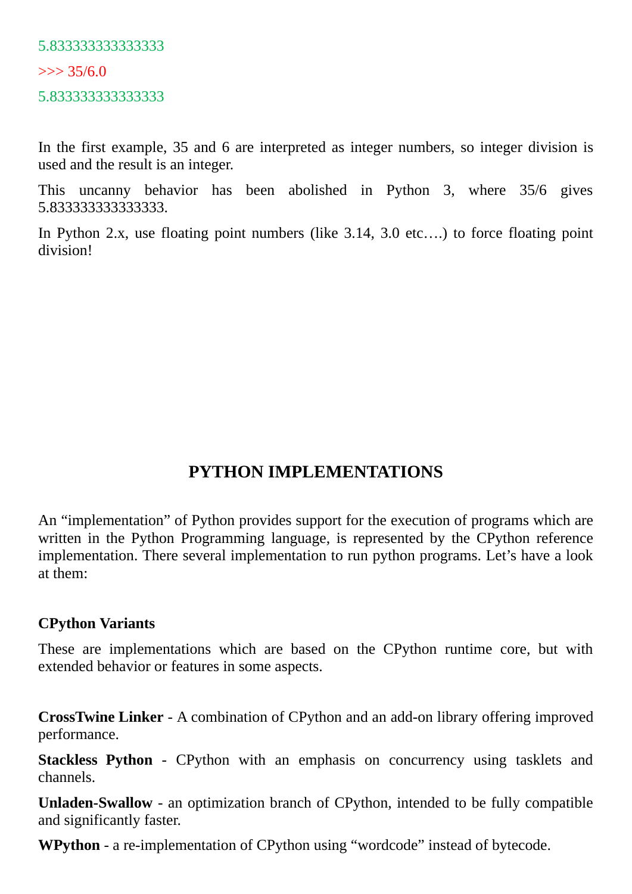```
5.833333333333333
>>> 35/6.0
5.833333333333333
```

In the first example, 35 and 6 are interpreted as integer numbers, so integer division is used and the result is an integer.

This uncanny behavior has been abolished in Python 3, where 35/6 gives 5.833333333333333.

In Python 2.x, use floating point numbers (like 3.14, 3.0 etc….) to force floating point division!

## PYTHON IMPLEMENTATIONS

An "implementation" of Python provides support for the execution of programs which are written in the Python Programming language, is represented by the CPython reference implementation. There several implementation to run python programs. Let's have a look at them:

**CPython Variants**

These are implementations which are based on the CPython runtime core, but with extended behavior or features in some aspects.

**CrossTwine Linker** - A combination of CPython and an add-on library offering improved performance.

**Stackless Python** - CPython with an emphasis on concurrency using tasklets and channels.

**Unladen-Swallow** - an optimization branch of CPython, intended to be fully compatible and significantly faster.

**WPython** - a re-implementation of CPython using "wordcode" instead of bytecode.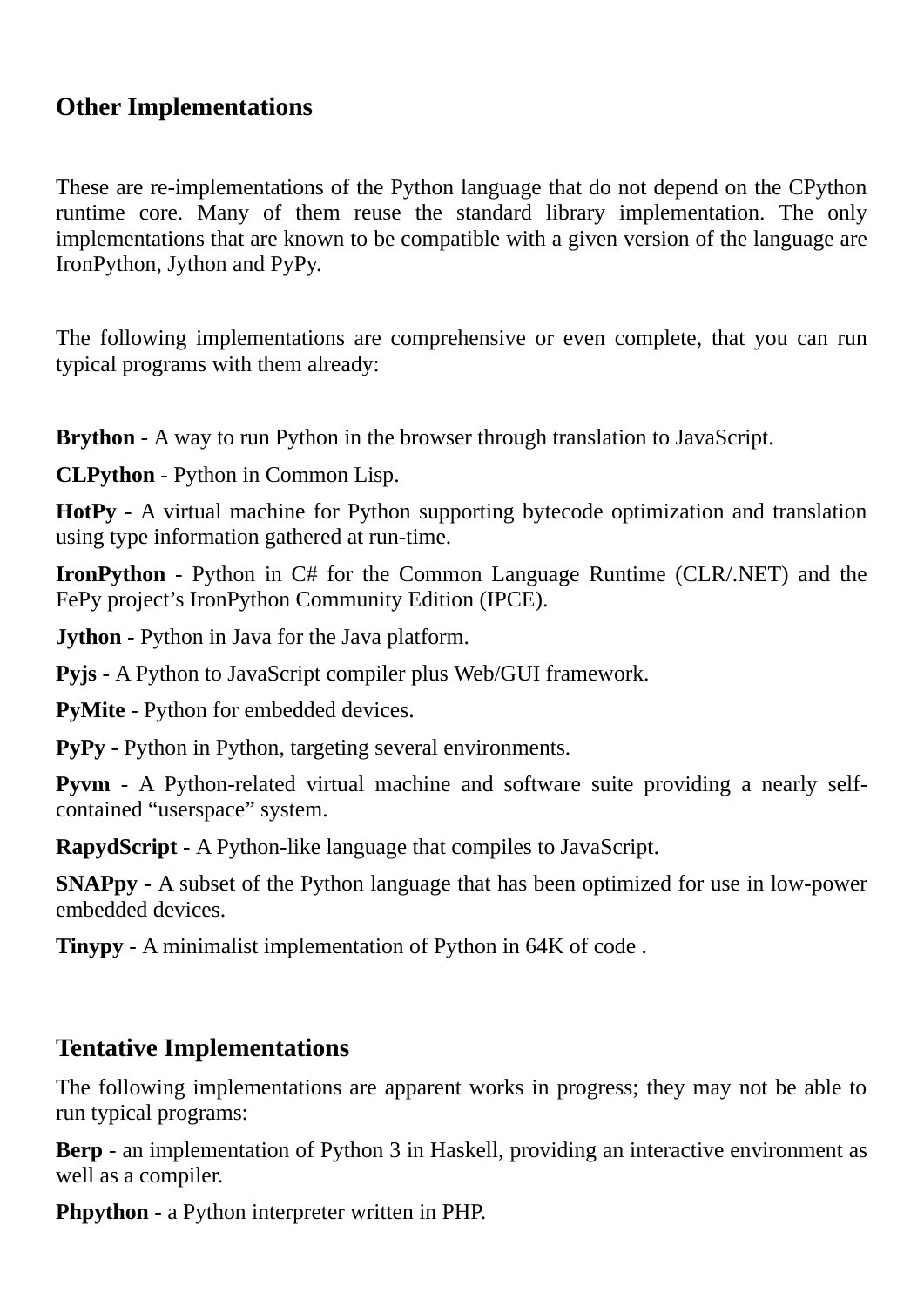## Other Implementations

These are re-implementations of the Python language that do not depend on the CPython runtime core. Many of them reuse the standard library implementation. The only implementations that are known to be compatible with a given version of the language are IronPython, Jython and PyPy.

The following implementations are comprehensive or even complete, that you can run typical programs with them already:

**Brython** - A way to run Python in the browser through translation to JavaScript.

**CLPython** - Python in Common Lisp.

**HotPy** - A virtual machine for Python supporting bytecode optimization and translation using type information gathered at run-time.

**IronPython** - Python in C# for the Common Language Runtime (CLR/.NET) and the FePy project's IronPython Community Edition (IPCE).

**Jython** - Python in Java for the Java platform.

**Pyjs** - A Python to JavaScript compiler plus Web/GUI framework.

**PyMite** - Python for embedded devices.

**PyPy** - Python in Python, targeting several environments.

**Pyvm** - A Python-related virtual machine and software suite providing a nearly self-contained "userspace" system.

**RapydScript** - A Python-like language that compiles to JavaScript.

**SNAPpy** - A subset of the Python language that has been optimized for use in low-power embedded devices.

**Tinypy** - A minimalist implementation of Python in 64K of code .

## Tentative Implementations

The following implementations are apparent works in progress; they may not be able to run typical programs:

**Berp** - an implementation of Python 3 in Haskell, providing an interactive environment as well as a compiler.

**Phpython** - a Python interpreter written in PHP.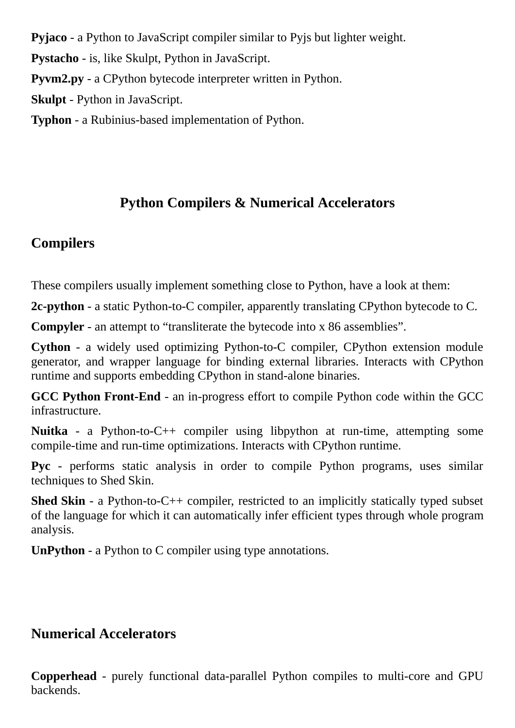**Pyjaco** - a Python to JavaScript compiler similar to Pyjs but lighter weight.

**Pystacho** - is, like Skulpt, Python in JavaScript.

**Pyvm2.py** - a CPython bytecode interpreter written in Python.

**Skulpt** - Python in JavaScript.

**Typhon** - a Rubinius-based implementation of Python.

# Python Compilers & Numerical Accelerators

## Compilers

These compilers usually implement something close to Python, have a look at them:

**2c-python** - a static Python-to-C compiler, apparently translating CPython bytecode to C.

**Compyler** - an attempt to "transliterate the bytecode into x 86 assemblies".

**Cython** - a widely used optimizing Python-to-C compiler, CPython extension module generator, and wrapper language for binding external libraries. Interacts with CPython runtime and supports embedding CPython in stand-alone binaries.

**GCC Python Front-End** - an in-progress effort to compile Python code within the GCC infrastructure.

**Nuitka** - a Python-to-C++ compiler using libpython at run-time, attempting some compile-time and run-time optimizations. Interacts with CPython runtime.

**Pyc** - performs static analysis in order to compile Python programs, uses similar techniques to Shed Skin.

**Shed Skin** - a Python-to-C++ compiler, restricted to an implicitly statically typed subset of the language for which it can automatically infer efficient types through whole program analysis.

**UnPython** - a Python to C compiler using type annotations.

## Numerical Accelerators

**Copperhead** - purely functional data-parallel Python compiles to multi-core and GPU backends.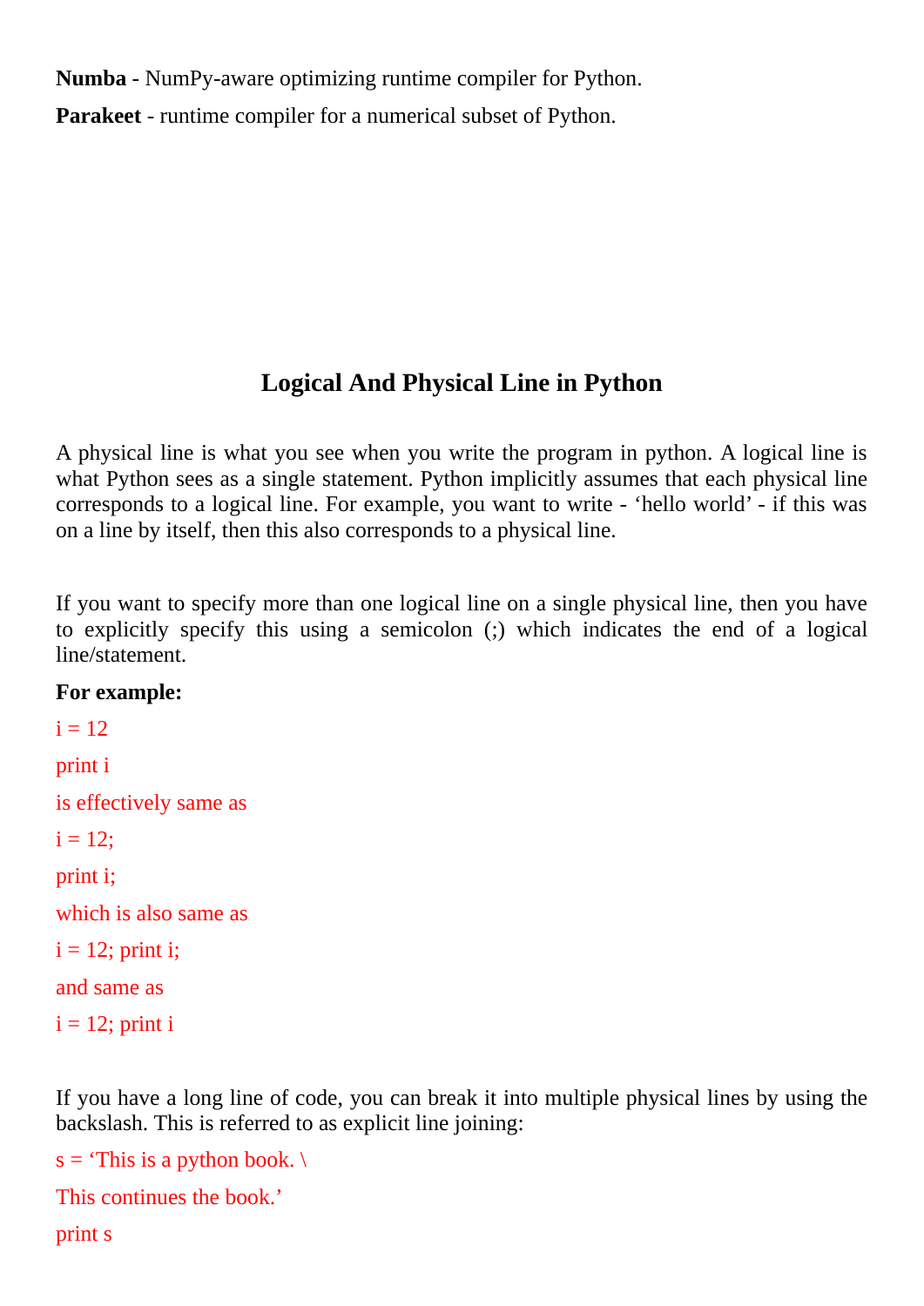**Numba** - NumPy-aware optimizing runtime compiler for Python.

**Parakeet** - runtime compiler for a numerical subset of Python.

## Logical And Physical Line in Python

A physical line is what you see when you write the program in python. A logical line is what Python sees as a single statement. Python implicitly assumes that each physical line corresponds to a logical line. For example, you want to write - ‘hello world’ - if this was on a line by itself, then this also corresponds to a physical line.

If you want to specify more than one logical line on a single physical line, then you have to explicitly specify this using a semicolon (;) which indicates the end of a logical line/statement.

**For example:**

```
i = 12
print i
```

is effectively same as

```
i = 12;
print i;
```

which is also same as

```
i = 12; print i;
```

and same as

```
i = 12; print i
```

If you have a long line of code, you can break it into multiple physical lines by using the backslash. This is referred to as explicit line joining:

```
s = ‘This is a python book. \
This continues the book.’
print s
```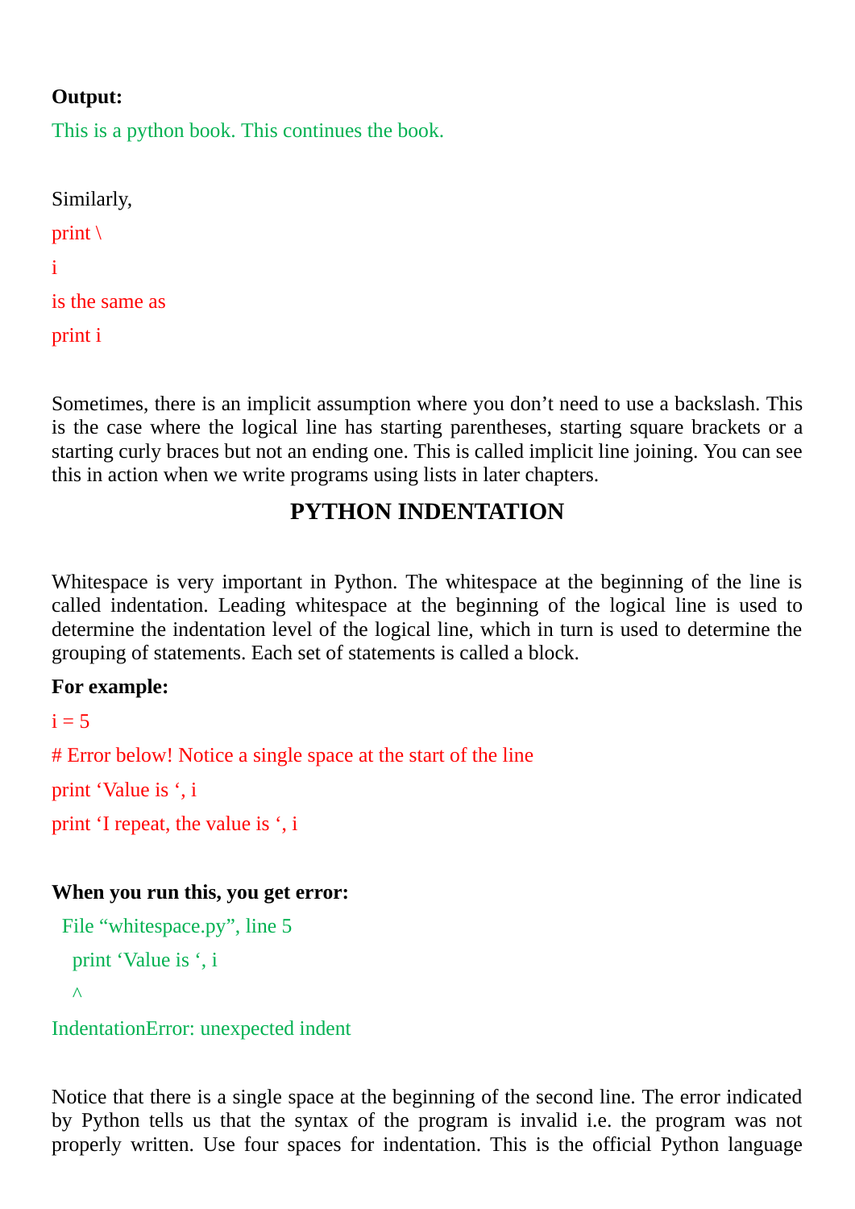**Output:**

```
This is a python book. This continues the book.
```

Similarly,

```
print \
i
is the same as
print i
```

Sometimes, there is an implicit assumption where you don't need to use a backslash. This is the case where the logical line has starting parentheses, starting square brackets or a starting curly braces but not an ending one. This is called implicit line joining. You can see this in action when we write programs using lists in later chapters.

## PYTHON INDENTATION

Whitespace is very important in Python. The whitespace at the beginning of the line is called indentation. Leading whitespace at the beginning of the logical line is used to determine the indentation level of the logical line, which in turn is used to determine the grouping of statements. Each set of statements is called a block.

**For example:**

```
i = 5
# Error below! Notice a single space at the start of the line
print 'Value is ', i
print 'I repeat, the value is ', i
```

**When you run this, you get error:**

```
  File "whitespace.py", line 5
    print 'Value is ', i
    ^
IndentationError: unexpected indent
```

Notice that there is a single space at the beginning of the second line. The error indicated by Python tells us that the syntax of the program is invalid i.e. the program was not properly written. Use four spaces for indentation. This is the official Python language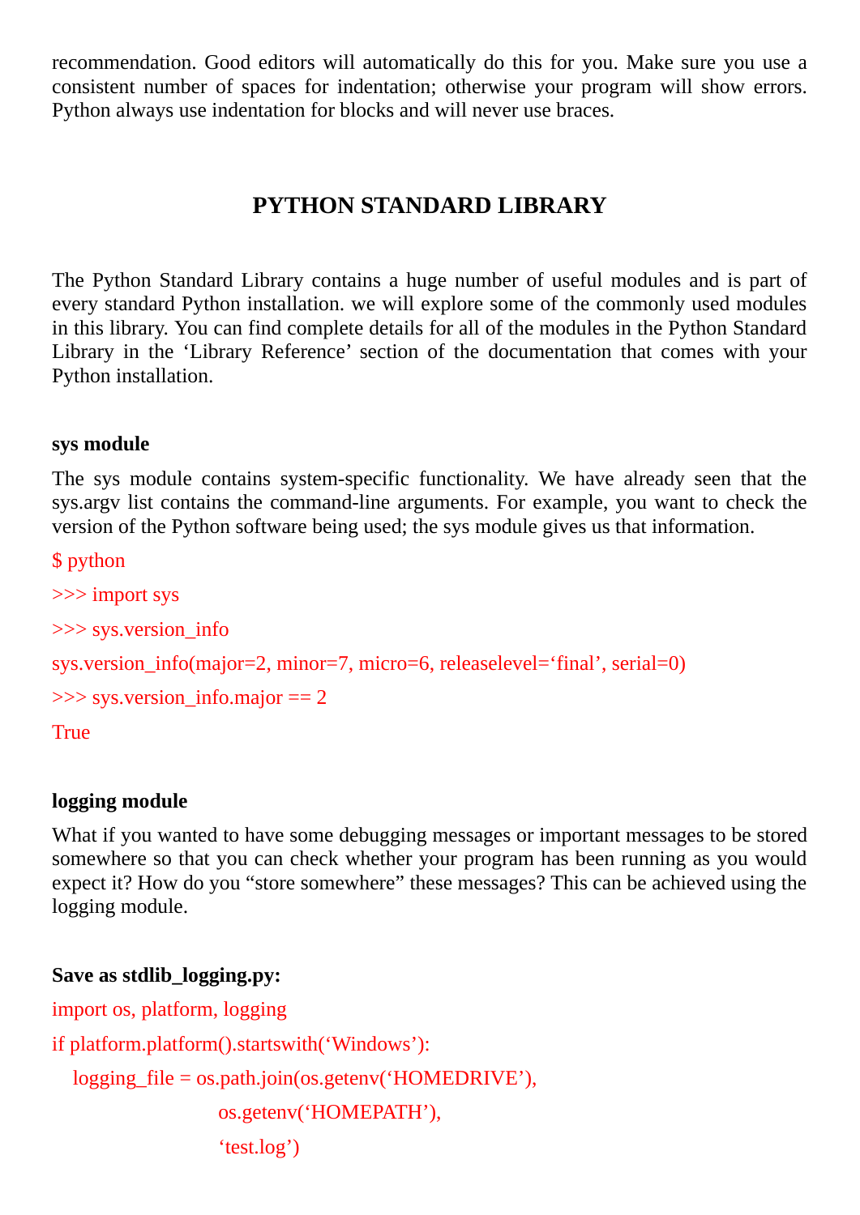recommendation. Good editors will automatically do this for you. Make sure you use a consistent number of spaces for indentation; otherwise your program will show errors. Python always use indentation for blocks and will never use braces.

## PYTHON STANDARD LIBRARY

The Python Standard Library contains a huge number of useful modules and is part of every standard Python installation. we will explore some of the commonly used modules in this library. You can find complete details for all of the modules in the Python Standard Library in the 'Library Reference' section of the documentation that comes with your Python installation.

### sys module

The sys module contains system-specific functionality. We have already seen that the sys.argv list contains the command-line arguments. For example, you want to check the version of the Python software being used; the sys module gives us that information.

```
$ python
>>> import sys
>>> sys.version_info
sys.version_info(major=2, minor=7, micro=6, releaselevel='final', serial=0)
>>> sys.version_info.major == 2
True
```

### logging module

What if you wanted to have some debugging messages or important messages to be stored somewhere so that you can check whether your program has been running as you would expect it? How do you "store somewhere" these messages? This can be achieved using the logging module.

**Save as stdlib_logging.py:**

```
import os, platform, logging
if platform.platform().startswith('Windows'):
    logging_file = os.path.join(os.getenv('HOMEDRIVE'),
                                os.getenv('HOMEPATH'),
                                'test.log')
```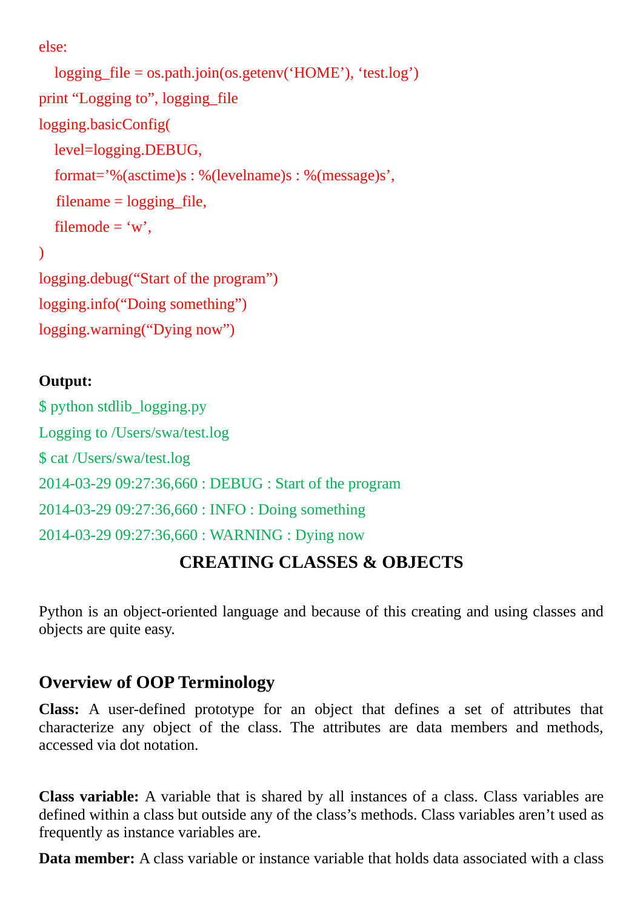```
else:
    logging_file = os.path.join(os.getenv('HOME'), 'test.log')
print "Logging to", logging_file
logging.basicConfig(
    level=logging.DEBUG,
    format='%(asctime)s : %(levelname)s : %(message)s',
     filename = logging_file,
    filemode = 'w',
)
logging.debug("Start of the program")
logging.info("Doing something")
logging.warning("Dying now")
```

**Output:**

```
$ python stdlib_logging.py
Logging to /Users/swa/test.log
$ cat /Users/swa/test.log
2014-03-29 09:27:36,660 : DEBUG : Start of the program
2014-03-29 09:27:36,660 : INFO : Doing something
2014-03-29 09:27:36,660 : WARNING : Dying now
```

## CREATING CLASSES & OBJECTS

Python is an object-oriented language and because of this creating and using classes and objects are quite easy.

### Overview of OOP Terminology

**Class:** A user-defined prototype for an object that defines a set of attributes that characterize any object of the class. The attributes are data members and methods, accessed via dot notation.

**Class variable:** A variable that is shared by all instances of a class. Class variables are defined within a class but outside any of the class's methods. Class variables aren't used as frequently as instance variables are.

**Data member:** A class variable or instance variable that holds data associated with a class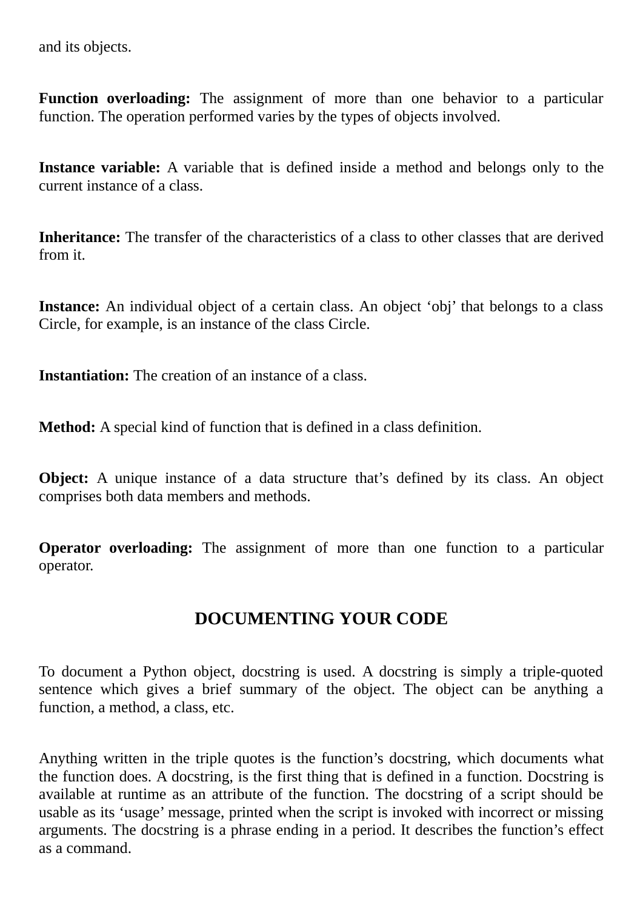and its objects.

**Function overloading:** The assignment of more than one behavior to a particular function. The operation performed varies by the types of objects involved.

**Instance variable:** A variable that is defined inside a method and belongs only to the current instance of a class.

**Inheritance:** The transfer of the characteristics of a class to other classes that are derived from it.

**Instance:** An individual object of a certain class. An object 'obj' that belongs to a class Circle, for example, is an instance of the class Circle.

**Instantiation:** The creation of an instance of a class.

**Method:** A special kind of function that is defined in a class definition.

**Object:** A unique instance of a data structure that's defined by its class. An object comprises both data members and methods.

**Operator overloading:** The assignment of more than one function to a particular operator.

## DOCUMENTING YOUR CODE

To document a Python object, docstring is used. A docstring is simply a triple-quoted sentence which gives a brief summary of the object. The object can be anything a function, a method, a class, etc.

Anything written in the triple quotes is the function's docstring, which documents what the function does. A docstring, is the first thing that is defined in a function. Docstring is available at runtime as an attribute of the function. The docstring of a script should be usable as its 'usage' message, printed when the script is invoked with incorrect or missing arguments. The docstring is a phrase ending in a period. It describes the function's effect as a command.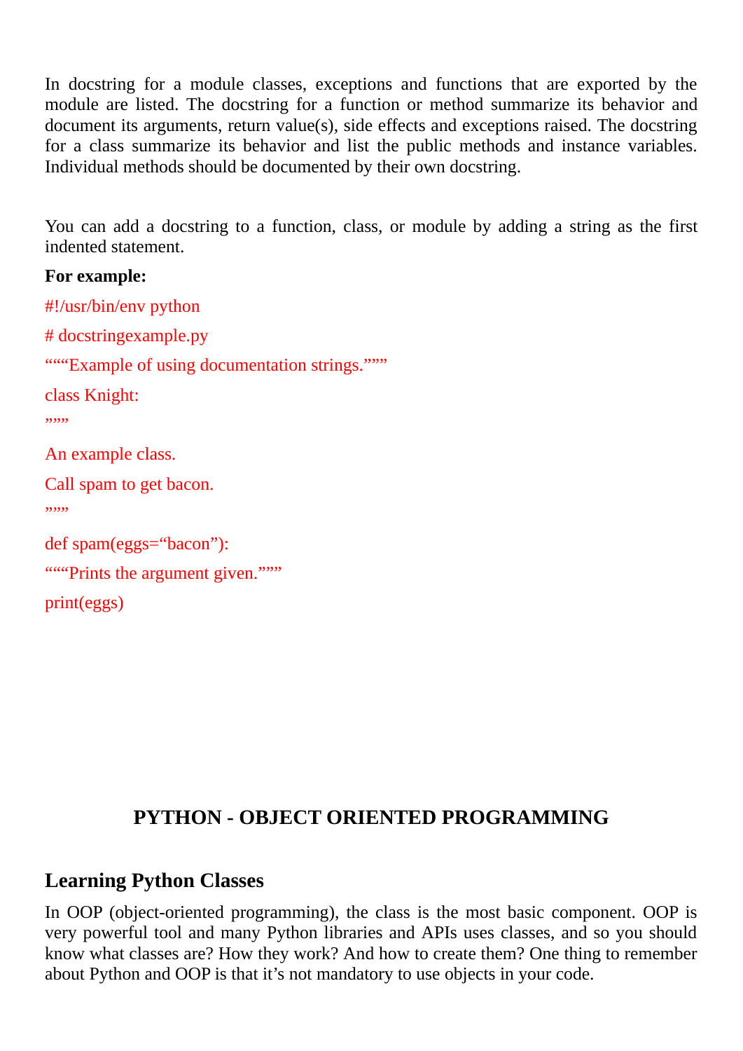In docstring for a module classes, exceptions and functions that are exported by the module are listed. The docstring for a function or method summarize its behavior and document its arguments, return value(s), side effects and exceptions raised. The docstring for a class summarize its behavior and list the public methods and instance variables. Individual methods should be documented by their own docstring.

You can add a docstring to a function, class, or module by adding a string as the first indented statement.

**For example:**

```
#!/usr/bin/env python
# docstringexample.py
"""Example of using documentation strings."""
class Knight:
"""
An example class.
Call spam to get bacon.
"""
def spam(eggs="bacon"):
"""Prints the argument given."""
print(eggs)
```

## PYTHON - OBJECT ORIENTED PROGRAMMING

### Learning Python Classes

In OOP (object-oriented programming), the class is the most basic component. OOP is very powerful tool and many Python libraries and APIs uses classes, and so you should know what classes are? How they work? And how to create them? One thing to remember about Python and OOP is that it's not mandatory to use objects in your code.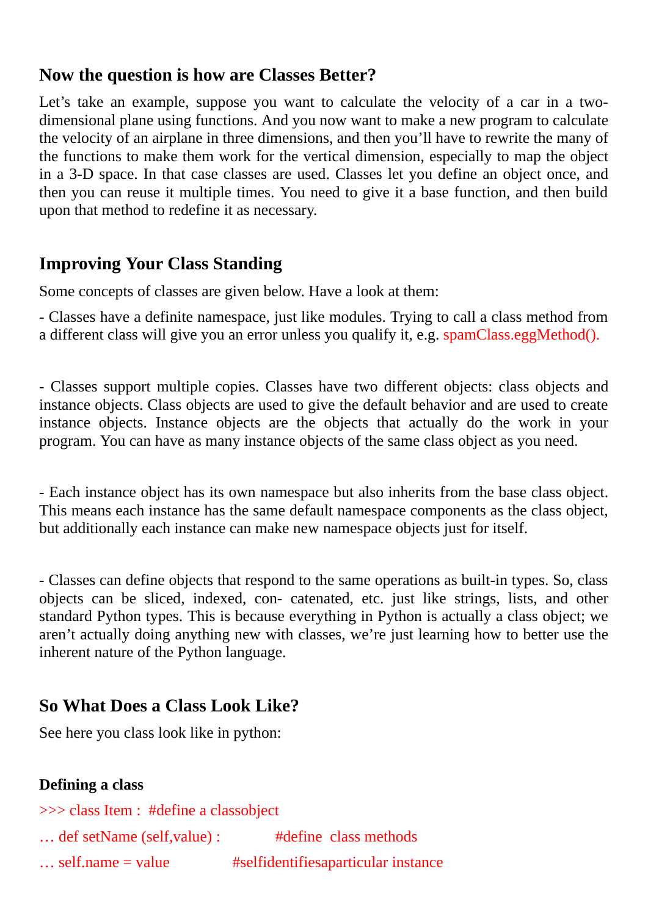## Now the question is how are Classes Better?

Let's take an example, suppose you want to calculate the velocity of a car in a two-dimensional plane using functions. And you now want to make a new program to calculate the velocity of an airplane in three dimensions, and then you'll have to rewrite the many of the functions to make them work for the vertical dimension, especially to map the object in a 3-D space. In that case classes are used. Classes let you define an object once, and then you can reuse it multiple times. You need to give it a base function, and then build upon that method to redefine it as necessary.

## Improving Your Class Standing

Some concepts of classes are given below. Have a look at them:

- Classes have a definite namespace, just like modules. Trying to call a class method from a different class will give you an error unless you qualify it, e.g. spamClass.eggMethod().

- Classes support multiple copies. Classes have two different objects: class objects and instance objects. Class objects are used to give the default behavior and are used to create instance objects. Instance objects are the objects that actually do the work in your program. You can have as many instance objects of the same class object as you need.

- Each instance object has its own namespace but also inherits from the base class object. This means each instance has the same default namespace components as the class object, but additionally each instance can make new namespace objects just for itself.

- Classes can define objects that respond to the same operations as built-in types. So, class objects can be sliced, indexed, con- catenated, etc. just like strings, lists, and other standard Python types. This is because everything in Python is actually a class object; we aren't actually doing anything new with classes, we're just learning how to better use the inherent nature of the Python language.

## So What Does a Class Look Like?

See here you class look like in python:

**Defining a class**

```
>>> class Item :  #define a classobject
… def setName (self,value) :          #define  class methods
… self.name = value            #selfidentifiesaparticular instance
```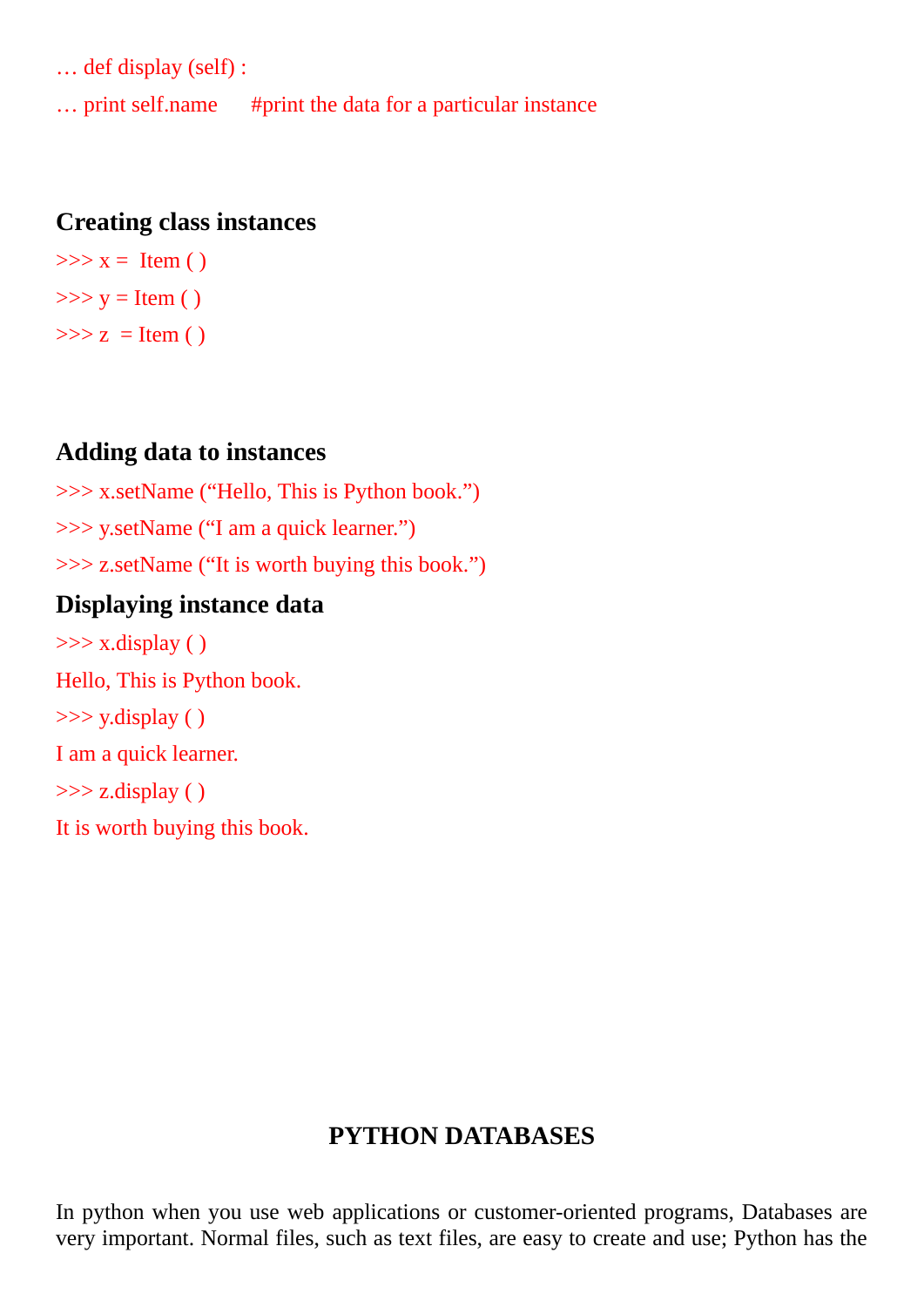```
… def display (self) :
… print self.name      #print the data for a particular instance
```

**Creating class instances**

```
>>> x =  Item ( )
>>> y = Item ( )
>>> z  = Item ( )
```

**Adding data to instances**

```
>>> x.setName (“Hello, This is Python book.”)
>>> y.setName (“I am a quick learner.”)
>>> z.setName (“It is worth buying this book.”)
```

**Displaying instance data**

```
>>> x.display ( )
Hello, This is Python book.
>>> y.display ( )
I am a quick learner.
>>> z.display ( )
It is worth buying this book.
```

## PYTHON DATABASES

In python when you use web applications or customer-oriented programs, Databases are very important. Normal files, such as text files, are easy to create and use; Python has the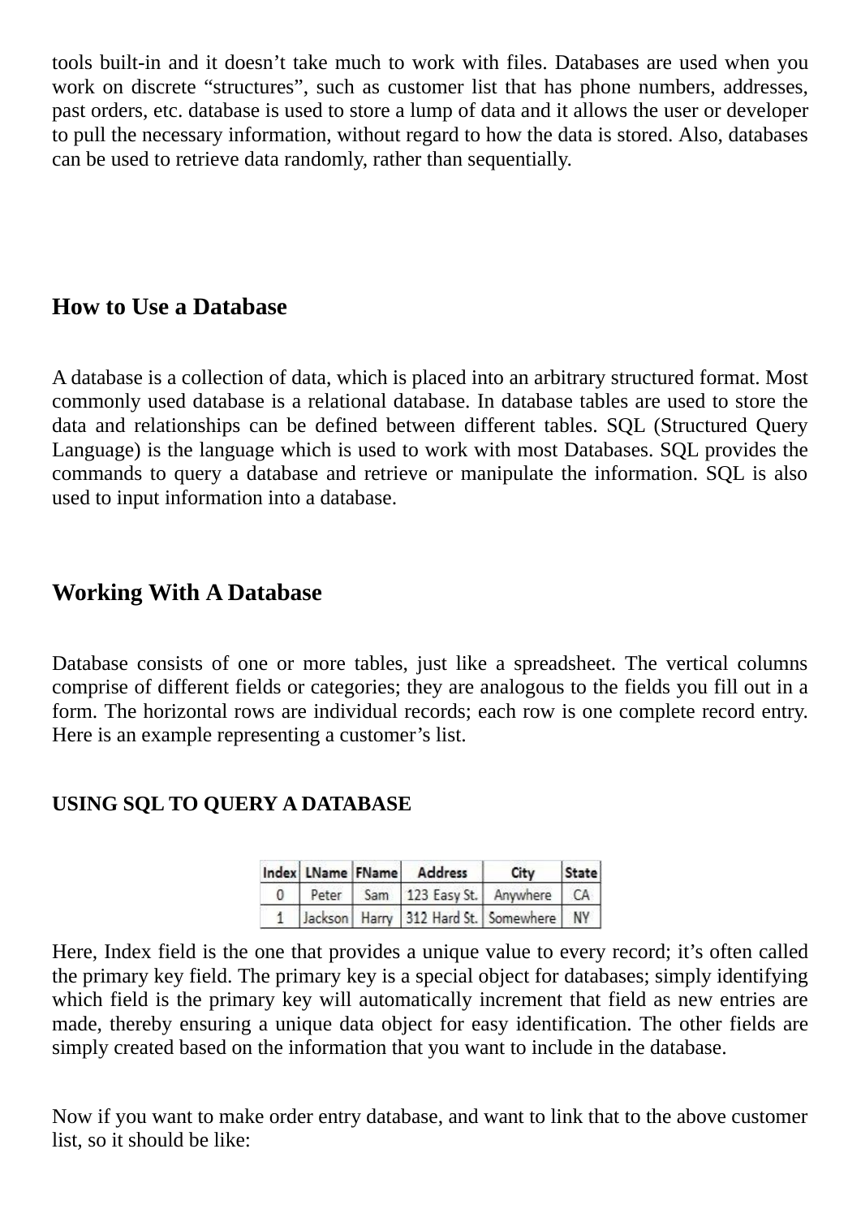tools built-in and it doesn't take much to work with files. Databases are used when you work on discrete "structures", such as customer list that has phone numbers, addresses, past orders, etc. database is used to store a lump of data and it allows the user or developer to pull the necessary information, without regard to how the data is stored. Also, databases can be used to retrieve data randomly, rather than sequentially.

## How to Use a Database

A database is a collection of data, which is placed into an arbitrary structured format. Most commonly used database is a relational database. In database tables are used to store the data and relationships can be defined between different tables. SQL (Structured Query Language) is the language which is used to work with most Databases. SQL provides the commands to query a database and retrieve or manipulate the information. SQL is also used to input information into a database.

## Working With A Database

Database consists of one or more tables, just like a spreadsheet. The vertical columns comprise of different fields or categories; they are analogous to the fields you fill out in a form. The horizontal rows are individual records; each row is one complete record entry. Here is an example representing a customer's list.

### USING SQL TO QUERY A DATABASE

| Index | LName | FName | Address | City | State |
|---|---|---|---|---|---|
| 0 | Peter | Sam | 123 Easy St. | Anywhere | CA |
| 1 | Jackson | Harry | 312 Hard St. | Somewhere | NY |

Here, Index field is the one that provides a unique value to every record; it's often called the primary key field. The primary key is a special object for databases; simply identifying which field is the primary key will automatically increment that field as new entries are made, thereby ensuring a unique data object for easy identification. The other fields are simply created based on the information that you want to include in the database.

Now if you want to make order entry database, and want to link that to the above customer list, so it should be like: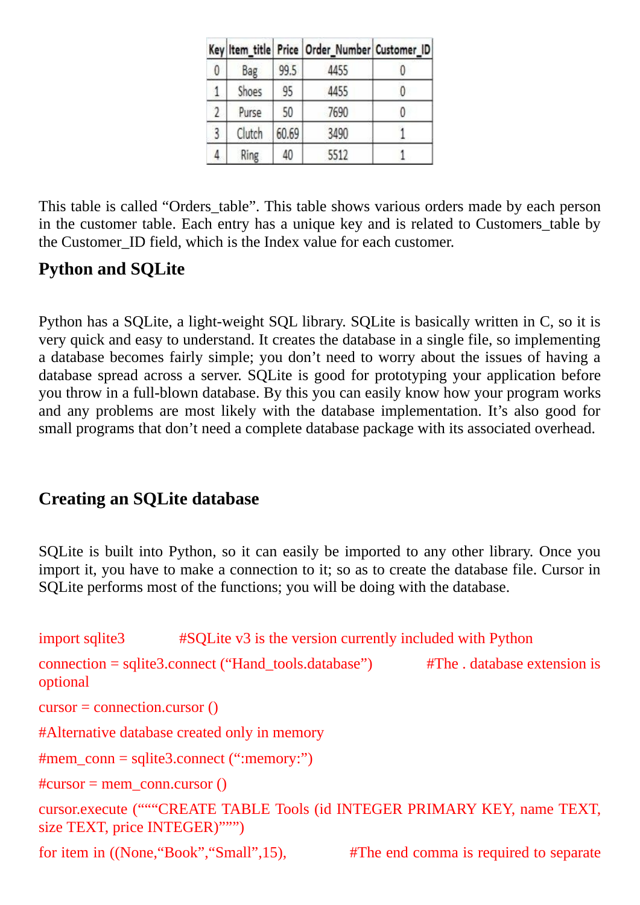| Key | Item_title | Price | Order_Number | Customer_ID |
|---|---|---|---|---|
| 0 | Bag | 99.5 | 4455 | 0 |
| 1 | Shoes | 95 | 4455 | 0 |
| 2 | Purse | 50 | 7690 | 0 |
| 3 | Clutch | 60.69 | 3490 | 1 |
| 4 | Ring | 40 | 5512 | 1 |

This table is called “Orders_table”. This table shows various orders made by each person in the customer table. Each entry has a unique key and is related to Customers_table by the Customer_ID field, which is the Index value for each customer.

## Python and SQLite

Python has a SQLite, a light-weight SQL library. SQLite is basically written in C, so it is very quick and easy to understand. It creates the database in a single file, so implementing a database becomes fairly simple; you don’t need to worry about the issues of having a database spread across a server. SQLite is good for prototyping your application before you throw in a full-blown database. By this you can easily know how your program works and any problems are most likely with the database implementation. It’s also good for small programs that don’t need a complete database package with its associated overhead.

## Creating an SQLite database

SQLite is built into Python, so it can easily be imported to any other library. Once you import it, you have to make a connection to it; so as to create the database file. Cursor in SQLite performs most of the functions; you will be doing with the database.

```
import sqlite3          #SQLite v3 is the version currently included with Python
connection = sqlite3.connect ("Hand_tools.database")          #The . database extension is optional
cursor = connection.cursor ()
#Alternative database created only in memory
#mem_conn = sqlite3.connect (":memory:")
#cursor = mem_conn.cursor ()
cursor.execute ("""CREATE TABLE Tools (id INTEGER PRIMARY KEY, name TEXT, size TEXT, price INTEGER)""")
for item in ((None,"Book","Small",15),          #The end comma is required to separate
```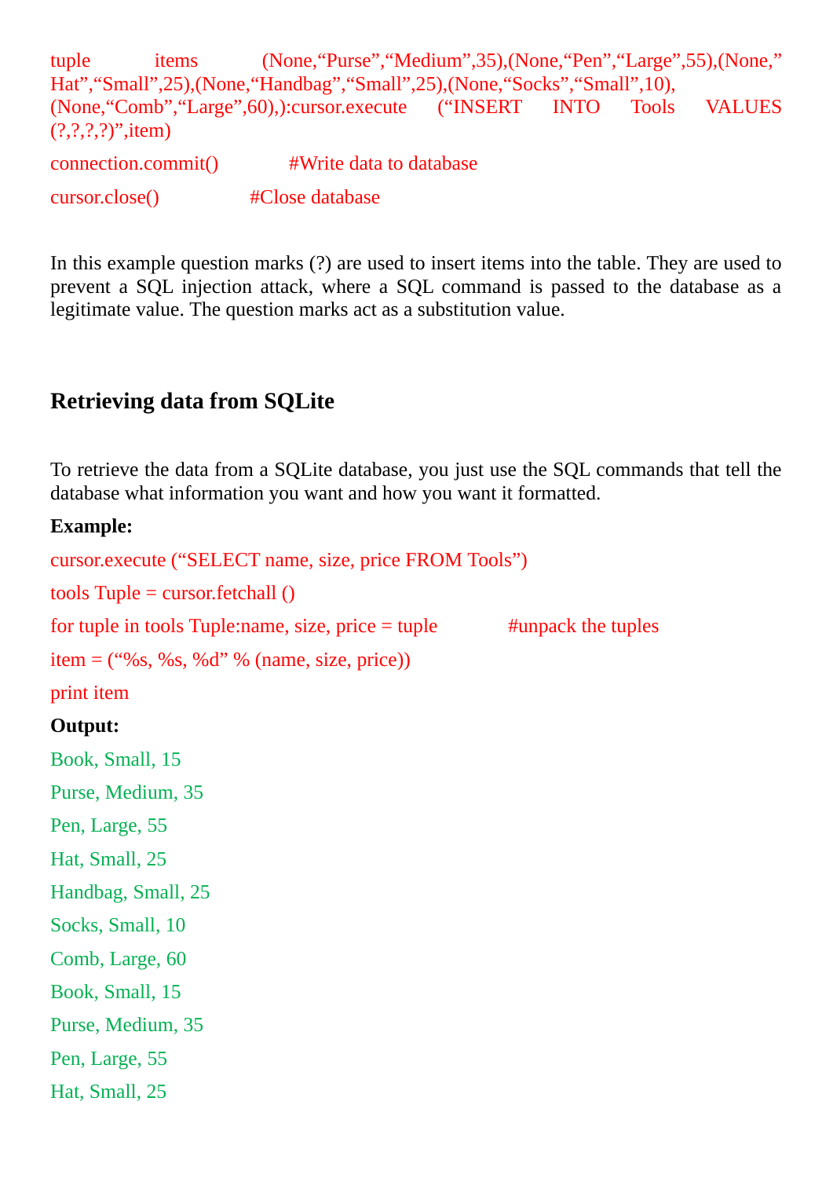```
tuple items (None,“Purse”,“Medium”,35),(None,“Pen”,“Large”,55),(None,” Hat”,“Small”,25),(None,“Handbag”,“Small”,25),(None,“Socks”,“Small”,10),(None,“Comb”,“Large”,60),):cursor.execute (“INSERT INTO Tools VALUES (?,?,?,?)”,item)

connection.commit()          #Write data to database

cursor.close()               #Close database
```

In this example question marks (?) are used to insert items into the table. They are used to prevent a SQL injection attack, where a SQL command is passed to the database as a legitimate value. The question marks act as a substitution value.

## Retrieving data from SQLite

To retrieve the data from a SQLite database, you just use the SQL commands that tell the database what information you want and how you want it formatted.

**Example:**

```
cursor.execute (“SELECT name, size, price FROM Tools”)

tools Tuple = cursor.fetchall ()

for tuple in tools Tuple:name, size, price = tuple          #unpack the tuples

item = (“%s, %s, %d” % (name, size, price))

print item
```

**Output:**

```
Book, Small, 15
Purse, Medium, 35
Pen, Large, 55
Hat, Small, 25
Handbag, Small, 25
Socks, Small, 10
Comb, Large, 60
Book, Small, 15
Purse, Medium, 35
Pen, Large, 55
Hat, Small, 25
```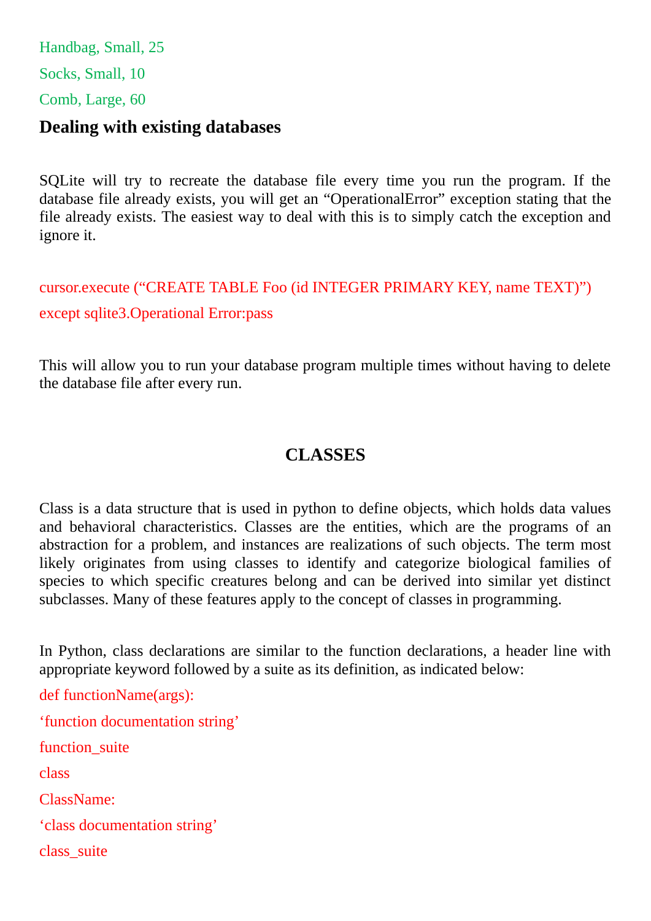Handbag, Small, 25

Socks, Small, 10

Comb, Large, 60

### Dealing with existing databases

SQLite will try to recreate the database file every time you run the program. If the database file already exists, you will get an “OperationalError” exception stating that the file already exists. The easiest way to deal with this is to simply catch the exception and ignore it.

```
cursor.execute (“CREATE TABLE Foo (id INTEGER PRIMARY KEY, name TEXT)”)
except sqlite3.Operational Error:pass
```

This will allow you to run your database program multiple times without having to delete the database file after every run.

## CLASSES

Class is a data structure that is used in python to define objects, which holds data values and behavioral characteristics. Classes are the entities, which are the programs of an abstraction for a problem, and instances are realizations of such objects. The term most likely originates from using classes to identify and categorize biological families of species to which specific creatures belong and can be derived into similar yet distinct subclasses. Many of these features apply to the concept of classes in programming.

In Python, class declarations are similar to the function declarations, a header line with appropriate keyword followed by a suite as its definition, as indicated below:

```
def functionName(args):
‘function documentation string’
function_suite
class
ClassName:
‘class documentation string’
class_suite
```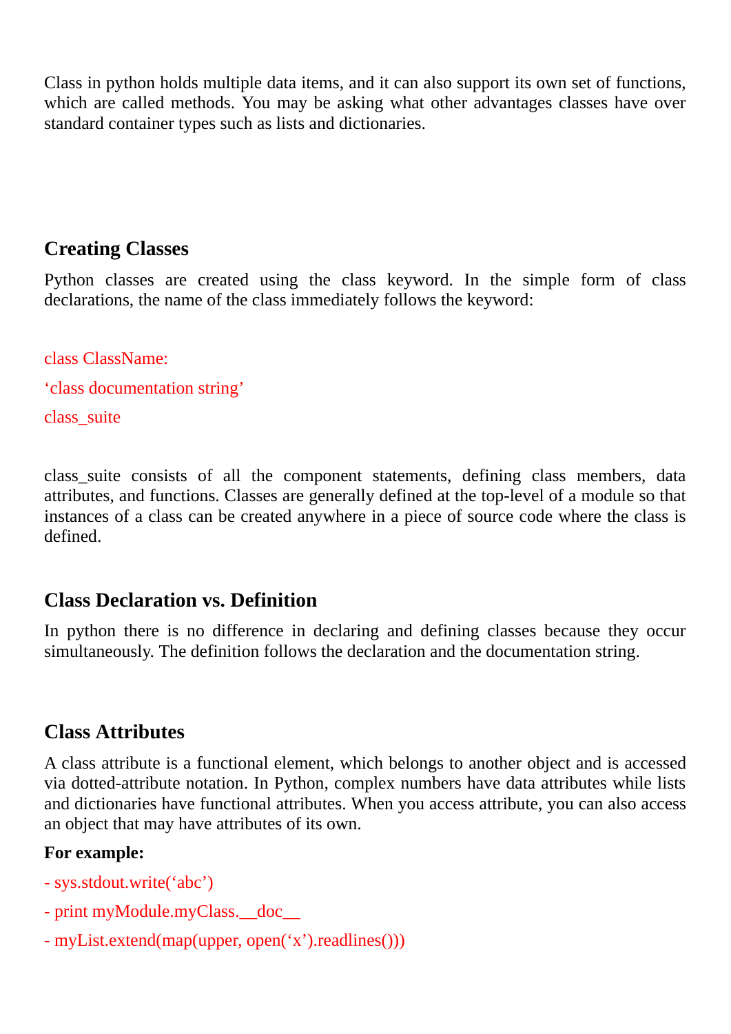Class in python holds multiple data items, and it can also support its own set of functions, which are called methods. You may be asking what other advantages classes have over standard container types such as lists and dictionaries.

## Creating Classes

Python classes are created using the class keyword. In the simple form of class declarations, the name of the class immediately follows the keyword:

```
class ClassName:
‘class documentation string’
class_suite
```

class_suite consists of all the component statements, defining class members, data attributes, and functions. Classes are generally defined at the top-level of a module so that instances of a class can be created anywhere in a piece of source code where the class is defined.

## Class Declaration vs. Definition

In python there is no difference in declaring and defining classes because they occur simultaneously. The definition follows the declaration and the documentation string.

## Class Attributes

A class attribute is a functional element, which belongs to another object and is accessed via dotted-attribute notation. In Python, complex numbers have data attributes while lists and dictionaries have functional attributes. When you access attribute, you can also access an object that may have attributes of its own.

**For example:**

```
- sys.stdout.write(‘abc’)
- print myModule.myClass.__doc__
- myList.extend(map(upper, open(‘x’).readlines()))
```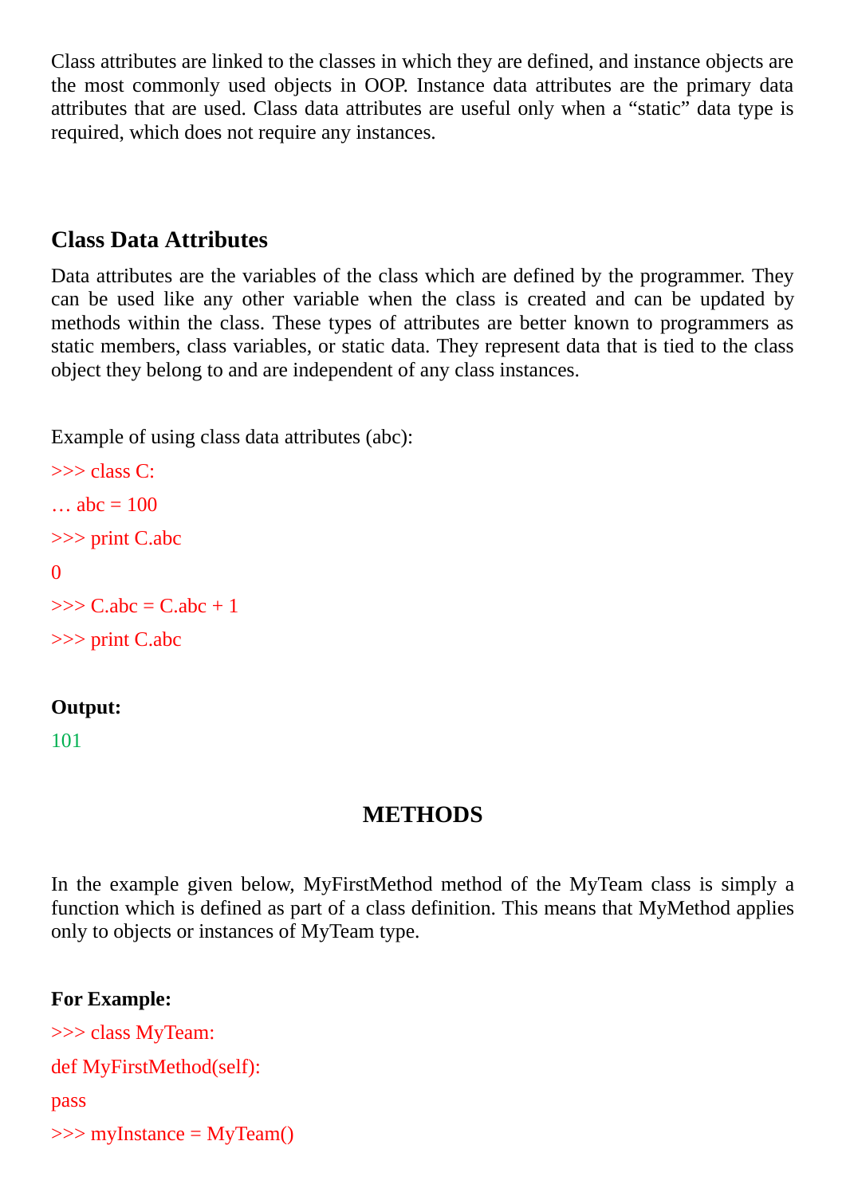Class attributes are linked to the classes in which they are defined, and instance objects are the most commonly used objects in OOP. Instance data attributes are the primary data attributes that are used. Class data attributes are useful only when a “static” data type is required, which does not require any instances.

### Class Data Attributes

Data attributes are the variables of the class which are defined by the programmer. They can be used like any other variable when the class is created and can be updated by methods within the class. These types of attributes are better known to programmers as static members, class variables, or static data. They represent data that is tied to the class object they belong to and are independent of any class instances.

Example of using class data attributes (abc):

```
>>> class C:
… abc = 100
>>> print C.abc
0
>>> C.abc = C.abc + 1
>>> print C.abc
```

**Output:**

```
101
```

## METHODS

In the example given below, MyFirstMethod method of the MyTeam class is simply a function which is defined as part of a class definition. This means that MyMethod applies only to objects or instances of MyTeam type.

**For Example:**

```
>>> class MyTeam:
def MyFirstMethod(self):
pass
>>> myInstance = MyTeam()
```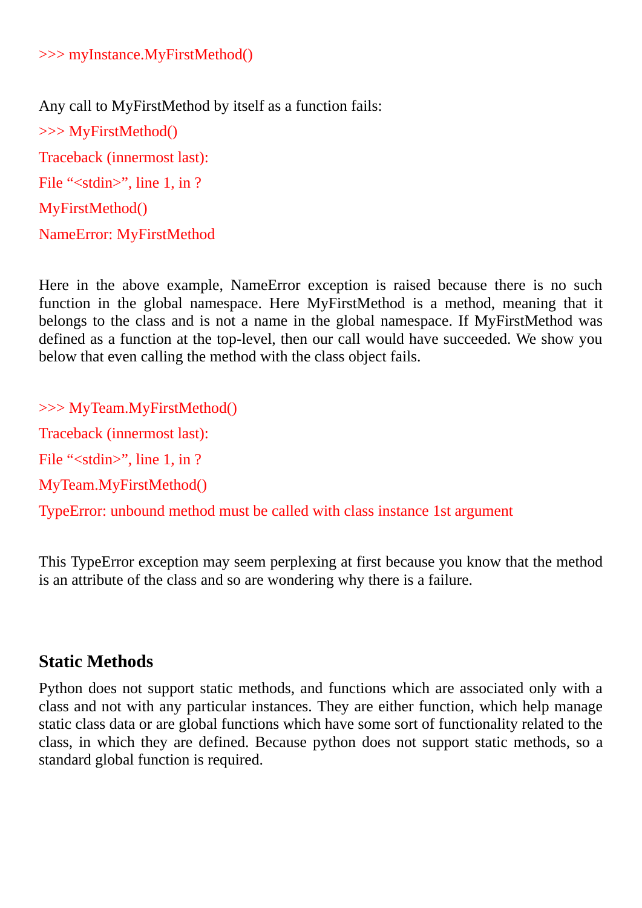```
>>> myInstance.MyFirstMethod()
```

Any call to MyFirstMethod by itself as a function fails:

```
>>> MyFirstMethod()
Traceback (innermost last):
File "<stdin>", line 1, in ?
MyFirstMethod()
NameError: MyFirstMethod
```

Here in the above example, NameError exception is raised because there is no such function in the global namespace. Here MyFirstMethod is a method, meaning that it belongs to the class and is not a name in the global namespace. If MyFirstMethod was defined as a function at the top-level, then our call would have succeeded. We show you below that even calling the method with the class object fails.

```
>>> MyTeam.MyFirstMethod()
Traceback (innermost last):
File "<stdin>", line 1, in ?
MyTeam.MyFirstMethod()
TypeError: unbound method must be called with class instance 1st argument
```

This TypeError exception may seem perplexing at first because you know that the method is an attribute of the class and so are wondering why there is a failure.

## Static Methods

Python does not support static methods, and functions which are associated only with a class and not with any particular instances. They are either function, which help manage static class data or are global functions which have some sort of functionality related to the class, in which they are defined. Because python does not support static methods, so a standard global function is required.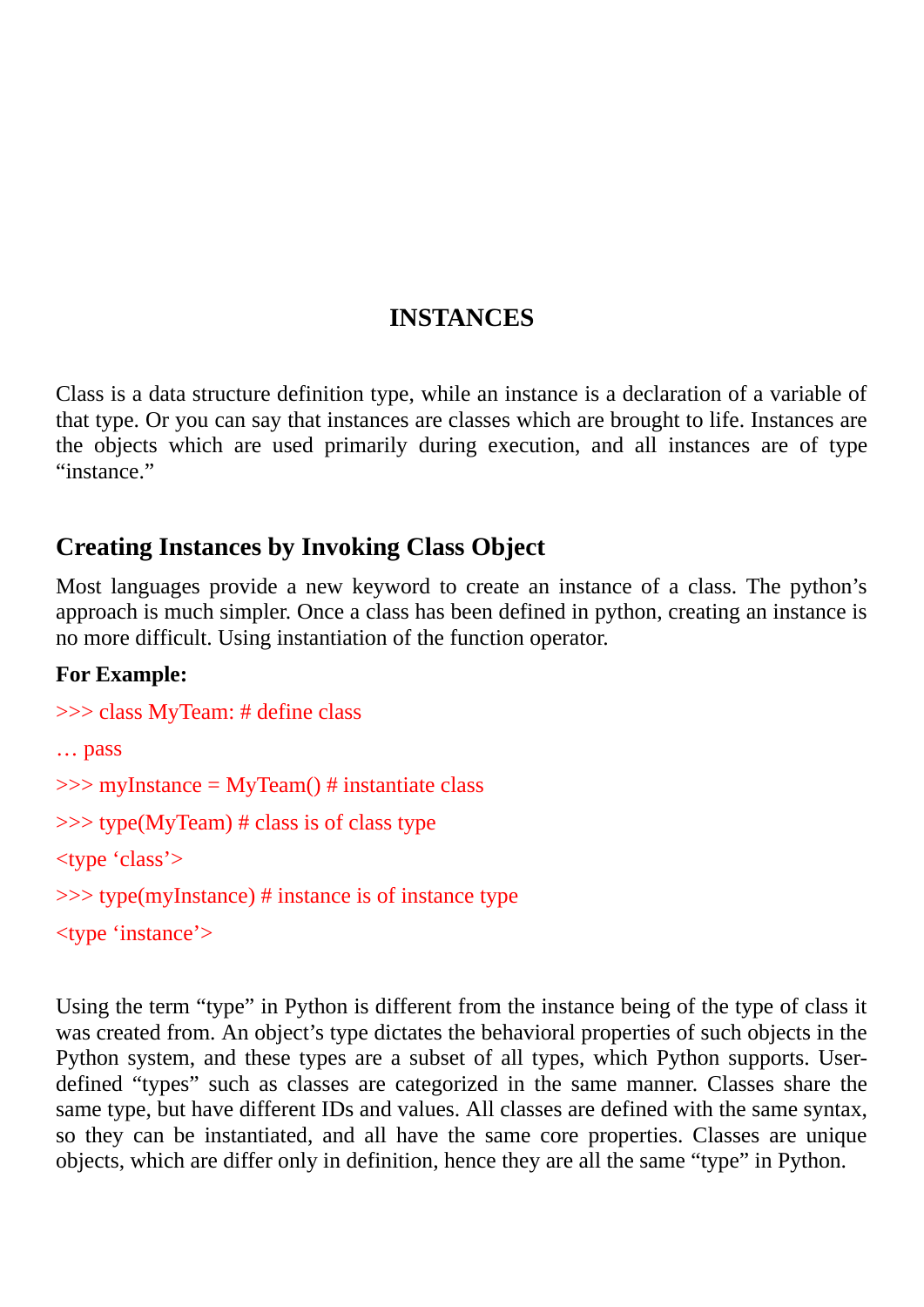# INSTANCES

Class is a data structure definition type, while an instance is a declaration of a variable of that type. Or you can say that instances are classes which are brought to life. Instances are the objects which are used primarily during execution, and all instances are of type "instance."

## Creating Instances by Invoking Class Object

Most languages provide a new keyword to create an instance of a class. The python's approach is much simpler. Once a class has been defined in python, creating an instance is no more difficult. Using instantiation of the function operator.

**For Example:**

```
>>> class MyTeam: # define class
… pass
>>> myInstance = MyTeam() # instantiate class
>>> type(MyTeam) # class is of class type
<type 'class'>
>>> type(myInstance) # instance is of instance type
<type 'instance'>
```

Using the term "type" in Python is different from the instance being of the type of class it was created from. An object's type dictates the behavioral properties of such objects in the Python system, and these types are a subset of all types, which Python supports. User-defined "types" such as classes are categorized in the same manner. Classes share the same type, but have different IDs and values. All classes are defined with the same syntax, so they can be instantiated, and all have the same core properties. Classes are unique objects, which are differ only in definition, hence they are all the same "type" in Python.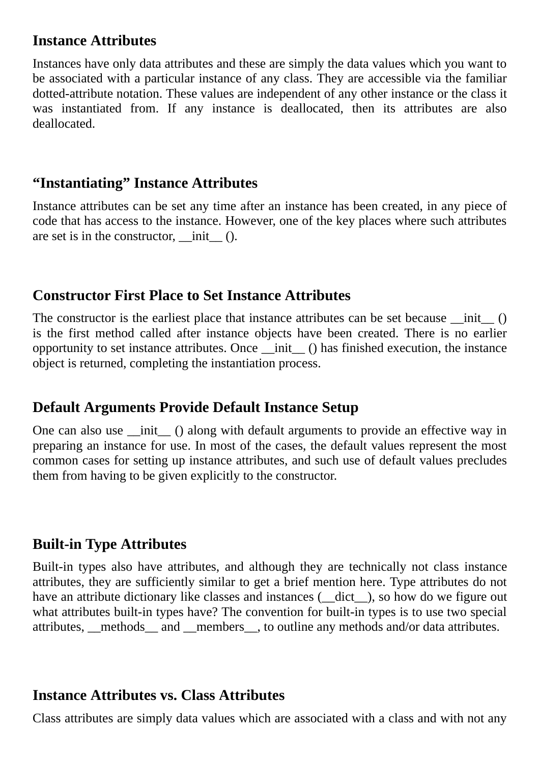### Instance Attributes

Instances have only data attributes and these are simply the data values which you want to be associated with a particular instance of any class. They are accessible via the familiar dotted-attribute notation. These values are independent of any other instance or the class it was instantiated from. If any instance is deallocated, then its attributes are also deallocated.

### "Instantiating" Instance Attributes

Instance attributes can be set any time after an instance has been created, in any piece of code that has access to the instance. However, one of the key places where such attributes are set is in the constructor, __init__ ().

### Constructor First Place to Set Instance Attributes

The constructor is the earliest place that instance attributes can be set because __init__ () is the first method called after instance objects have been created. There is no earlier opportunity to set instance attributes. Once __init__ () has finished execution, the instance object is returned, completing the instantiation process.

### Default Arguments Provide Default Instance Setup

One can also use __init__ () along with default arguments to provide an effective way in preparing an instance for use. In most of the cases, the default values represent the most common cases for setting up instance attributes, and such use of default values precludes them from having to be given explicitly to the constructor.

### Built-in Type Attributes

Built-in types also have attributes, and although they are technically not class instance attributes, they are sufficiently similar to get a brief mention here. Type attributes do not have an attribute dictionary like classes and instances (__dict__), so how do we figure out what attributes built-in types have? The convention for built-in types is to use two special attributes, __methods__ and __members__, to outline any methods and/or data attributes.

### Instance Attributes vs. Class Attributes

Class attributes are simply data values which are associated with a class and with not any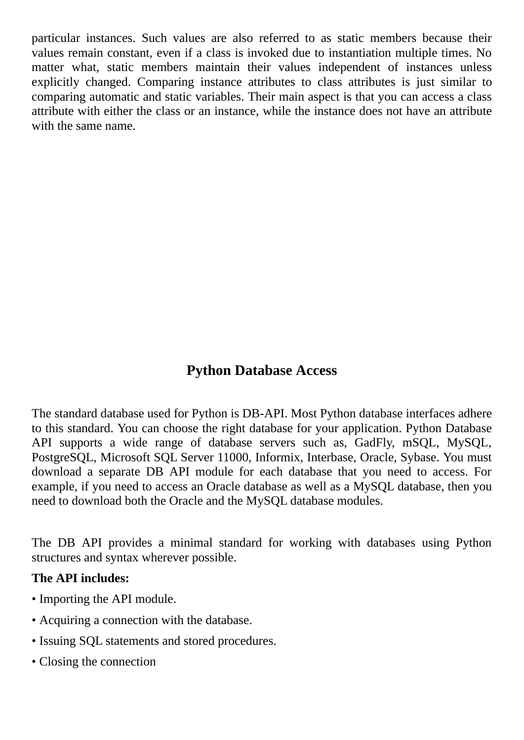particular instances. Such values are also referred to as static members because their values remain constant, even if a class is invoked due to instantiation multiple times. No matter what, static members maintain their values independent of instances unless explicitly changed. Comparing instance attributes to class attributes is just similar to comparing automatic and static variables. Their main aspect is that you can access a class attribute with either the class or an instance, while the instance does not have an attribute with the same name.

## Python Database Access

The standard database used for Python is DB-API. Most Python database interfaces adhere to this standard. You can choose the right database for your application. Python Database API supports a wide range of database servers such as, GadFly, mSQL, MySQL, PostgreSQL, Microsoft SQL Server 11000, Informix, Interbase, Oracle, Sybase. You must download a separate DB API module for each database that you need to access. For example, if you need to access an Oracle database as well as a MySQL database, then you need to download both the Oracle and the MySQL database modules.

The DB API provides a minimal standard for working with databases using Python structures and syntax wherever possible.

**The API includes:**

• Importing the API module.

• Acquiring a connection with the database.

• Issuing SQL statements and stored procedures.

• Closing the connection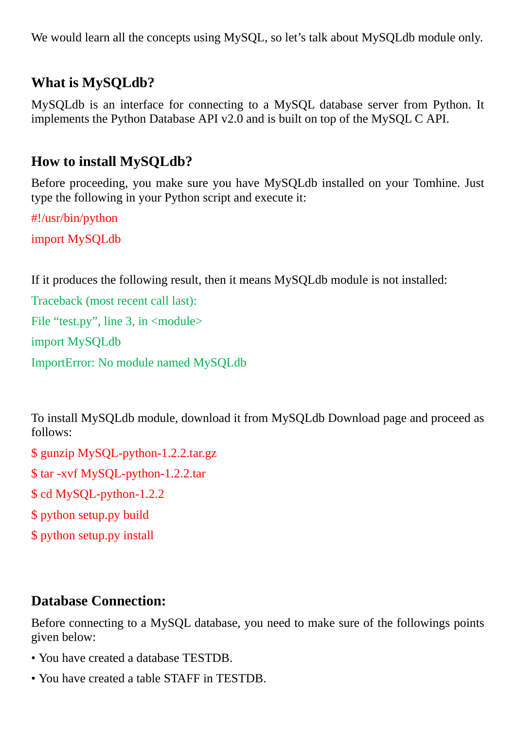We would learn all the concepts using MySQL, so let's talk about MySQLdb module only.

## What is MySQLdb?

MySQLdb is an interface for connecting to a MySQL database server from Python. It implements the Python Database API v2.0 and is built on top of the MySQL C API.

## How to install MySQLdb?

Before proceeding, you make sure you have MySQLdb installed on your Tomhine. Just type the following in your Python script and execute it:

```
#!/usr/bin/python
import MySQLdb
```

If it produces the following result, then it means MySQLdb module is not installed:

```
Traceback (most recent call last):
File "test.py", line 3, in <module>
import MySQLdb
ImportError: No module named MySQLdb
```

To install MySQLdb module, download it from MySQLdb Download page and proceed as follows:

```
$ gunzip MySQL-python-1.2.2.tar.gz
$ tar -xvf MySQL-python-1.2.2.tar
$ cd MySQL-python-1.2.2
$ python setup.py build
$ python setup.py install
```

## Database Connection:

Before connecting to a MySQL database, you need to make sure of the followings points given below:

- You have created a database TESTDB.
- You have created a table STAFF in TESTDB.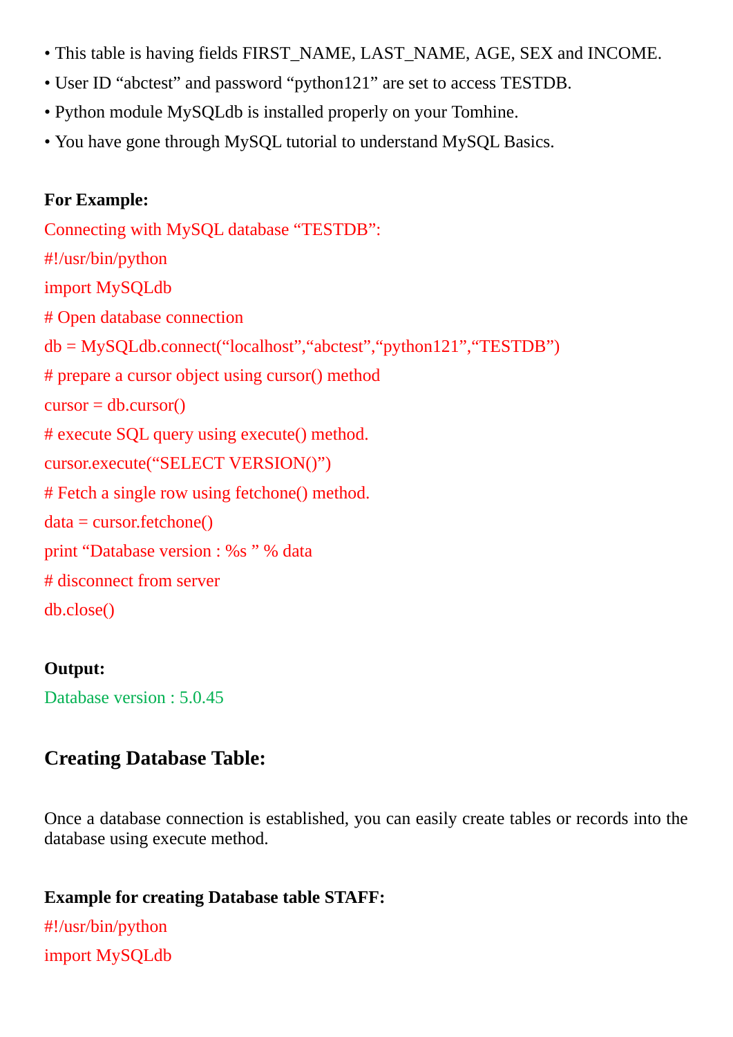- This table is having fields FIRST_NAME, LAST_NAME, AGE, SEX and INCOME.
- User ID “abctest” and password “python121” are set to access TESTDB.
- Python module MySQLdb is installed properly on your Tomhine.
- You have gone through MySQL tutorial to understand MySQL Basics.

**For Example:**

Connecting with MySQL database “TESTDB”:

```
#!/usr/bin/python
import MySQLdb
# Open database connection
db = MySQLdb.connect(“localhost”,“abctest”,“python121”,“TESTDB”)
# prepare a cursor object using cursor() method
cursor = db.cursor()
# execute SQL query using execute() method.
cursor.execute(“SELECT VERSION()”)
# Fetch a single row using fetchone() method.
data = cursor.fetchone()
print “Database version : %s ” % data
# disconnect from server
db.close()
```

**Output:**

```
Database version : 5.0.45
```

## Creating Database Table:

Once a database connection is established, you can easily create tables or records into the database using execute method.

**Example for creating Database table STAFF:**

```
#!/usr/bin/python
import MySQLdb
```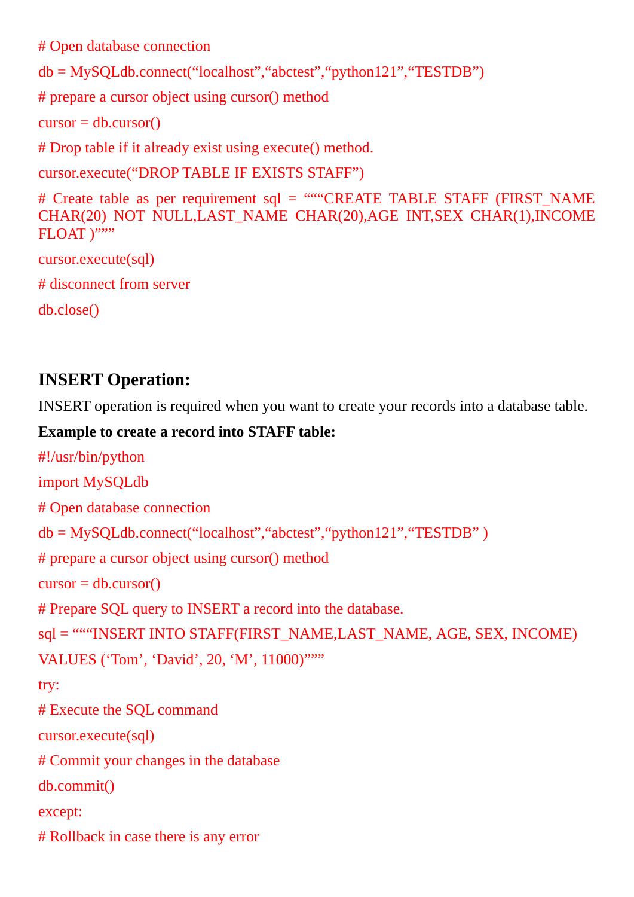```
# Open database connection
db = MySQLdb.connect("localhost","abctest","python121","TESTDB")
# prepare a cursor object using cursor() method
cursor = db.cursor()
# Drop table if it already exist using execute() method.
cursor.execute("DROP TABLE IF EXISTS STAFF")
# Create table as per requirement sql = """CREATE TABLE STAFF (FIRST_NAME CHAR(20) NOT NULL,LAST_NAME CHAR(20),AGE INT,SEX CHAR(1),INCOME FLOAT )"""
cursor.execute(sql)
# disconnect from server
db.close()
```

## INSERT Operation:

INSERT operation is required when you want to create your records into a database table.

**Example to create a record into STAFF table:**

```
#!/usr/bin/python
import MySQLdb
# Open database connection
db = MySQLdb.connect("localhost","abctest","python121","TESTDB" )
# prepare a cursor object using cursor() method
cursor = db.cursor()
# Prepare SQL query to INSERT a record into the database.
sql = """INSERT INTO STAFF(FIRST_NAME,LAST_NAME, AGE, SEX, INCOME)
VALUES ('Tom', 'David', 20, 'M', 11000)"""
try:
# Execute the SQL command
cursor.execute(sql)
# Commit your changes in the database
db.commit()
except:
# Rollback in case there is any error
```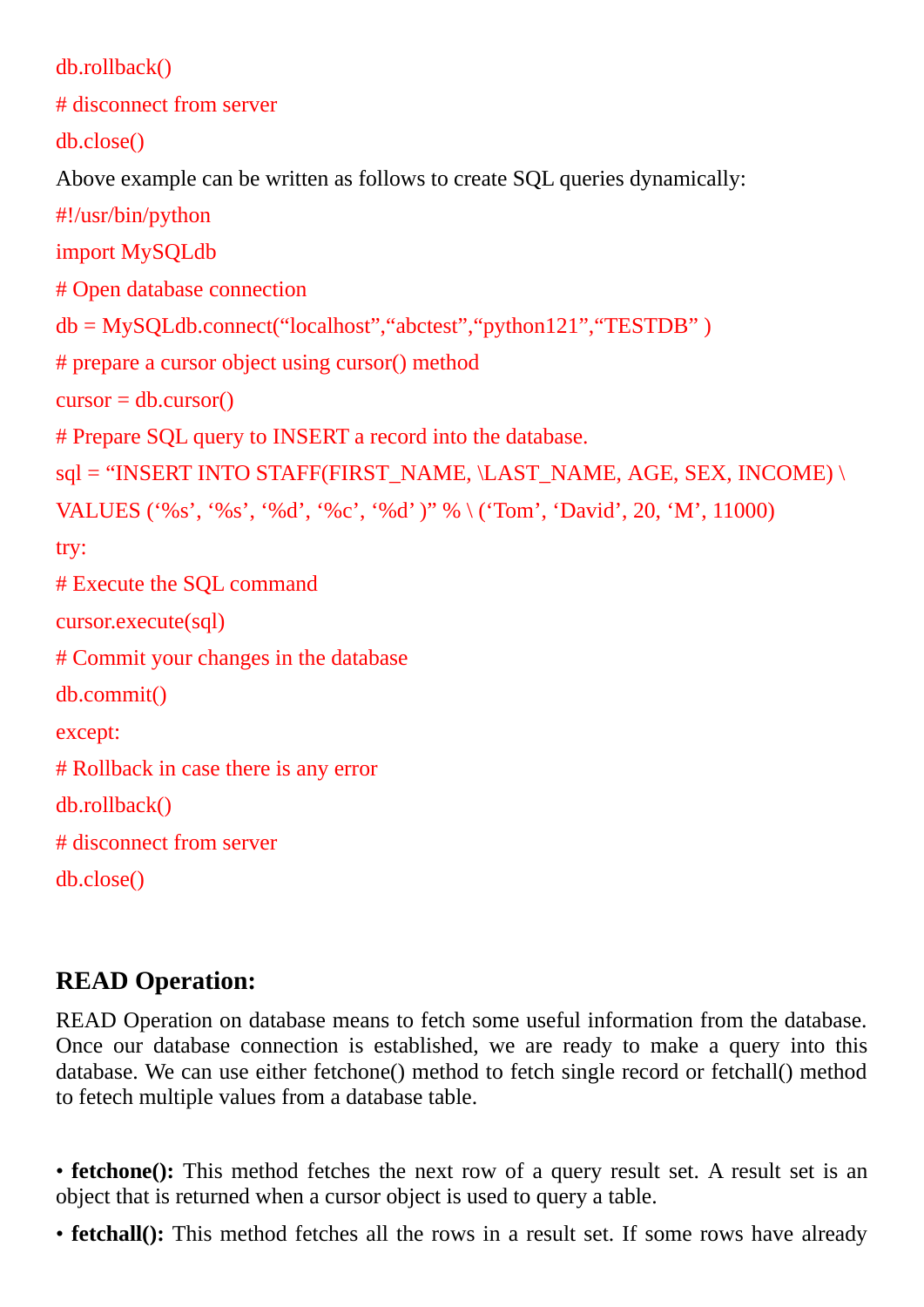```
db.rollback()
# disconnect from server
db.close()
```

Above example can be written as follows to create SQL queries dynamically:

```
#!/usr/bin/python
import MySQLdb
# Open database connection
db = MySQLdb.connect("localhost","abctest","python121","TESTDB" )
# prepare a cursor object using cursor() method
cursor = db.cursor()
# Prepare SQL query to INSERT a record into the database.
sql = "INSERT INTO STAFF(FIRST_NAME, \LAST_NAME, AGE, SEX, INCOME) \
VALUES ('%s', '%s', '%d', '%c', '%d' )" % \ ('Tom', 'David', 20, 'M', 11000)
try:
# Execute the SQL command
cursor.execute(sql)
# Commit your changes in the database
db.commit()
except:
# Rollback in case there is any error
db.rollback()
# disconnect from server
db.close()
```

### READ Operation:

READ Operation on database means to fetch some useful information from the database. Once our database connection is established, we are ready to make a query into this database. We can use either fetchone() method to fetch single record or fetchall() method to fetech multiple values from a database table.

- **fetchone():** This method fetches the next row of a query result set. A result set is an object that is returned when a cursor object is used to query a table.
- **fetchall():** This method fetches all the rows in a result set. If some rows have already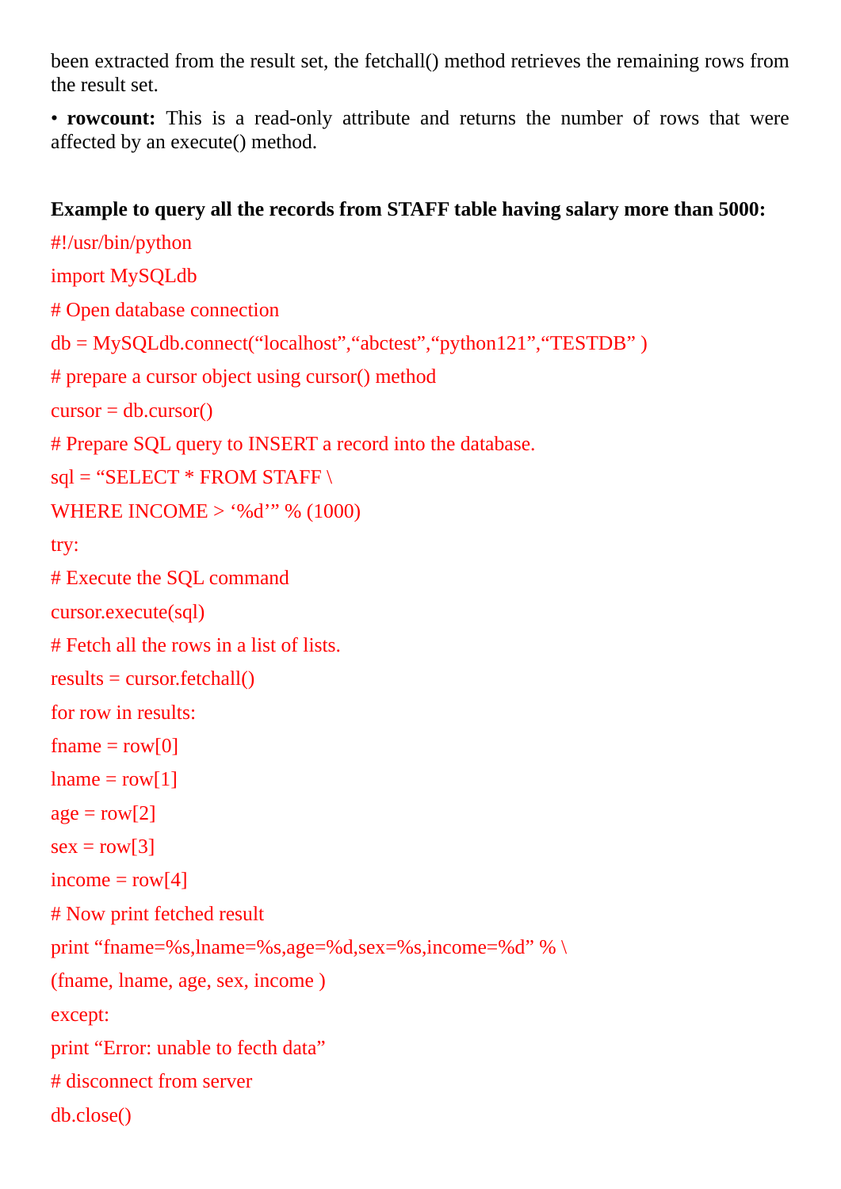been extracted from the result set, the fetchall() method retrieves the remaining rows from the result set.

- **rowcount:** This is a read-only attribute and returns the number of rows that were affected by an execute() method.

**Example to query all the records from STAFF table having salary more than 5000:**

```
#!/usr/bin/python
import MySQLdb
# Open database connection
db = MySQLdb.connect(“localhost”,“abctest”,“python121”,“TESTDB” )
# prepare a cursor object using cursor() method
cursor = db.cursor()
# Prepare SQL query to INSERT a record into the database.
sql = “SELECT * FROM STAFF \
WHERE INCOME > ‘%d’” % (1000)
try:
# Execute the SQL command
cursor.execute(sql)
# Fetch all the rows in a list of lists.
results = cursor.fetchall()
for row in results:
fname = row[0]
lname = row[1]
age = row[2]
sex = row[3]
income = row[4]
# Now print fetched result
print “fname=%s,lname=%s,age=%d,sex=%s,income=%d” % \
(fname, lname, age, sex, income )
except:
print “Error: unable to fecth data”
# disconnect from server
db.close()
```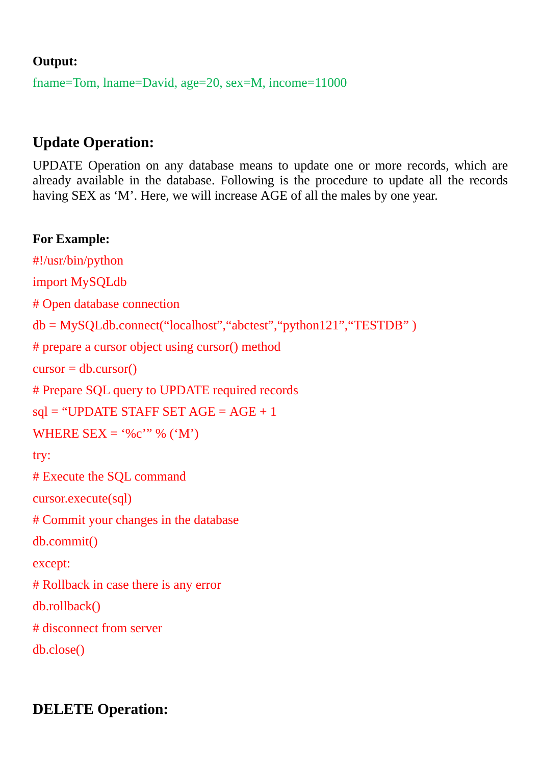**Output:**

fname=Tom, lname=David, age=20, sex=M, income=11000

## Update Operation:

UPDATE Operation on any database means to update one or more records, which are already available in the database. Following is the procedure to update all the records having SEX as ‘M’. Here, we will increase AGE of all the males by one year.

**For Example:**

```
#!/usr/bin/python
import MySQLdb
# Open database connection
db = MySQLdb.connect(“localhost”,“abctest”,“python121”,“TESTDB” )
# prepare a cursor object using cursor() method
cursor = db.cursor()
# Prepare SQL query to UPDATE required records
sql = “UPDATE STAFF SET AGE = AGE + 1
WHERE SEX = ‘%c’” % (‘M’)
try:
# Execute the SQL command
cursor.execute(sql)
# Commit your changes in the database
db.commit()
except:
# Rollback in case there is any error
db.rollback()
# disconnect from server
db.close()
```

## DELETE Operation: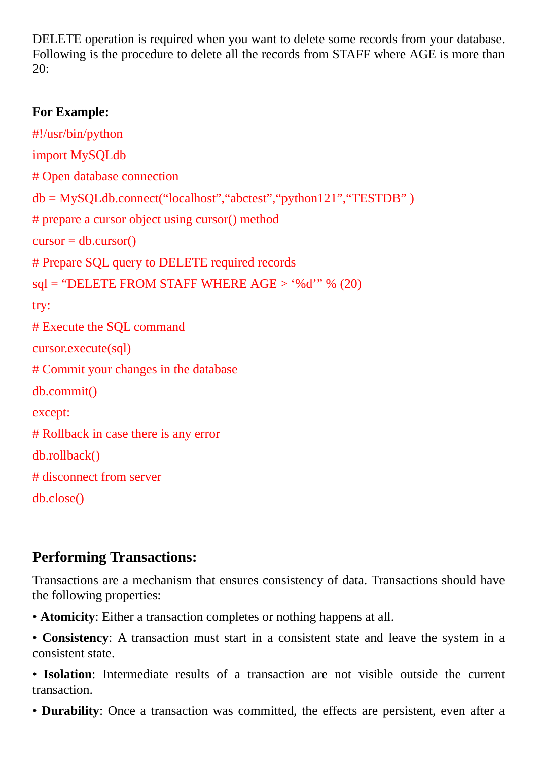DELETE operation is required when you want to delete some records from your database. Following is the procedure to delete all the records from STAFF where AGE is more than 20:

**For Example:**

```
#!/usr/bin/python
import MySQLdb
# Open database connection
db = MySQLdb.connect(“localhost”,“abctest”,“python121”,“TESTDB” )
# prepare a cursor object using cursor() method
cursor = db.cursor()
# Prepare SQL query to DELETE required records
sql = “DELETE FROM STAFF WHERE AGE > ‘%d’” % (20)
try:
# Execute the SQL command
cursor.execute(sql)
# Commit your changes in the database
db.commit()
except:
# Rollback in case there is any error
db.rollback()
# disconnect from server
db.close()
```

## Performing Transactions:

Transactions are a mechanism that ensures consistency of data. Transactions should have the following properties:

- **Atomicity**: Either a transaction completes or nothing happens at all.
- **Consistency**: A transaction must start in a consistent state and leave the system in a consistent state.
- **Isolation**: Intermediate results of a transaction are not visible outside the current transaction.
- **Durability**: Once a transaction was committed, the effects are persistent, even after a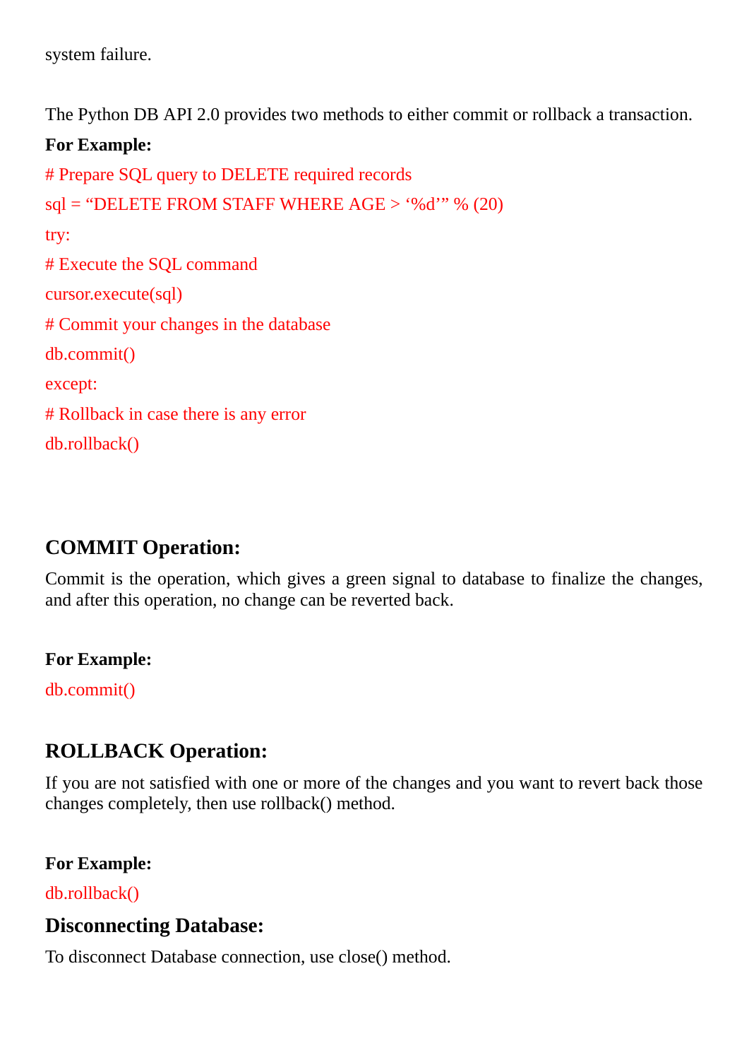system failure.

The Python DB API 2.0 provides two methods to either commit or rollback a transaction.

**For Example:**

```
# Prepare SQL query to DELETE required records
sql = “DELETE FROM STAFF WHERE AGE > ‘%d’” % (20)
try:
# Execute the SQL command
cursor.execute(sql)
# Commit your changes in the database
db.commit()
except:
# Rollback in case there is any error
db.rollback()
```

## COMMIT Operation:

Commit is the operation, which gives a green signal to database to finalize the changes, and after this operation, no change can be reverted back.

**For Example:**

```
db.commit()
```

## ROLLBACK Operation:

If you are not satisfied with one or more of the changes and you want to revert back those changes completely, then use rollback() method.

**For Example:**

```
db.rollback()
```

## Disconnecting Database:

To disconnect Database connection, use close() method.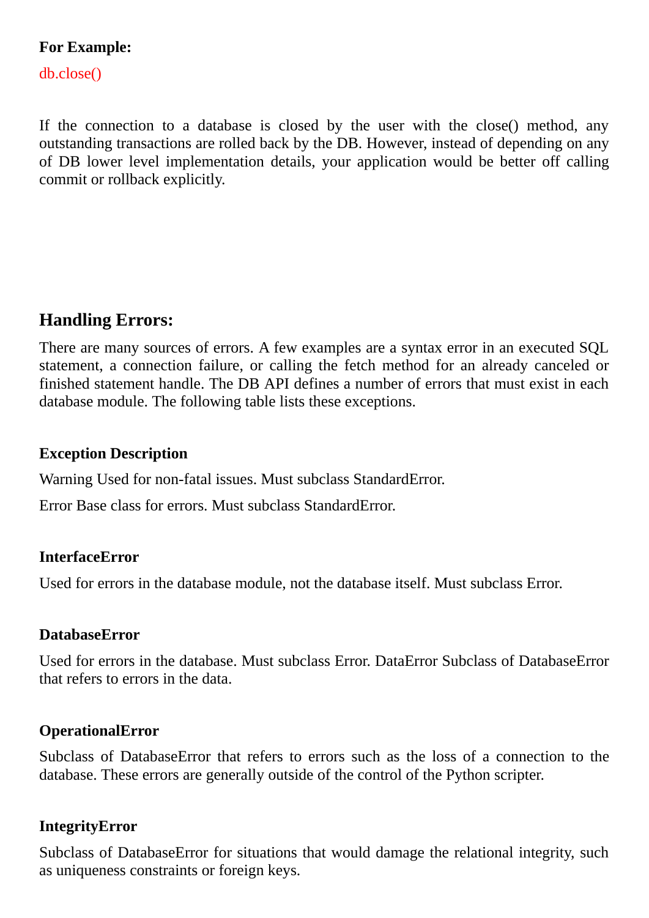**For Example:**

```
db.close()
```

If the connection to a database is closed by the user with the close() method, any outstanding transactions are rolled back by the DB. However, instead of depending on any of DB lower level implementation details, your application would be better off calling commit or rollback explicitly.

## Handling Errors:

There are many sources of errors. A few examples are a syntax error in an executed SQL statement, a connection failure, or calling the fetch method for an already canceled or finished statement handle. The DB API defines a number of errors that must exist in each database module. The following table lists these exceptions.

**Exception Description**

Warning Used for non-fatal issues. Must subclass StandardError.

Error Base class for errors. Must subclass StandardError.

**InterfaceError**

Used for errors in the database module, not the database itself. Must subclass Error.

**DatabaseError**

Used for errors in the database. Must subclass Error. DataError Subclass of DatabaseError that refers to errors in the data.

**OperationalError**

Subclass of DatabaseError that refers to errors such as the loss of a connection to the database. These errors are generally outside of the control of the Python scripter.

**IntegrityError**

Subclass of DatabaseError for situations that would damage the relational integrity, such as uniqueness constraints or foreign keys.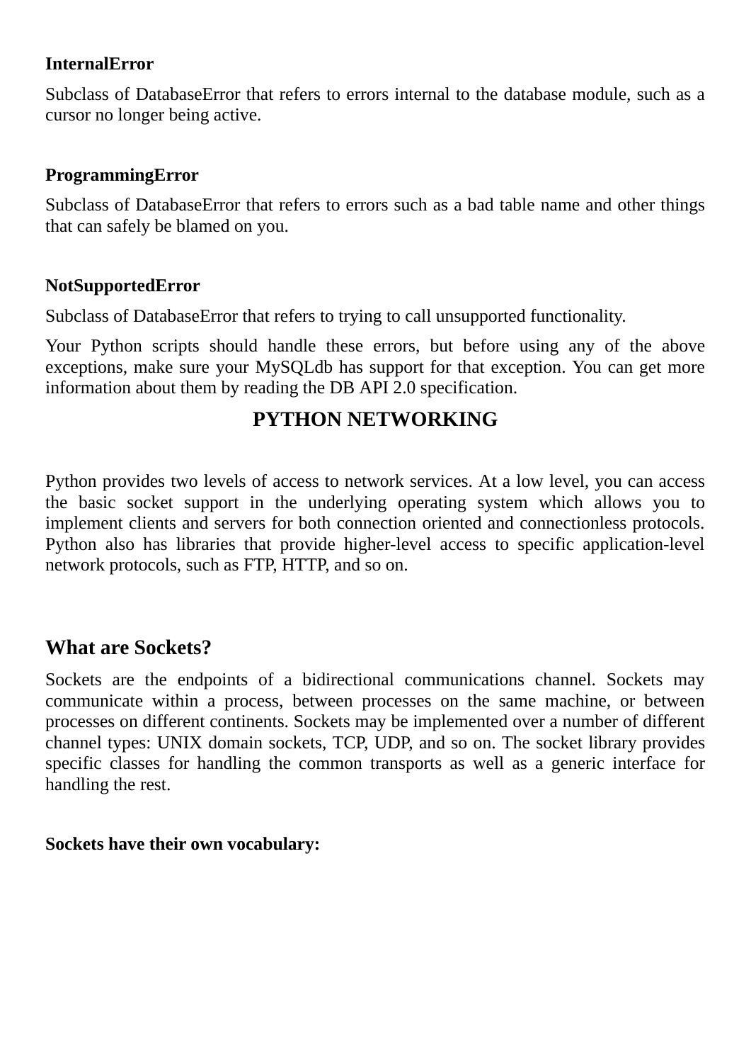**InternalError**

Subclass of DatabaseError that refers to errors internal to the database module, such as a cursor no longer being active.

**ProgrammingError**

Subclass of DatabaseError that refers to errors such as a bad table name and other things that can safely be blamed on you.

**NotSupportedError**

Subclass of DatabaseError that refers to trying to call unsupported functionality.

Your Python scripts should handle these errors, but before using any of the above exceptions, make sure your MySQLdb has support for that exception. You can get more information about them by reading the DB API 2.0 specification.

# PYTHON NETWORKING

Python provides two levels of access to network services. At a low level, you can access the basic socket support in the underlying operating system which allows you to implement clients and servers for both connection oriented and connectionless protocols. Python also has libraries that provide higher-level access to specific application-level network protocols, such as FTP, HTTP, and so on.

## What are Sockets?

Sockets are the endpoints of a bidirectional communications channel. Sockets may communicate within a process, between processes on the same machine, or between processes on different continents. Sockets may be implemented over a number of different channel types: UNIX domain sockets, TCP, UDP, and so on. The socket library provides specific classes for handling the common transports as well as a generic interface for handling the rest.

**Sockets have their own vocabulary:**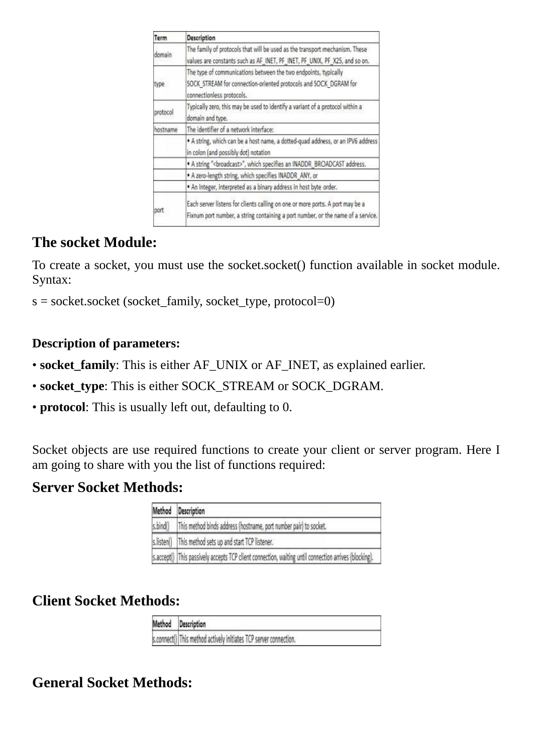| Term | Description |
| --- | --- |
| domain | The family of protocols that will be used as the transport mechanism. These values are constants such as AF_INET, PF_INET, PF_UNIX, PF_X25, and so on. |
| type | The type of communications between the two endpoints, typically SOCK_STREAM for connection-oriented protocols and SOCK_DGRAM for connectionless protocols. |
| protocol | Typically zero, this may be used to identify a variant of a protocol within a domain and type. |
| hostname | The identifier of a network interface: |
| | • A string, which can be a host name, a dotted-quad address, or an IPV6 address in colon (and possibly dot) notation |
| | • A string "<broadcast>", which specifies an INADDR_BROADCAST address. |
| | • A zero-length string, which specifies INADDR_ANY, or |
| | • An Integer, interpreted as a binary address in host byte order. |
| port | Each server listens for clients calling on one or more ports. A port may be a Fixnum port number, a string containing a port number, or the name of a service. |

## The socket Module:

To create a socket, you must use the socket.socket() function available in socket module. Syntax:

s = socket.socket (socket_family, socket_type, protocol=0)

**Description of parameters:**

- **socket_family**: This is either AF_UNIX or AF_INET, as explained earlier.
- **socket_type**: This is either SOCK_STREAM or SOCK_DGRAM.
- **protocol**: This is usually left out, defaulting to 0.

Socket objects are use required functions to create your client or server program. Here I am going to share with you the list of functions required:

## Server Socket Methods:

| Method | Description |
| --- | --- |
| s.bind() | This method binds address (hostname, port number pair) to socket. |
| s.listen() | This method sets up and start TCP listener. |
| s.accept() | This passively accepts TCP client connection, waiting until connection arrives (blocking). |

## Client Socket Methods:

| Method | Description |
| --- | --- |
| s.connect() | This method actively initiates TCP server connection. |

## General Socket Methods: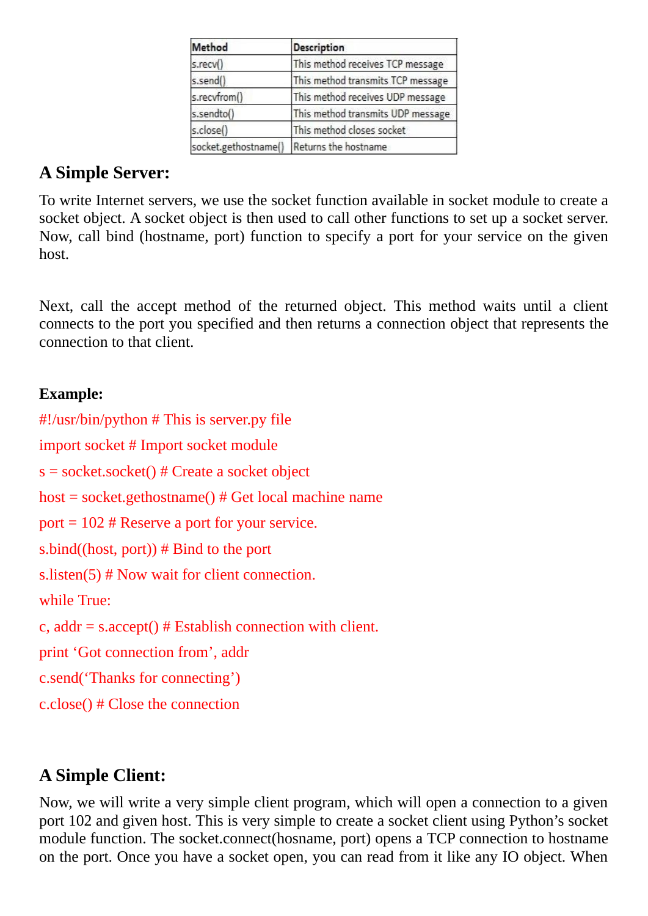| Method | Description |
| --- | --- |
| s.recv() | This method receives TCP message |
| s.send() | This method transmits TCP message |
| s.recvfrom() | This method receives UDP message |
| s.sendto() | This method transmits UDP message |
| s.close() | This method closes socket |
| socket.gethostname() | Returns the hostname |

## A Simple Server:

To write Internet servers, we use the socket function available in socket module to create a socket object. A socket object is then used to call other functions to set up a socket server. Now, call bind (hostname, port) function to specify a port for your service on the given host.

Next, call the accept method of the returned object. This method waits until a client connects to the port you specified and then returns a connection object that represents the connection to that client.

**Example:**

```
#!/usr/bin/python # This is server.py file
import socket # Import socket module
s = socket.socket() # Create a socket object
host = socket.gethostname() # Get local machine name
port = 102 # Reserve a port for your service.
s.bind((host, port)) # Bind to the port
s.listen(5) # Now wait for client connection.
while True:
c, addr = s.accept() # Establish connection with client.
print ‘Got connection from’, addr
c.send(‘Thanks for connecting’)
c.close() # Close the connection
```

## A Simple Client:

Now, we will write a very simple client program, which will open a connection to a given port 102 and given host. This is very simple to create a socket client using Python’s socket module function. The socket.connect(hosname, port) opens a TCP connection to hostname on the port. Once you have a socket open, you can read from it like any IO object. When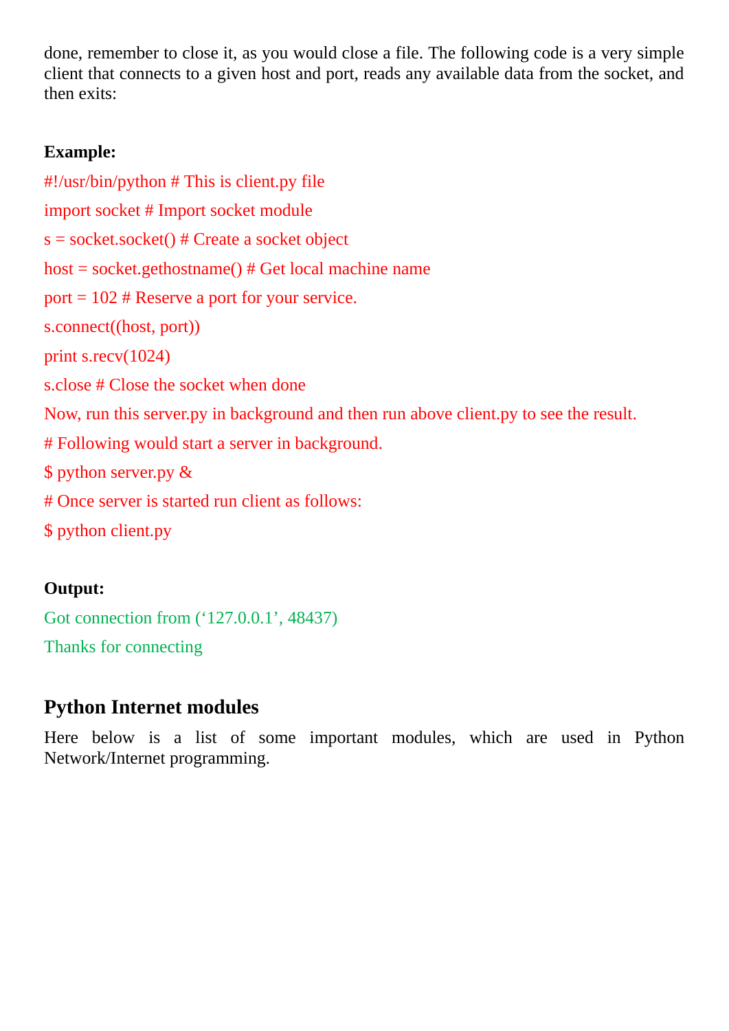done, remember to close it, as you would close a file. The following code is a very simple client that connects to a given host and port, reads any available data from the socket, and then exits:

**Example:**

```
#!/usr/bin/python # This is client.py file
import socket # Import socket module
s = socket.socket() # Create a socket object
host = socket.gethostname() # Get local machine name
port = 102 # Reserve a port for your service.
s.connect((host, port))
print s.recv(1024)
s.close # Close the socket when done
```

Now, run this server.py in background and then run above client.py to see the result.

```
# Following would start a server in background.
$ python server.py &
# Once server is started run client as follows:
$ python client.py
```

**Output:**

```
Got connection from ('127.0.0.1', 48437)
Thanks for connecting
```

## Python Internet modules

Here below is a list of some important modules, which are used in Python Network/Internet programming.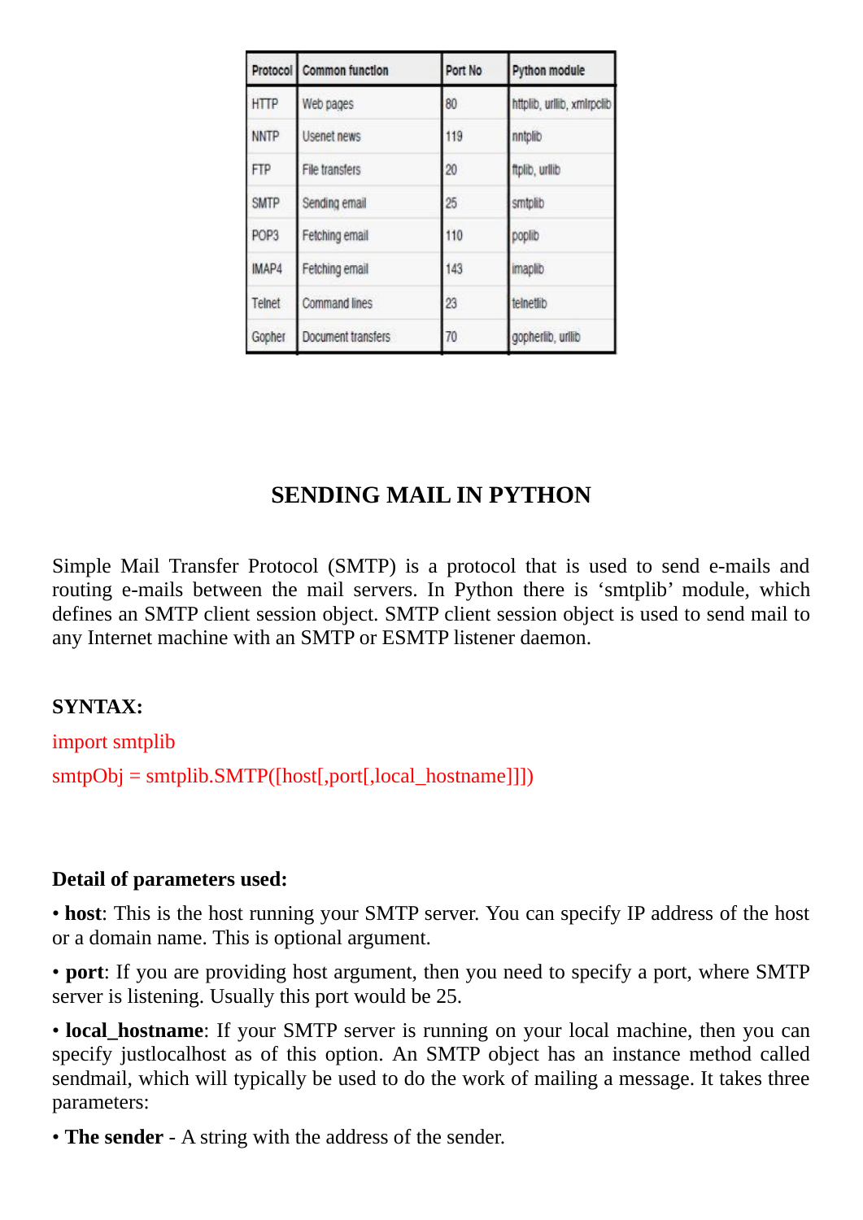| Protocol | Common function | Port No | Python module |
| --- | --- | --- | --- |
| HTTP | Web pages | 80 | httplib, urllib, xmlrpclib |
| NNTP | Usenet news | 119 | nntplib |
| FTP | File transfers | 20 | ftplib, urllib |
| SMTP | Sending email | 25 | smtplib |
| POP3 | Fetching email | 110 | poplib |
| IMAP4 | Fetching email | 143 | imaplib |
| Telnet | Command lines | 23 | telnetlib |
| Gopher | Document transfers | 70 | gopherlib, urllib |

## SENDING MAIL IN PYTHON

Simple Mail Transfer Protocol (SMTP) is a protocol that is used to send e-mails and routing e-mails between the mail servers. In Python there is 'smtplib' module, which defines an SMTP client session object. SMTP client session object is used to send mail to any Internet machine with an SMTP or ESMTP listener daemon.

**SYNTAX:**

```
import smtplib
smtpObj = smtplib.SMTP([host[,port[,local_hostname]]])
```

**Detail of parameters used:**

- **host**: This is the host running your SMTP server. You can specify IP address of the host or a domain name. This is optional argument.
- **port**: If you are providing host argument, then you need to specify a port, where SMTP server is listening. Usually this port would be 25.
- **local_hostname**: If your SMTP server is running on your local machine, then you can specify justlocalhost as of this option. An SMTP object has an instance method called sendmail, which will typically be used to do the work of mailing a message. It takes three parameters:
- **The sender** - A string with the address of the sender.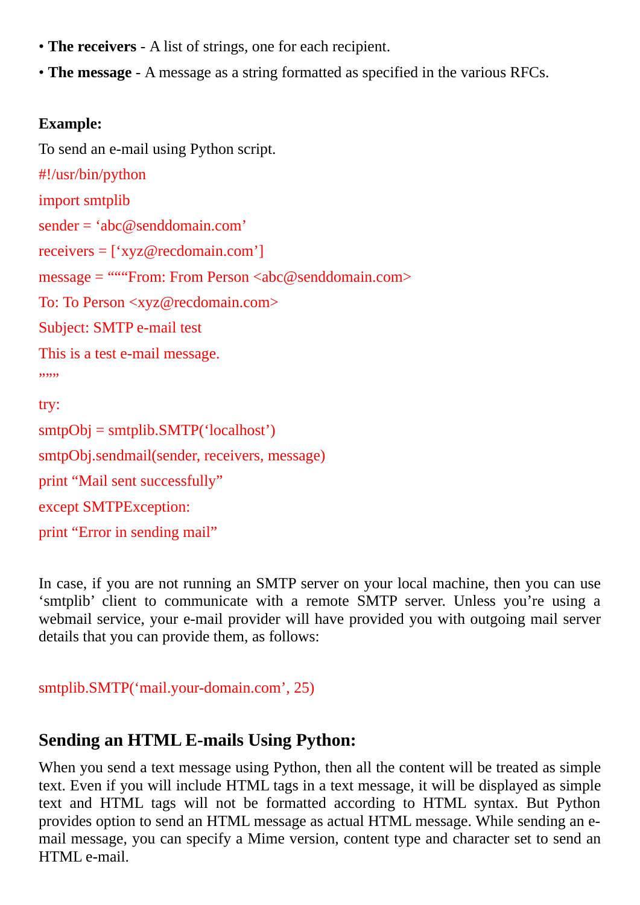- **The receivers** - A list of strings, one for each recipient.
- **The message** - A message as a string formatted as specified in the various RFCs.

**Example:**

To send an e-mail using Python script.

```
#!/usr/bin/python
import smtplib
sender = ‘abc@senddomain.com’
receivers = [‘xyz@recdomain.com’]
message = “““From: From Person <abc@senddomain.com>
To: To Person <xyz@recdomain.com>
Subject: SMTP e-mail test
This is a test e-mail message.
”””
try:
smtpObj = smtplib.SMTP(‘localhost’)
smtpObj.sendmail(sender, receivers, message)
print “Mail sent successfully”
except SMTPException:
print “Error in sending mail”
```

In case, if you are not running an SMTP server on your local machine, then you can use ‘smtplib’ client to communicate with a remote SMTP server. Unless you’re using a webmail service, your e-mail provider will have provided you with outgoing mail server details that you can provide them, as follows:

```
smtplib.SMTP(‘mail.your-domain.com’, 25)
```

## Sending an HTML E-mails Using Python:

When you send a text message using Python, then all the content will be treated as simple text. Even if you will include HTML tags in a text message, it will be displayed as simple text and HTML tags will not be formatted according to HTML syntax. But Python provides option to send an HTML message as actual HTML message. While sending an e-mail message, you can specify a Mime version, content type and character set to send an HTML e-mail.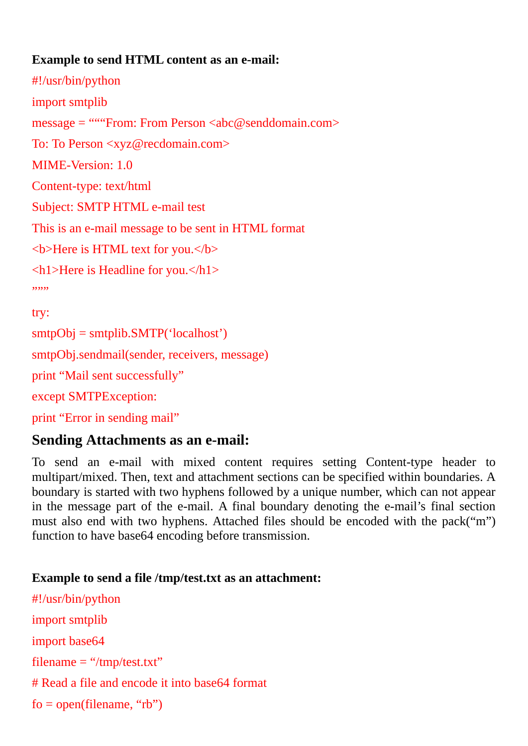**Example to send HTML content as an e-mail:**

```
#!/usr/bin/python
import smtplib
message = """From: From Person <abc@senddomain.com>
To: To Person <xyz@recdomain.com>
MIME-Version: 1.0
Content-type: text/html
Subject: SMTP HTML e-mail test
This is an e-mail message to be sent in HTML format
<b>Here is HTML text for you.</b>
<h1>Here is Headline for you.</h1>
"""
try:
smtpObj = smtplib.SMTP('localhost')
smtpObj.sendmail(sender, receivers, message)
print "Mail sent successfully"
except SMTPException:
print "Error in sending mail"
```

## Sending Attachments as an e-mail:

To send an e-mail with mixed content requires setting Content-type header to multipart/mixed. Then, text and attachment sections can be specified within boundaries. A boundary is started with two hyphens followed by a unique number, which can not appear in the message part of the e-mail. A final boundary denoting the e-mail's final section must also end with two hyphens. Attached files should be encoded with the pack("m") function to have base64 encoding before transmission.

**Example to send a file /tmp/test.txt as an attachment:**

```
#!/usr/bin/python
import smtplib
import base64
filename = "/tmp/test.txt"
# Read a file and encode it into base64 format
fo = open(filename, "rb")
```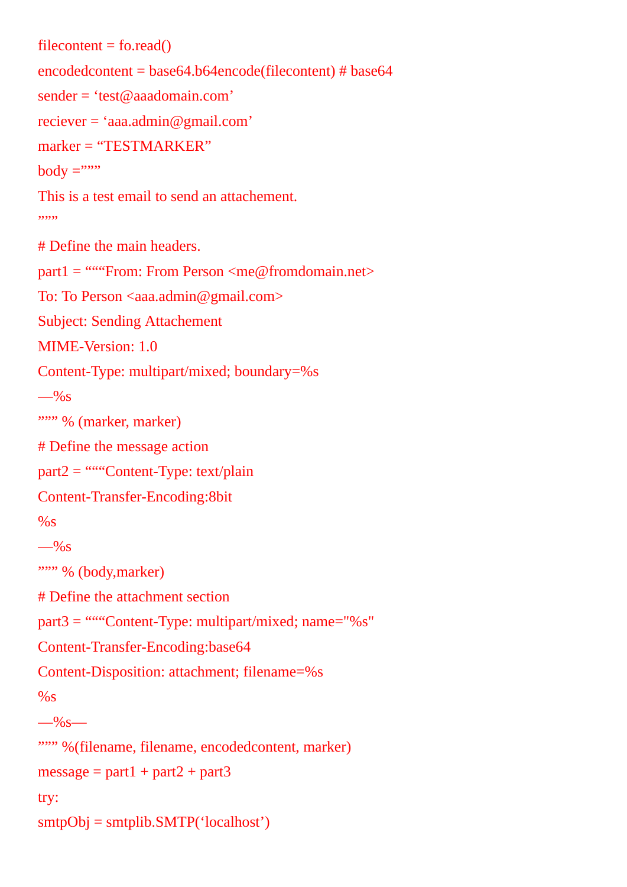```
filecontent = fo.read()
encodedcontent = base64.b64encode(filecontent) # base64
sender = ‘test@aaadomain.com’
reciever = ‘aaa.admin@gmail.com’
marker = “TESTMARKER”
body =”””
This is a test email to send an attachement.
”””
# Define the main headers.
part1 = “““From: From Person <me@fromdomain.net>
To: To Person <aaa.admin@gmail.com>
Subject: Sending Attachement
MIME-Version: 1.0
Content-Type: multipart/mixed; boundary=%s
—%s
””” % (marker, marker)
# Define the message action
part2 = “““Content-Type: text/plain
Content-Transfer-Encoding:8bit
%s
—%s
””” % (body,marker)
# Define the attachment section
part3 = “““Content-Type: multipart/mixed; name="%s"
Content-Transfer-Encoding:base64
Content-Disposition: attachment; filename=%s
%s
—%s—
””” %(filename, filename, encodedcontent, marker)
message = part1 + part2 + part3
try:
smtpObj = smtplib.SMTP(‘localhost’)
```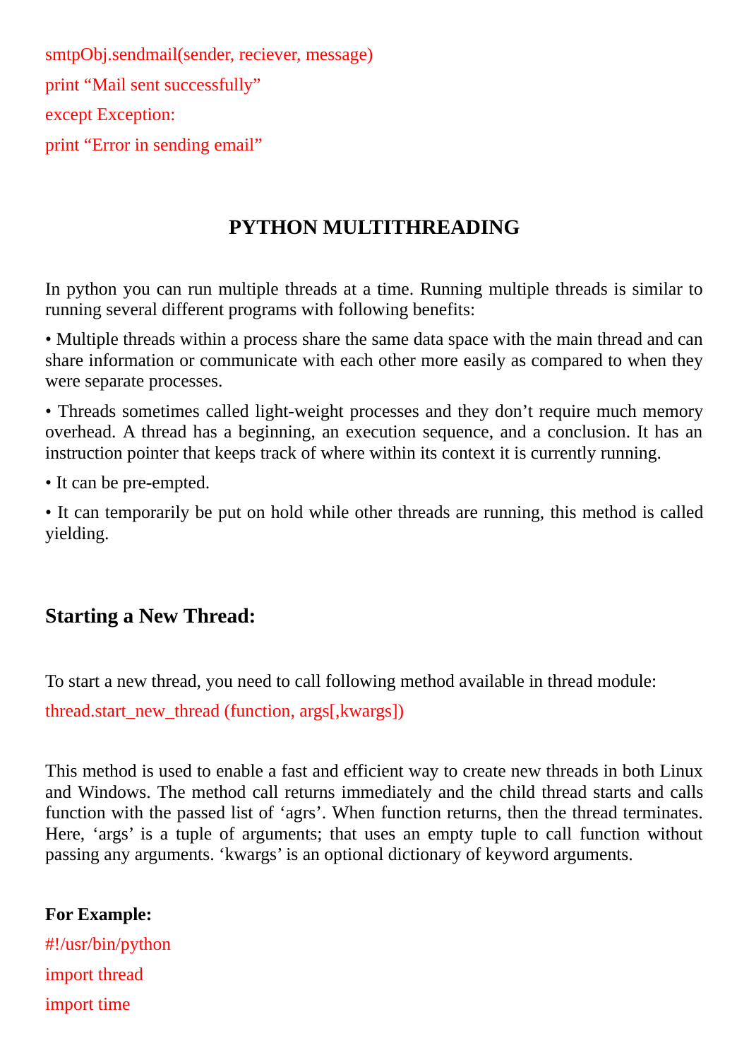```
smtpObj.sendmail(sender, reciever, message)
print "Mail sent successfully"
except Exception:
print "Error in sending email"
```

## PYTHON MULTITHREADING

In python you can run multiple threads at a time. Running multiple threads is similar to running several different programs with following benefits:

• Multiple threads within a process share the same data space with the main thread and can share information or communicate with each other more easily as compared to when they were separate processes.

• Threads sometimes called light-weight processes and they don't require much memory overhead. A thread has a beginning, an execution sequence, and a conclusion. It has an instruction pointer that keeps track of where within its context it is currently running.

• It can be pre-empted.

• It can temporarily be put on hold while other threads are running, this method is called yielding.

### Starting a New Thread:

To start a new thread, you need to call following method available in thread module:

```
thread.start_new_thread (function, args[,kwargs])
```

This method is used to enable a fast and efficient way to create new threads in both Linux and Windows. The method call returns immediately and the child thread starts and calls function with the passed list of 'agrs'. When function returns, then the thread terminates. Here, 'args' is a tuple of arguments; that uses an empty tuple to call function without passing any arguments. 'kwargs' is an optional dictionary of keyword arguments.

**For Example:**

```
#!/usr/bin/python
import thread
import time
```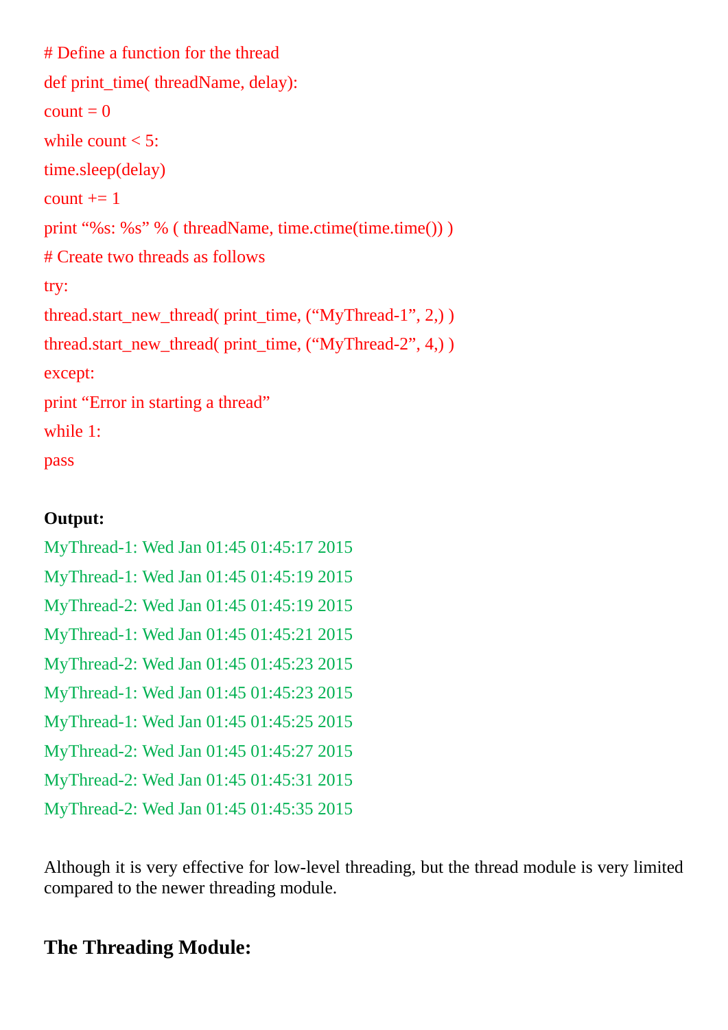```
# Define a function for the thread
def print_time( threadName, delay):
count = 0
while count < 5:
time.sleep(delay)
count += 1
print “%s: %s” % ( threadName, time.ctime(time.time()) )
# Create two threads as follows
try:
thread.start_new_thread( print_time, (“MyThread-1”, 2,) )
thread.start_new_thread( print_time, (“MyThread-2”, 4,) )
except:
print “Error in starting a thread”
while 1:
pass
```

**Output:**

```
MyThread-1: Wed Jan 01:45 01:45:17 2015
MyThread-1: Wed Jan 01:45 01:45:19 2015
MyThread-2: Wed Jan 01:45 01:45:19 2015
MyThread-1: Wed Jan 01:45 01:45:21 2015
MyThread-2: Wed Jan 01:45 01:45:23 2015
MyThread-1: Wed Jan 01:45 01:45:23 2015
MyThread-1: Wed Jan 01:45 01:45:25 2015
MyThread-2: Wed Jan 01:45 01:45:27 2015
MyThread-2: Wed Jan 01:45 01:45:31 2015
MyThread-2: Wed Jan 01:45 01:45:35 2015
```

Although it is very effective for low-level threading, but the thread module is very limited compared to the newer threading module.

## The Threading Module: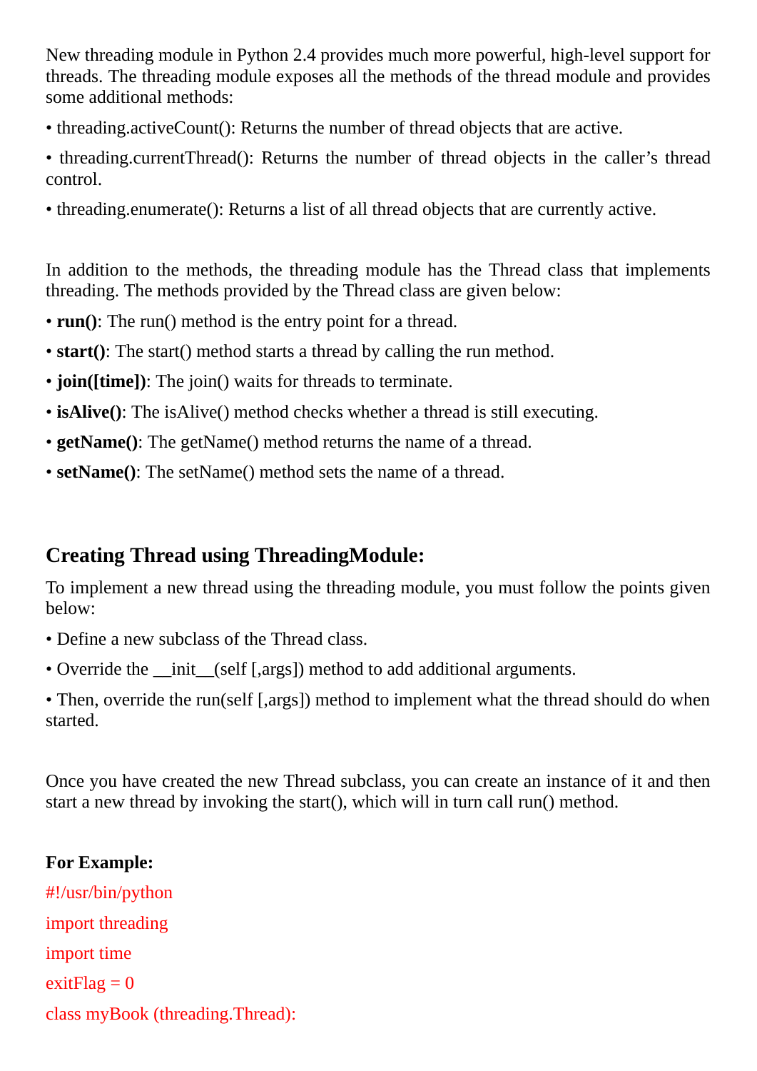New threading module in Python 2.4 provides much more powerful, high-level support for threads. The threading module exposes all the methods of the thread module and provides some additional methods:

- threading.activeCount(): Returns the number of thread objects that are active.
- threading.currentThread(): Returns the number of thread objects in the caller's thread control.
- threading.enumerate(): Returns a list of all thread objects that are currently active.

In addition to the methods, the threading module has the Thread class that implements threading. The methods provided by the Thread class are given below:

- **run()**: The run() method is the entry point for a thread.
- **start()**: The start() method starts a thread by calling the run method.
- **join([time])**: The join() waits for threads to terminate.
- **isAlive()**: The isAlive() method checks whether a thread is still executing.
- **getName()**: The getName() method returns the name of a thread.
- **setName()**: The setName() method sets the name of a thread.

## Creating Thread using ThreadingModule:

To implement a new thread using the threading module, you must follow the points given below:

- Define a new subclass of the Thread class.
- Override the __init__(self [,args]) method to add additional arguments.
- Then, override the run(self [,args]) method to implement what the thread should do when started.

Once you have created the new Thread subclass, you can create an instance of it and then start a new thread by invoking the start(), which will in turn call run() method.

**For Example:**

```
#!/usr/bin/python
import threading
import time
exitFlag = 0
class myBook (threading.Thread):
```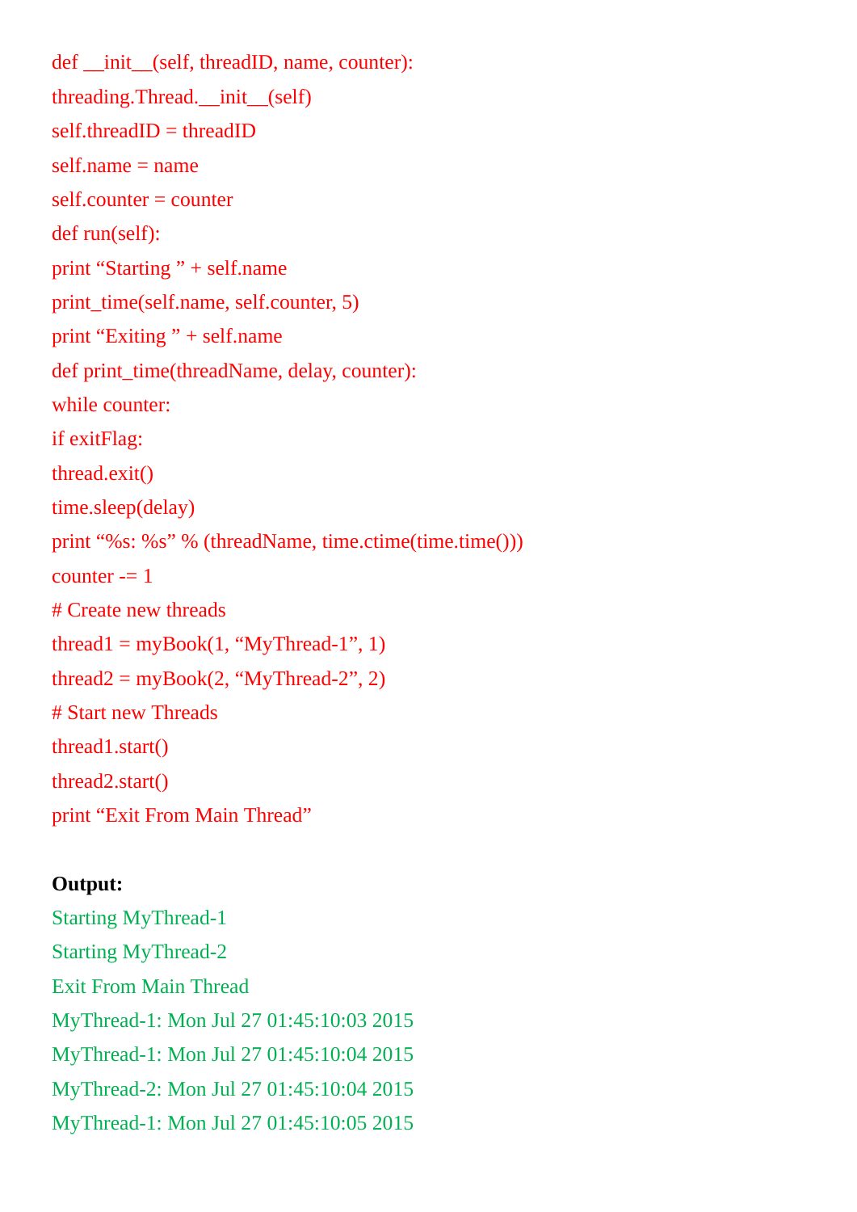```
def __init__(self, threadID, name, counter):
threading.Thread.__init__(self)
self.threadID = threadID
self.name = name
self.counter = counter
def run(self):
print "Starting " + self.name
print_time(self.name, self.counter, 5)
print "Exiting " + self.name
def print_time(threadName, delay, counter):
while counter:
if exitFlag:
thread.exit()
time.sleep(delay)
print "%s: %s" % (threadName, time.ctime(time.time()))
counter -= 1
# Create new threads
thread1 = myBook(1, "MyThread-1", 1)
thread2 = myBook(2, "MyThread-2", 2)
# Start new Threads
thread1.start()
thread2.start()
print "Exit From Main Thread"
```

**Output:**

```
Starting MyThread-1
Starting MyThread-2
Exit From Main Thread
MyThread-1: Mon Jul 27 01:45:10:03 2015
MyThread-1: Mon Jul 27 01:45:10:04 2015
MyThread-2: Mon Jul 27 01:45:10:04 2015
MyThread-1: Mon Jul 27 01:45:10:05 2015
```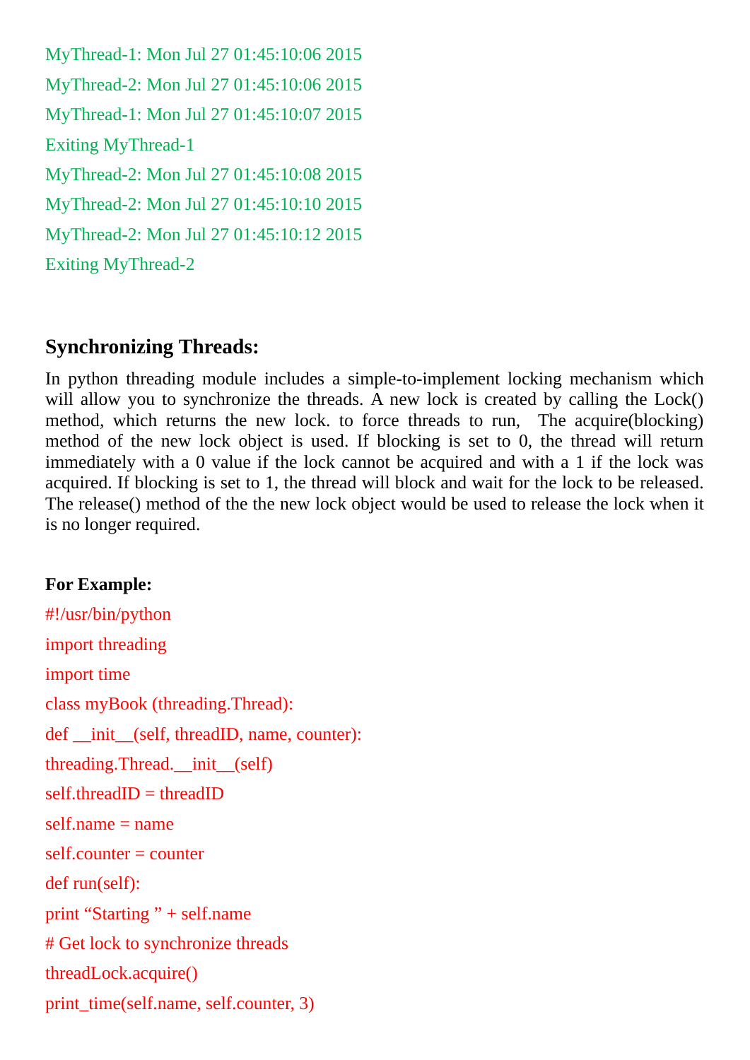```
MyThread-1: Mon Jul 27 01:45:10:06 2015
MyThread-2: Mon Jul 27 01:45:10:06 2015
MyThread-1: Mon Jul 27 01:45:10:07 2015
Exiting MyThread-1
MyThread-2: Mon Jul 27 01:45:10:08 2015
MyThread-2: Mon Jul 27 01:45:10:10 2015
MyThread-2: Mon Jul 27 01:45:10:12 2015
Exiting MyThread-2
```

## Synchronizing Threads:

In python threading module includes a simple-to-implement locking mechanism which will allow you to synchronize the threads. A new lock is created by calling the Lock() method, which returns the new lock. to force threads to run, The acquire(blocking) method of the new lock object is used. If blocking is set to 0, the thread will return immediately with a 0 value if the lock cannot be acquired and with a 1 if the lock was acquired. If blocking is set to 1, the thread will block and wait for the lock to be released. The release() method of the the new lock object would be used to release the lock when it is no longer required.

**For Example:**

```
#!/usr/bin/python
import threading
import time
class myBook (threading.Thread):
def __init__(self, threadID, name, counter):
threading.Thread.__init__(self)
self.threadID = threadID
self.name = name
self.counter = counter
def run(self):
print "Starting " + self.name
# Get lock to synchronize threads
threadLock.acquire()
print_time(self.name, self.counter, 3)
```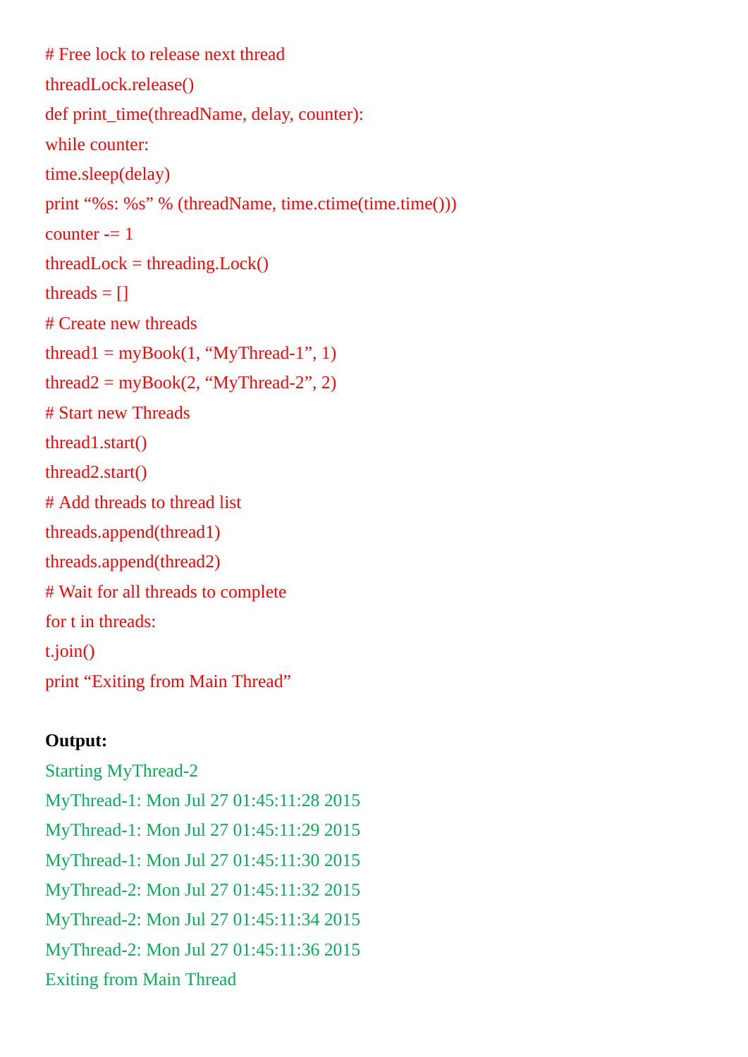```
# Free lock to release next thread
threadLock.release()
def print_time(threadName, delay, counter):
while counter:
time.sleep(delay)
print “%s: %s” % (threadName, time.ctime(time.time()))
counter -= 1
threadLock = threading.Lock()
threads = []
# Create new threads
thread1 = myBook(1, “MyThread-1”, 1)
thread2 = myBook(2, “MyThread-2”, 2)
# Start new Threads
thread1.start()
thread2.start()
# Add threads to thread list
threads.append(thread1)
threads.append(thread2)
# Wait for all threads to complete
for t in threads:
t.join()
print “Exiting from Main Thread”
```

**Output:**

```
Starting MyThread-2
MyThread-1: Mon Jul 27 01:45:11:28 2015
MyThread-1: Mon Jul 27 01:45:11:29 2015
MyThread-1: Mon Jul 27 01:45:11:30 2015
MyThread-2: Mon Jul 27 01:45:11:32 2015
MyThread-2: Mon Jul 27 01:45:11:34 2015
MyThread-2: Mon Jul 27 01:45:11:36 2015
Exiting from Main Thread
```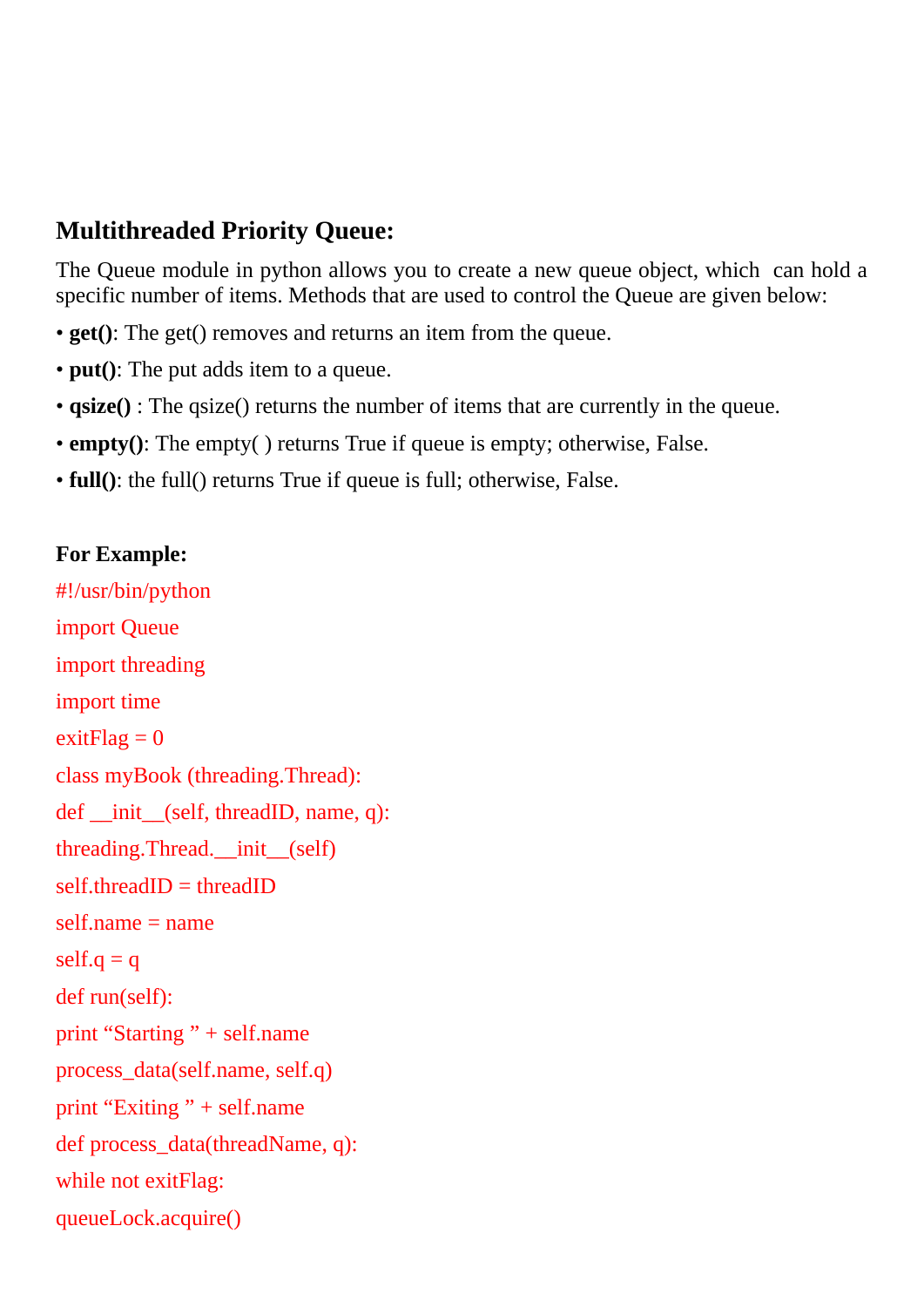### Multithreaded Priority Queue:

The Queue module in python allows you to create a new queue object, which can hold a specific number of items. Methods that are used to control the Queue are given below:

- **get()**: The get() removes and returns an item from the queue.
- **put()**: The put adds item to a queue.
- **qsize()** : The qsize() returns the number of items that are currently in the queue.
- **empty()**: The empty( ) returns True if queue is empty; otherwise, False.
- **full()**: the full() returns True if queue is full; otherwise, False.

**For Example:**

```
#!/usr/bin/python
import Queue
import threading
import time
exitFlag = 0
class myBook (threading.Thread):
def __init__(self, threadID, name, q):
threading.Thread.__init__(self)
self.threadID = threadID
self.name = name
self.q = q
def run(self):
print “Starting ” + self.name
process_data(self.name, self.q)
print “Exiting ” + self.name
def process_data(threadName, q):
while not exitFlag:
queueLock.acquire()
```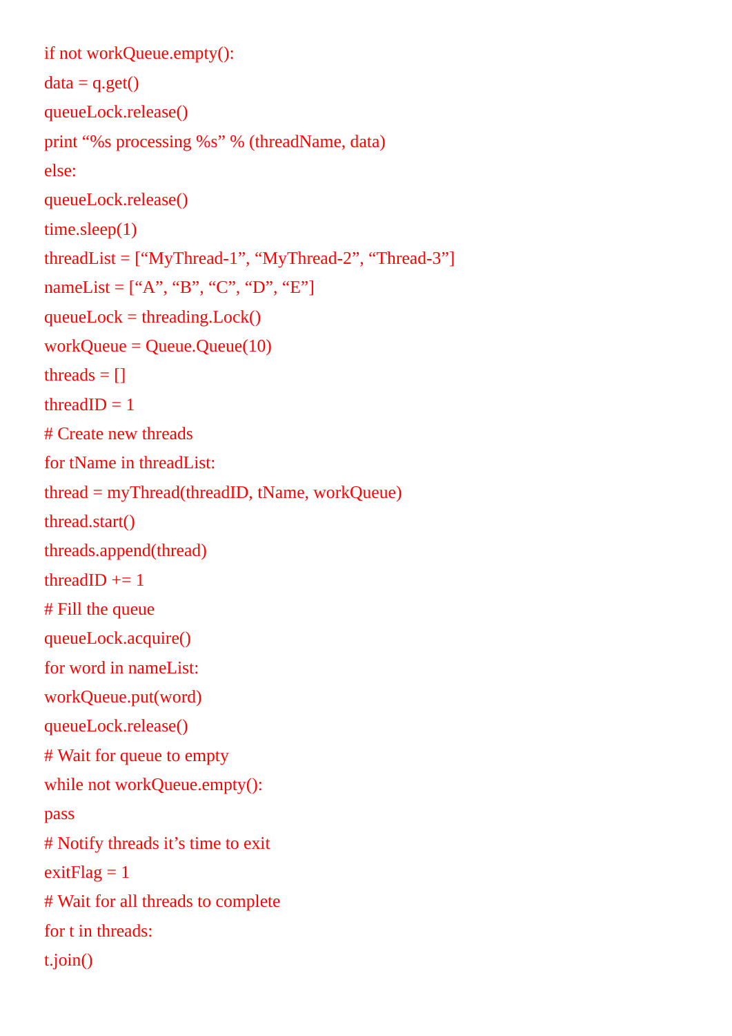```
if not workQueue.empty():
data = q.get()
queueLock.release()
print “%s processing %s” % (threadName, data)
else:
queueLock.release()
time.sleep(1)
threadList = [“MyThread-1”, “MyThread-2”, “Thread-3”]
nameList = [“A”, “B”, “C”, “D”, “E”]
queueLock = threading.Lock()
workQueue = Queue.Queue(10)
threads = []
threadID = 1
# Create new threads
for tName in threadList:
thread = myThread(threadID, tName, workQueue)
thread.start()
threads.append(thread)
threadID += 1
# Fill the queue
queueLock.acquire()
for word in nameList:
workQueue.put(word)
queueLock.release()
# Wait for queue to empty
while not workQueue.empty():
pass
# Notify threads it’s time to exit
exitFlag = 1
# Wait for all threads to complete
for t in threads:
t.join()
```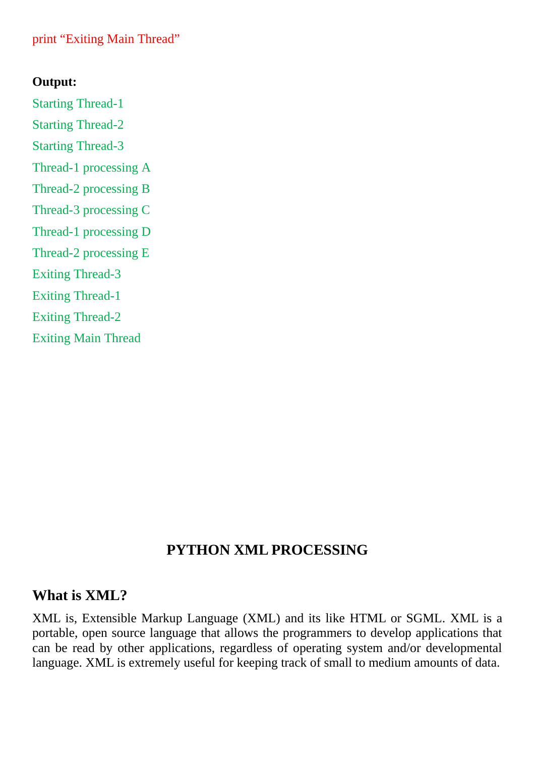```
print "Exiting Main Thread"
```

**Output:**

```
Starting Thread-1
Starting Thread-2
Starting Thread-3
Thread-1 processing A
Thread-2 processing B
Thread-3 processing C
Thread-1 processing D
Thread-2 processing E
Exiting Thread-3
Exiting Thread-1
Exiting Thread-2
Exiting Main Thread
```

# PYTHON XML PROCESSING

## What is XML?

XML is, Extensible Markup Language (XML) and its like HTML or SGML. XML is a portable, open source language that allows the programmers to develop applications that can be read by other applications, regardless of operating system and/or developmental language. XML is extremely useful for keeping track of small to medium amounts of data.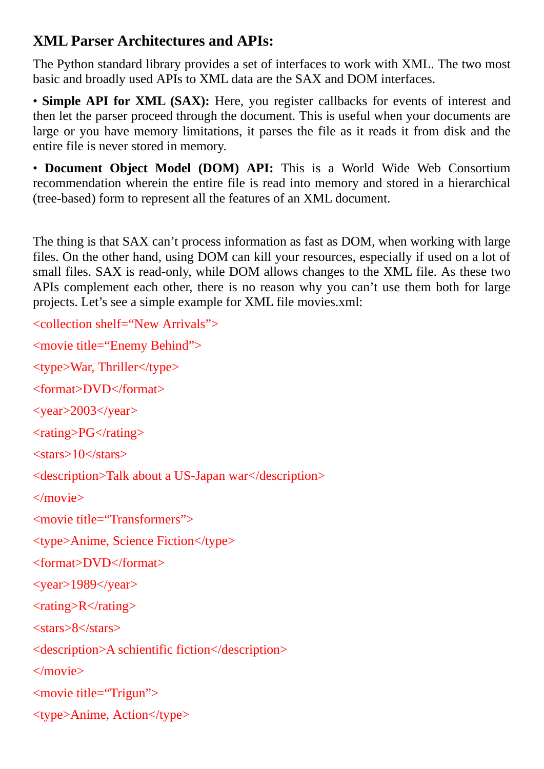## XML Parser Architectures and APIs:

The Python standard library provides a set of interfaces to work with XML. The two most basic and broadly used APIs to XML data are the SAX and DOM interfaces.

• **Simple API for XML (SAX):** Here, you register callbacks for events of interest and then let the parser proceed through the document. This is useful when your documents are large or you have memory limitations, it parses the file as it reads it from disk and the entire file is never stored in memory.

• **Document Object Model (DOM) API:** This is a World Wide Web Consortium recommendation wherein the entire file is read into memory and stored in a hierarchical (tree-based) form to represent all the features of an XML document.

The thing is that SAX can't process information as fast as DOM, when working with large files. On the other hand, using DOM can kill your resources, especially if used on a lot of small files. SAX is read-only, while DOM allows changes to the XML file. As these two APIs complement each other, there is no reason why you can't use them both for large projects. Let's see a simple example for XML file movies.xml:

```
<collection shelf="New Arrivals">
<movie title="Enemy Behind">
<type>War, Thriller</type>
<format>DVD</format>
<year>2003</year>
<rating>PG</rating>
<stars>10</stars>
<description>Talk about a US-Japan war</description>
</movie>
<movie title="Transformers">
<type>Anime, Science Fiction</type>
<format>DVD</format>
<year>1989</year>
<rating>R</rating>
<stars>8</stars>
<description>A schientific fiction</description>
</movie>
<movie title="Trigun">
<type>Anime, Action</type>
```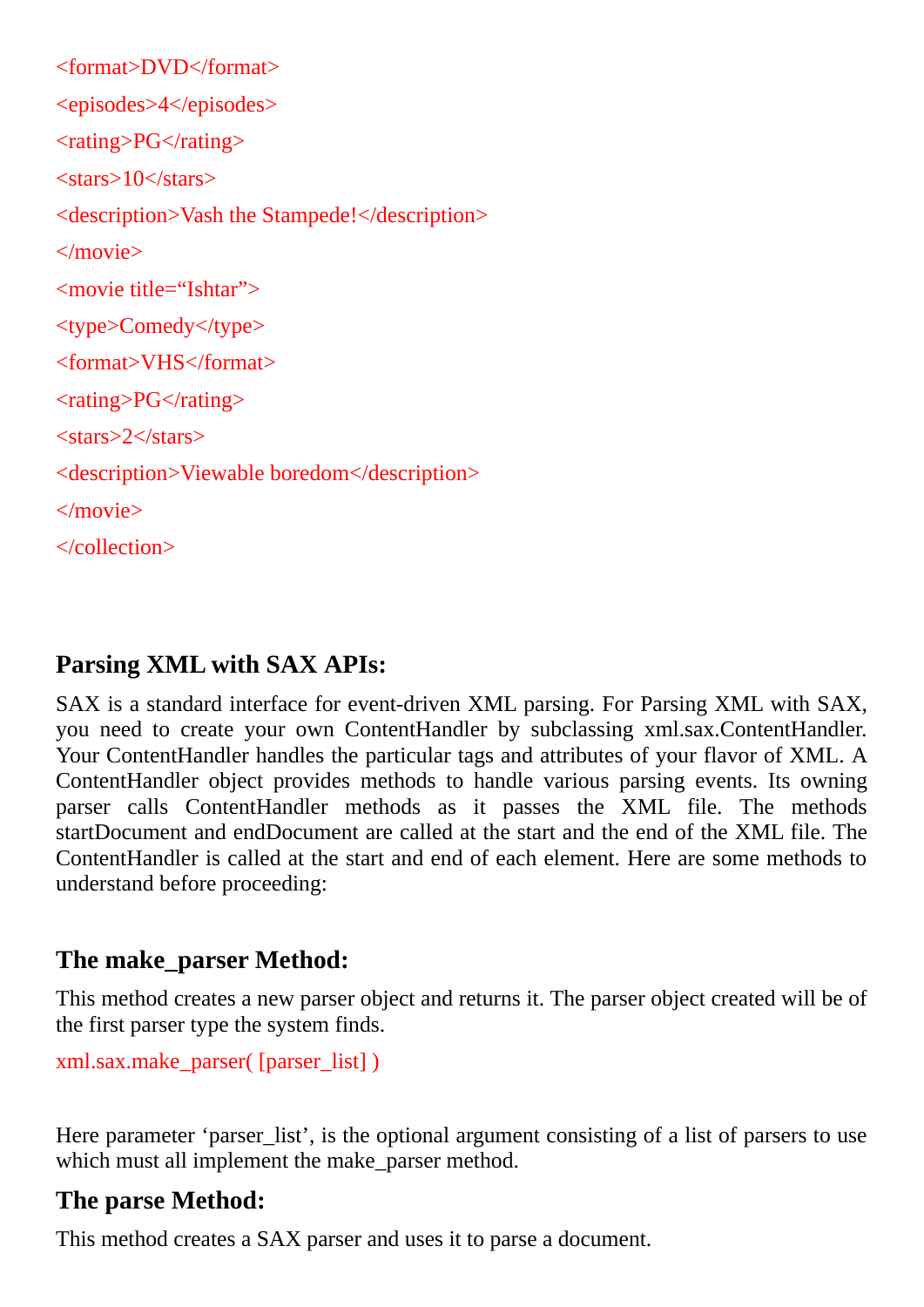```
<format>DVD</format>
<episodes>4</episodes>
<rating>PG</rating>
<stars>10</stars>
<description>Vash the Stampede!</description>
</movie>
<movie title="Ishtar">
<type>Comedy</type>
<format>VHS</format>
<rating>PG</rating>
<stars>2</stars>
<description>Viewable boredom</description>
</movie>
</collection>
```

### Parsing XML with SAX APIs:

SAX is a standard interface for event-driven XML parsing. For Parsing XML with SAX, you need to create your own ContentHandler by subclassing xml.sax.ContentHandler. Your ContentHandler handles the particular tags and attributes of your flavor of XML. A ContentHandler object provides methods to handle various parsing events. Its owning parser calls ContentHandler methods as it passes the XML file. The methods startDocument and endDocument are called at the start and the end of the XML file. The ContentHandler is called at the start and end of each element. Here are some methods to understand before proceeding:

### The make_parser Method:

This method creates a new parser object and returns it. The parser object created will be of the first parser type the system finds.

```
xml.sax.make_parser( [parser_list] )
```

Here parameter 'parser_list', is the optional argument consisting of a list of parsers to use which must all implement the make_parser method.

### The parse Method:

This method creates a SAX parser and uses it to parse a document.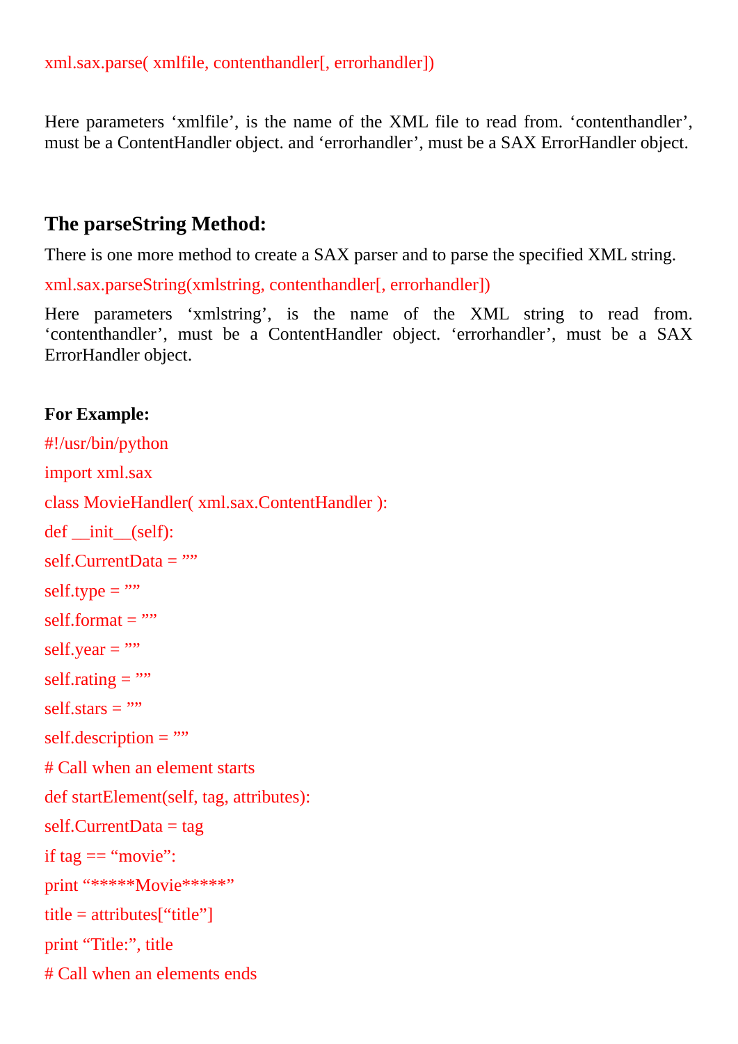xml.sax.parse( xmlfile, contenthandler[, errorhandler])

Here parameters ‘xmlfile’, is the name of the XML file to read from. ‘contenthandler’, must be a ContentHandler object. and ‘errorhandler’, must be a SAX ErrorHandler object.

### The parseString Method:

There is one more method to create a SAX parser and to parse the specified XML string.

xml.sax.parseString(xmlstring, contenthandler[, errorhandler])

Here parameters ‘xmlstring’, is the name of the XML string to read from. ‘contenthandler’, must be a ContentHandler object. ‘errorhandler’, must be a SAX ErrorHandler object.

**For Example:**

```
#!/usr/bin/python
import xml.sax
class MovieHandler( xml.sax.ContentHandler ):
def __init__(self):
self.CurrentData = ””
self.type = ””
self.format = ””
self.year = ””
self.rating = ””
self.stars = ””
self.description = ””
# Call when an element starts
def startElement(self, tag, attributes):
self.CurrentData = tag
if tag == “movie”:
print “*****Movie*****”
title = attributes[“title”]
print “Title:”, title
# Call when an elements ends
```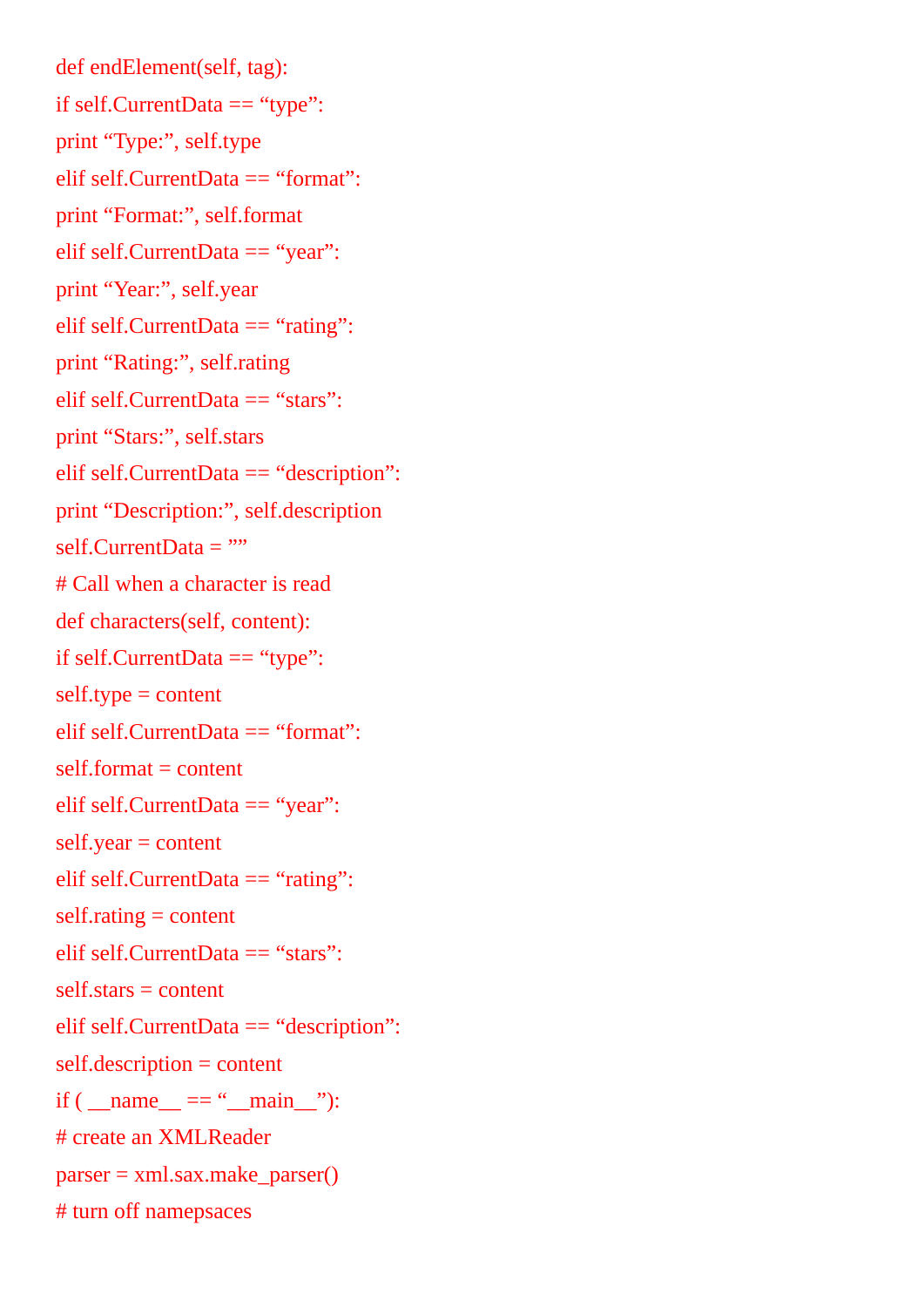```
def endElement(self, tag):
if self.CurrentData == “type”:
print “Type:”, self.type
elif self.CurrentData == “format”:
print “Format:”, self.format
elif self.CurrentData == “year”:
print “Year:”, self.year
elif self.CurrentData == “rating”:
print “Rating:”, self.rating
elif self.CurrentData == “stars”:
print “Stars:”, self.stars
elif self.CurrentData == “description”:
print “Description:”, self.description
self.CurrentData = ””
# Call when a character is read
def characters(self, content):
if self.CurrentData == “type”:
self.type = content
elif self.CurrentData == “format”:
self.format = content
elif self.CurrentData == “year”:
self.year = content
elif self.CurrentData == “rating”:
self.rating = content
elif self.CurrentData == “stars”:
self.stars = content
elif self.CurrentData == “description”:
self.description = content
if ( __name__ == “__main__”):
# create an XMLReader
parser = xml.sax.make_parser()
# turn off namepsaces
```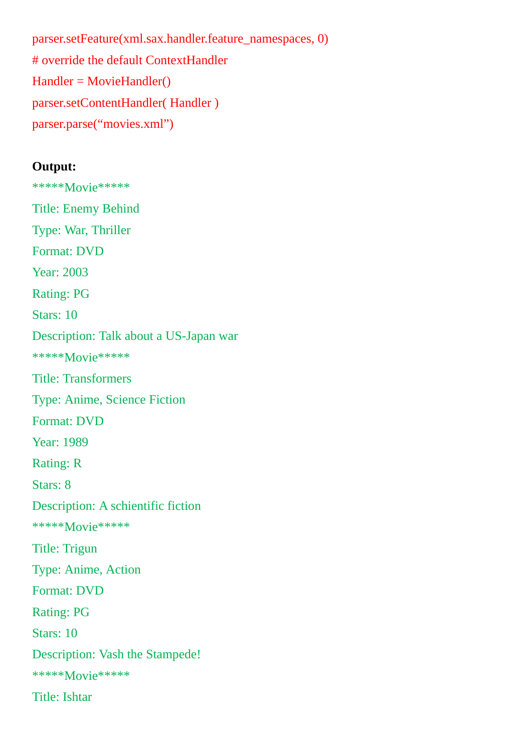```
parser.setFeature(xml.sax.handler.feature_namespaces, 0)
# override the default ContextHandler
Handler = MovieHandler()
parser.setContentHandler( Handler )
parser.parse("movies.xml")
```

**Output:**

```
*****Movie*****
Title: Enemy Behind
Type: War, Thriller
Format: DVD
Year: 2003
Rating: PG
Stars: 10
Description: Talk about a US-Japan war
*****Movie*****
Title: Transformers
Type: Anime, Science Fiction
Format: DVD
Year: 1989
Rating: R
Stars: 8
Description: A schientific fiction
*****Movie*****
Title: Trigun
Type: Anime, Action
Format: DVD
Rating: PG
Stars: 10
Description: Vash the Stampede!
*****Movie*****
Title: Ishtar
```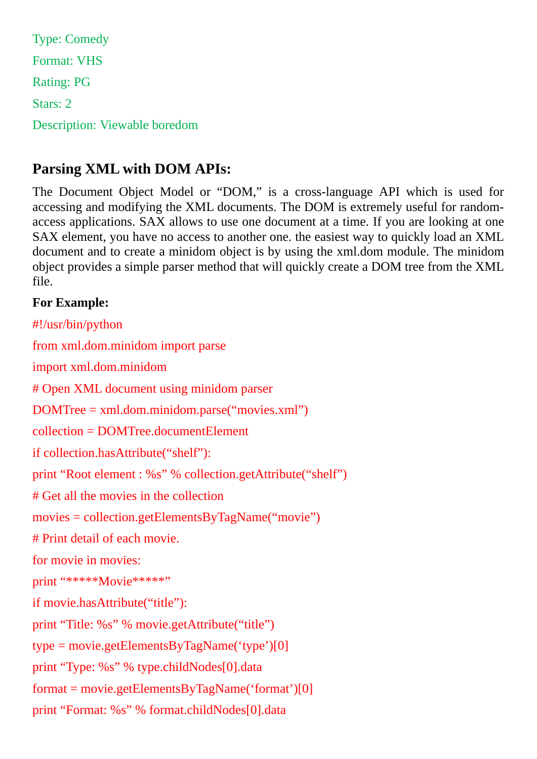Type: Comedy

Format: VHS

Rating: PG

Stars: 2

Description: Viewable boredom

## Parsing XML with DOM APIs:

The Document Object Model or "DOM," is a cross-language API which is used for accessing and modifying the XML documents. The DOM is extremely useful for random-access applications. SAX allows to use one document at a time. If you are looking at one SAX element, you have no access to another one. the easiest way to quickly load an XML document and to create a minidom object is by using the xml.dom module. The minidom object provides a simple parser method that will quickly create a DOM tree from the XML file.

**For Example:**

```
#!/usr/bin/python
from xml.dom.minidom import parse
import xml.dom.minidom
# Open XML document using minidom parser
DOMTree = xml.dom.minidom.parse("movies.xml")
collection = DOMTree.documentElement
if collection.hasAttribute("shelf"):
print "Root element : %s" % collection.getAttribute("shelf")
# Get all the movies in the collection
movies = collection.getElementsByTagName("movie")
# Print detail of each movie.
for movie in movies:
print "*****Movie*****"
if movie.hasAttribute("title"):
print "Title: %s" % movie.getAttribute("title")
type = movie.getElementsByTagName('type')[0]
print "Type: %s" % type.childNodes[0].data
format = movie.getElementsByTagName('format')[0]
print "Format: %s" % format.childNodes[0].data
```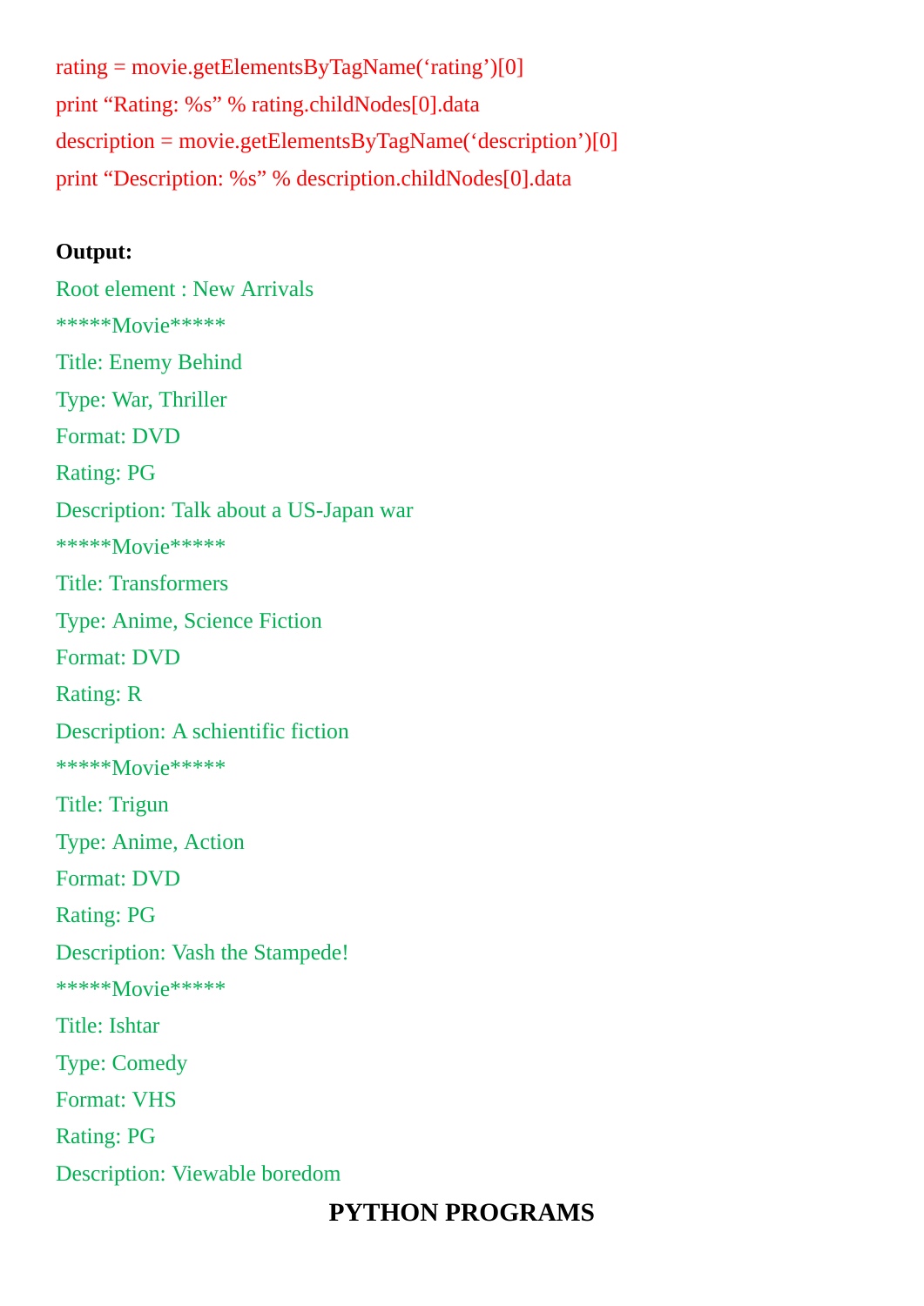```
rating = movie.getElementsByTagName('rating')[0]
print "Rating: %s" % rating.childNodes[0].data
description = movie.getElementsByTagName('description')[0]
print "Description: %s" % description.childNodes[0].data
```

**Output:**

```
Root element : New Arrivals
*****Movie*****
Title: Enemy Behind
Type: War, Thriller
Format: DVD
Rating: PG
Description: Talk about a US-Japan war
*****Movie*****
Title: Transformers
Type: Anime, Science Fiction
Format: DVD
Rating: R
Description: A schientific fiction
*****Movie*****
Title: Trigun
Type: Anime, Action
Format: DVD
Rating: PG
Description: Vash the Stampede!
*****Movie*****
Title: Ishtar
Type: Comedy
Format: VHS
Rating: PG
Description: Viewable boredom
```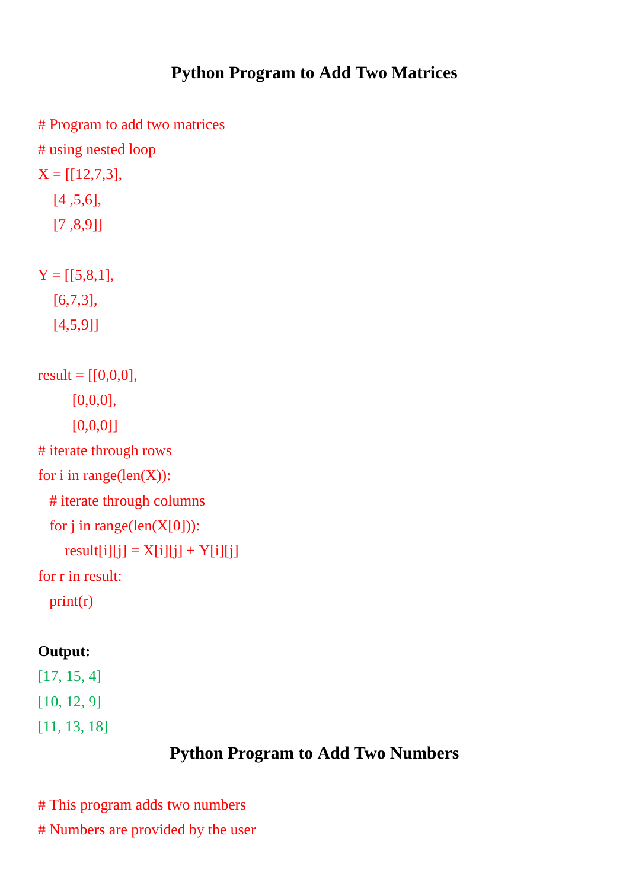## Python Program to Add Two Matrices

```
# Program to add two matrices
# using nested loop
X = [[12,7,3],
    [4 ,5,6],
    [7 ,8,9]]

Y = [[5,8,1],
    [6,7,3],
    [4,5,9]]

result = [[0,0,0],
         [0,0,0],
         [0,0,0]]
# iterate through rows
for i in range(len(X)):
   # iterate through columns
   for j in range(len(X[0])):
       result[i][j] = X[i][j] + Y[i][j]
for r in result:
   print(r)
```

**Output:**

```
[17, 15, 4]
[10, 12, 9]
[11, 13, 18]
```

## Python Program to Add Two Numbers

```
# This program adds two numbers
# Numbers are provided by the user
```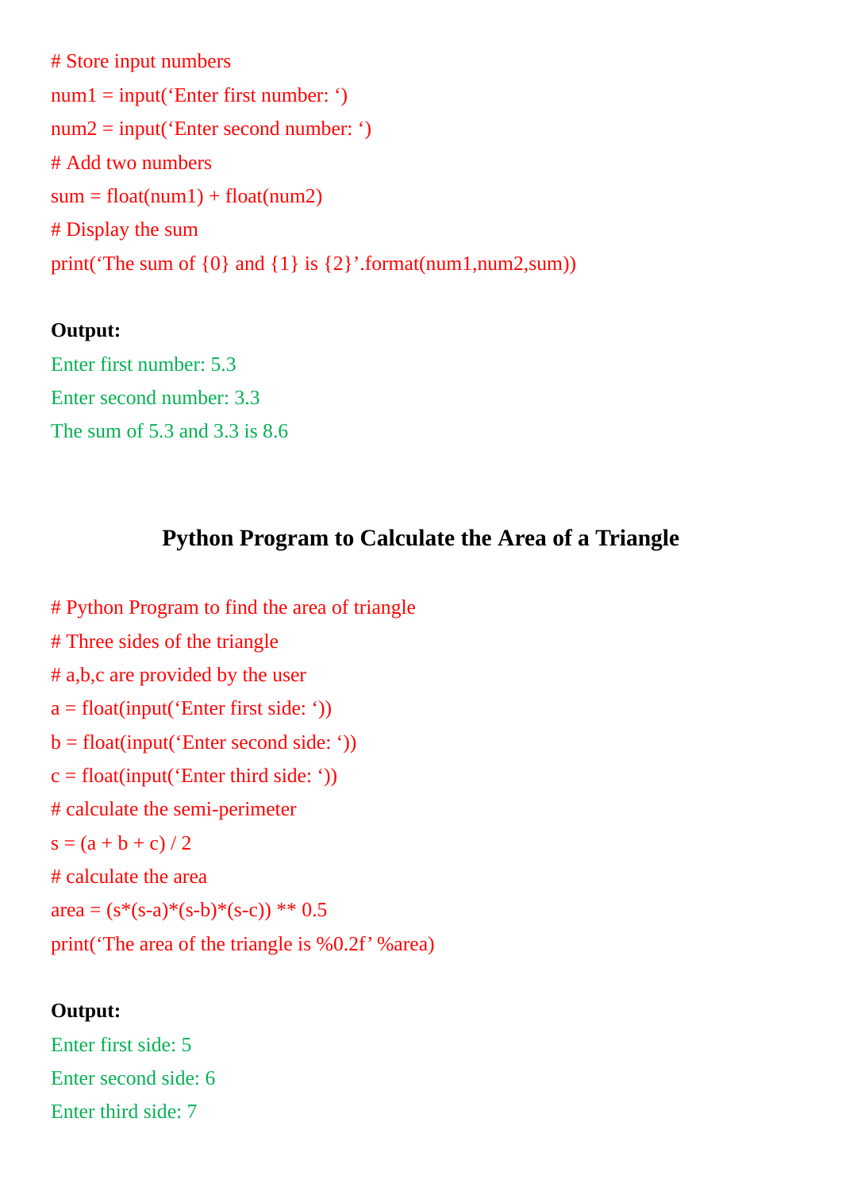```
# Store input numbers
num1 = input('Enter first number: ')
num2 = input('Enter second number: ')
# Add two numbers
sum = float(num1) + float(num2)
# Display the sum
print('The sum of {0} and {1} is {2}'.format(num1,num2,sum))
```

**Output:**

```
Enter first number: 5.3
Enter second number: 3.3
The sum of 5.3 and 3.3 is 8.6
```

## Python Program to Calculate the Area of a Triangle

```
# Python Program to find the area of triangle
# Three sides of the triangle
# a,b,c are provided by the user
a = float(input('Enter first side: '))
b = float(input('Enter second side: '))
c = float(input('Enter third side: '))
# calculate the semi-perimeter
s = (a + b + c) / 2
# calculate the area
area = (s*(s-a)*(s-b)*(s-c)) ** 0.5
print('The area of the triangle is %0.2f' %area)
```

**Output:**

```
Enter first side: 5
Enter second side: 6
Enter third side: 7
```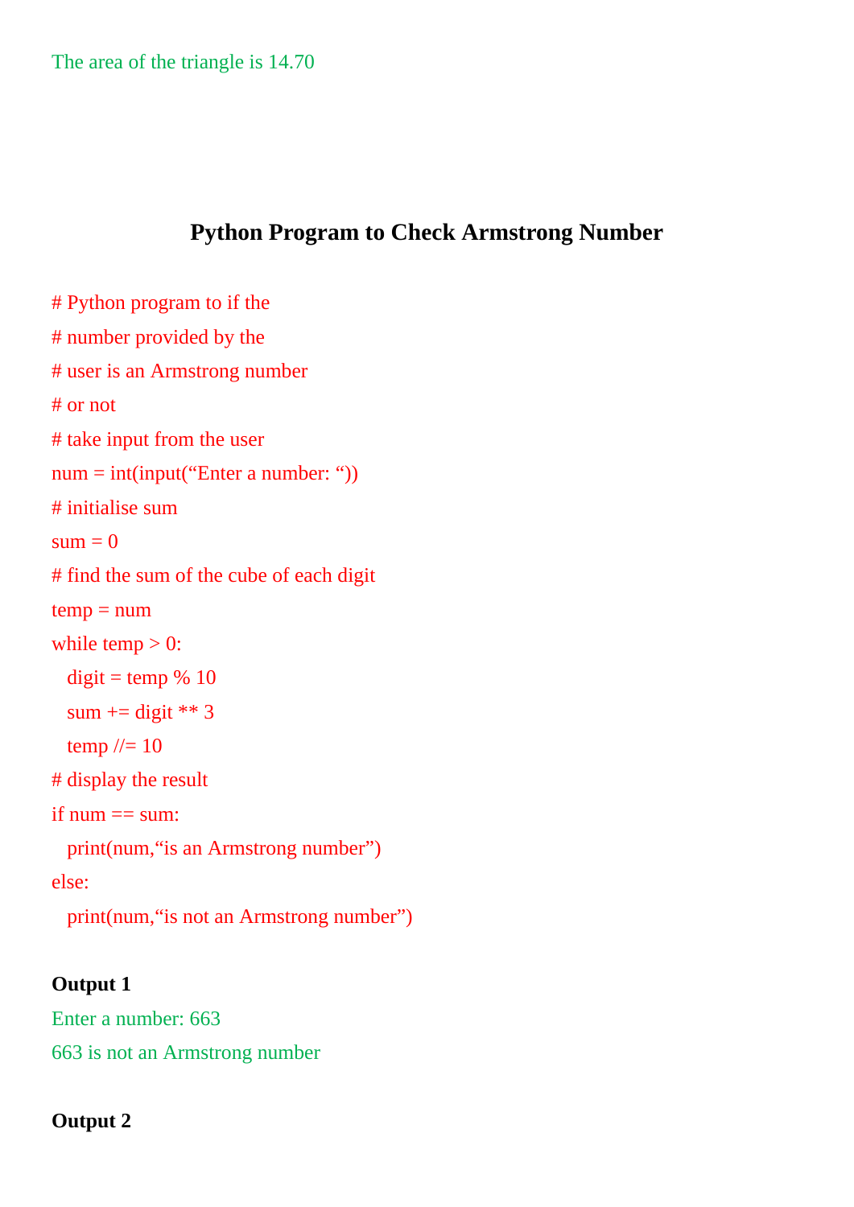The area of the triangle is 14.70

## Python Program to Check Armstrong Number

```
# Python program to if the
# number provided by the
# user is an Armstrong number
# or not
# take input from the user
num = int(input(“Enter a number: “))
# initialise sum
sum = 0
# find the sum of the cube of each digit
temp = num
while temp > 0:
   digit = temp % 10
   sum += digit ** 3
   temp //= 10
# display the result
if num == sum:
   print(num,“is an Armstrong number”)
else:
   print(num,“is not an Armstrong number”)
```

**Output 1**

Enter a number: 663

663 is not an Armstrong number

**Output 2**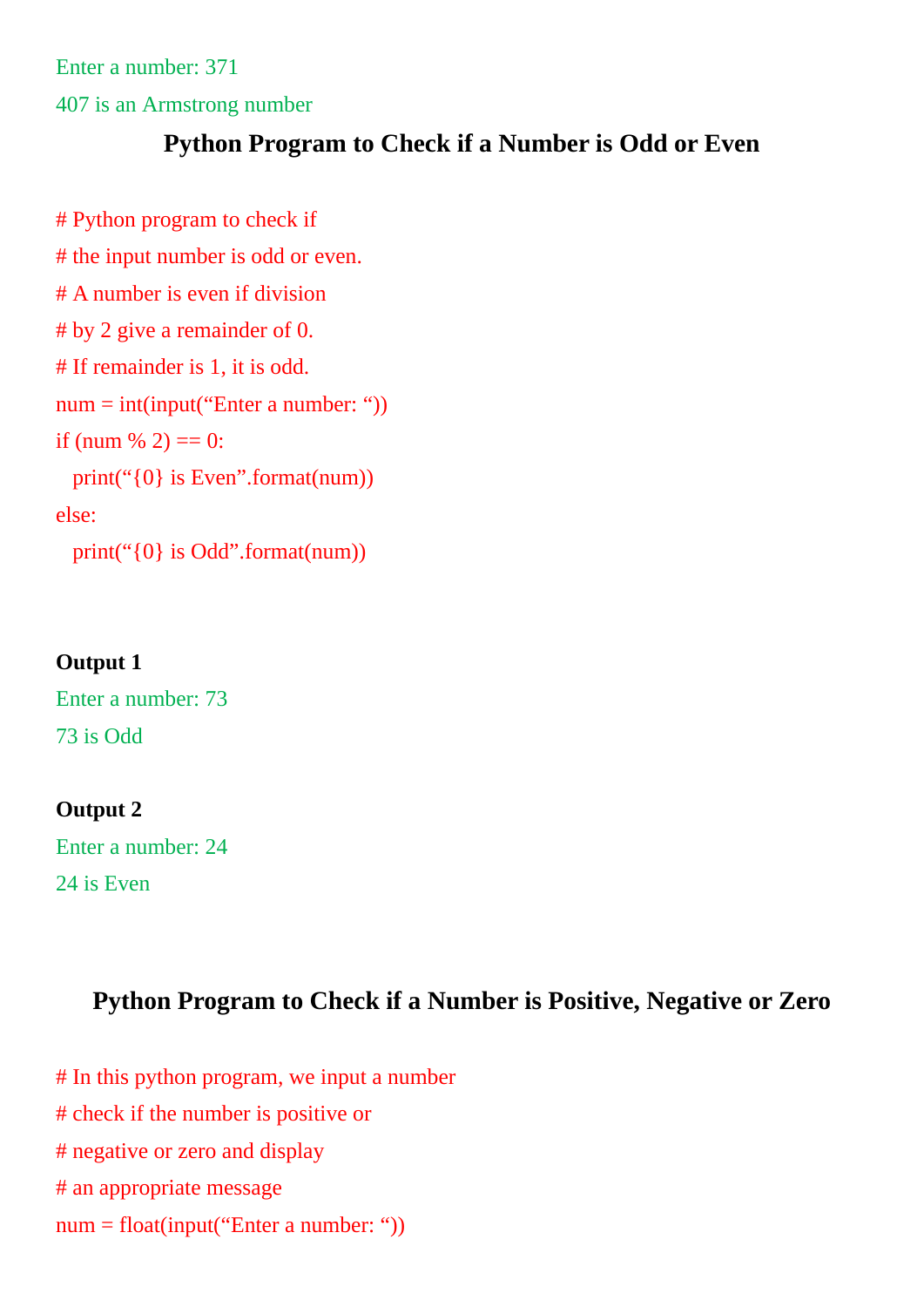```
Enter a number: 371
407 is an Armstrong number
```

## Python Program to Check if a Number is Odd or Even

```
# Python program to check if
# the input number is odd or even.
# A number is even if division
# by 2 give a remainder of 0.
# If remainder is 1, it is odd.
num = int(input("Enter a number: "))
if (num % 2) == 0:
   print("{0} is Even".format(num))
else:
   print("{0} is Odd".format(num))
```

**Output 1**

```
Enter a number: 73
73 is Odd
```

**Output 2**

```
Enter a number: 24
24 is Even
```

## Python Program to Check if a Number is Positive, Negative or Zero

```
# In this python program, we input a number
# check if the number is positive or
# negative or zero and display
# an appropriate message
num = float(input("Enter a number: "))
```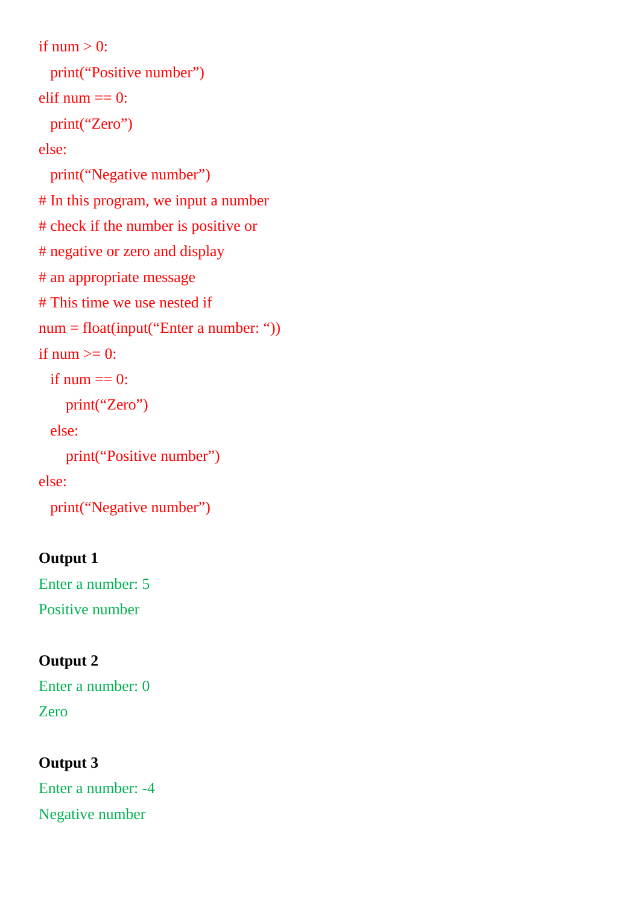```
if num > 0:
   print(“Positive number”)
elif num == 0:
   print(“Zero”)
else:
   print(“Negative number”)
# In this program, we input a number
# check if the number is positive or
# negative or zero and display
# an appropriate message
# This time we use nested if
num = float(input(“Enter a number: “))
if num >= 0:
   if num == 0:
       print(“Zero”)
   else:
       print(“Positive number”)
else:
   print(“Negative number”)
```

**Output 1**

```
Enter a number: 5
Positive number
```

**Output 2**

```
Enter a number: 0
Zero
```

**Output 3**

```
Enter a number: -4
Negative number
```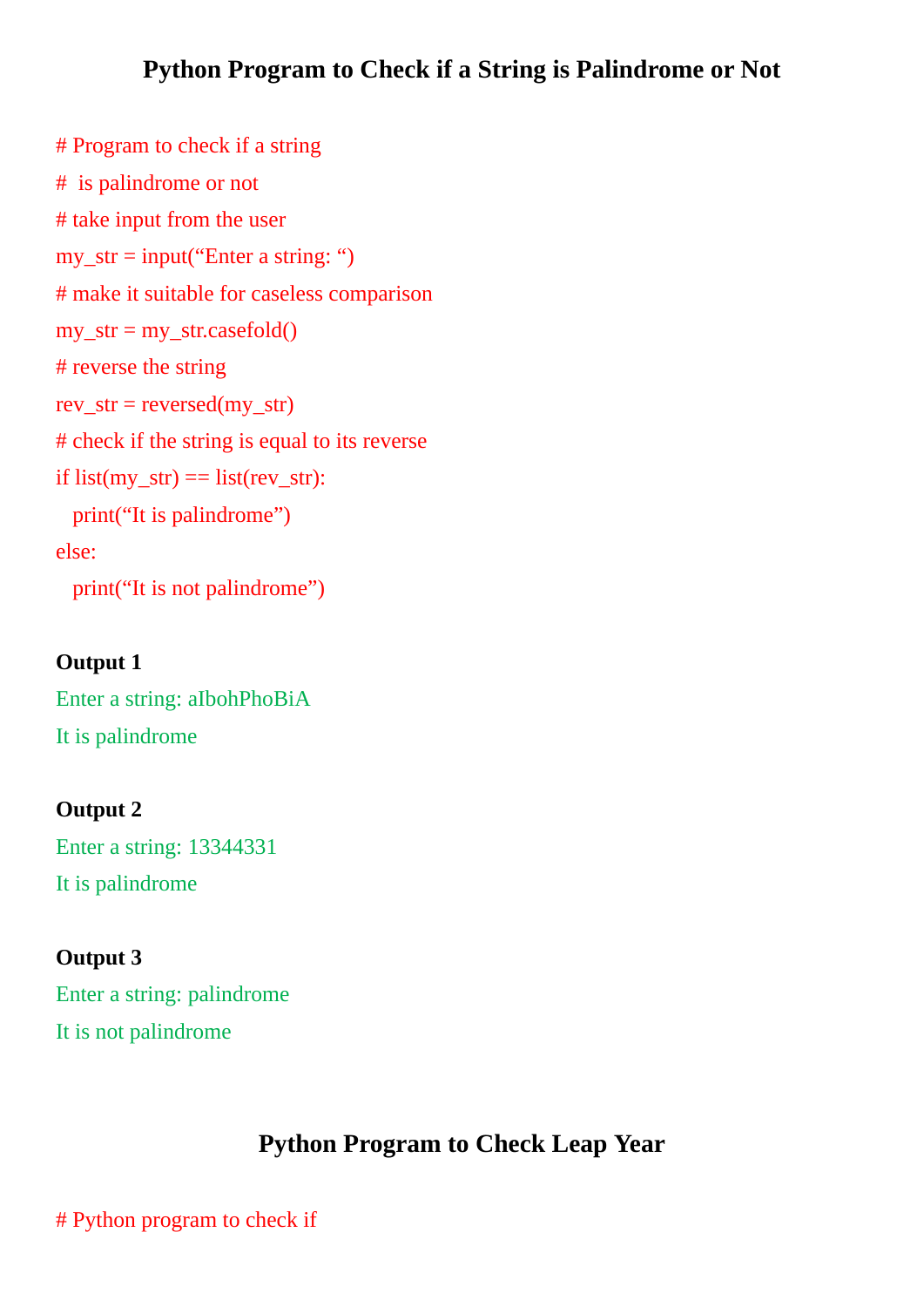## Python Program to Check if a String is Palindrome or Not

```
# Program to check if a string
#  is palindrome or not
# take input from the user
my_str = input("Enter a string: ")
# make it suitable for caseless comparison
my_str = my_str.casefold()
# reverse the string
rev_str = reversed(my_str)
# check if the string is equal to its reverse
if list(my_str) == list(rev_str):
   print("It is palindrome")
else:
   print("It is not palindrome")
```

**Output 1**

```
Enter a string: aIbohPhoBiA
It is palindrome
```

**Output 2**

```
Enter a string: 13344331
It is palindrome
```

**Output 3**

```
Enter a string: palindrome
It is not palindrome
```

## Python Program to Check Leap Year

```
# Python program to check if
```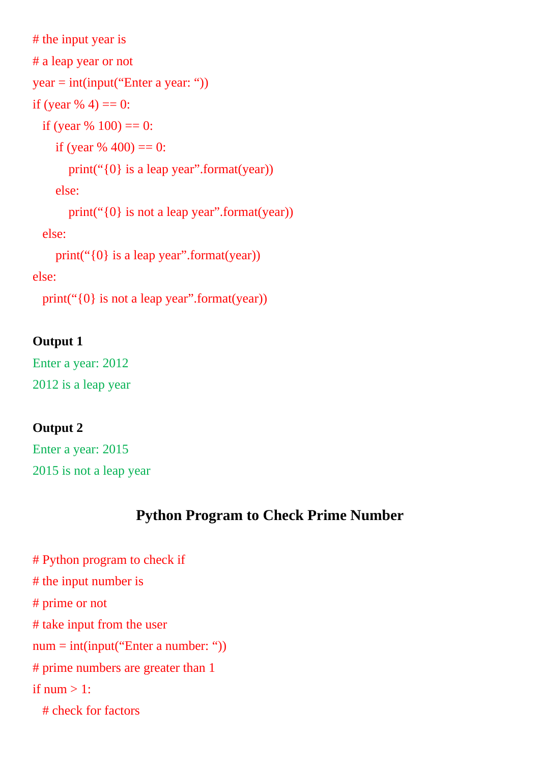```
# the input year is
# a leap year or not
year = int(input("Enter a year: "))
if (year % 4) == 0:
   if (year % 100) == 0:
       if (year % 400) == 0:
           print("{0} is a leap year".format(year))
       else:
           print("{0} is not a leap year".format(year))
   else:
       print("{0} is a leap year".format(year))
else:
   print("{0} is not a leap year".format(year))
```

**Output 1**

```
Enter a year: 2012
2012 is a leap year
```

**Output 2**

```
Enter a year: 2015
2015 is not a leap year
```

## Python Program to Check Prime Number

```
# Python program to check if
# the input number is
# prime or not
# take input from the user
num = int(input("Enter a number: "))
# prime numbers are greater than 1
if num > 1:
   # check for factors
```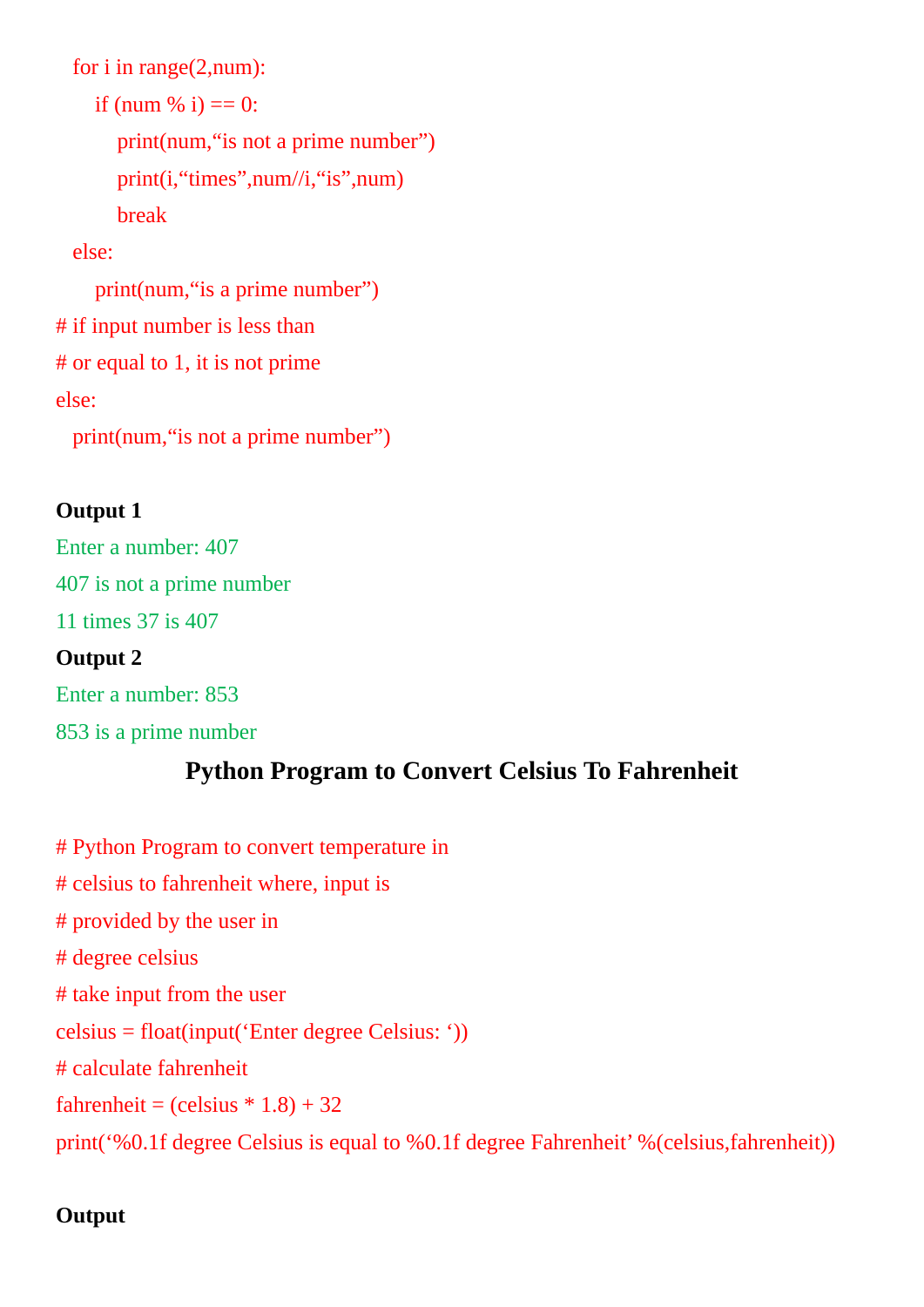```
   for i in range(2,num):
       if (num % i) == 0:
           print(num,"is not a prime number")
           print(i,"times",num//i,"is",num)
           break
   else:
       print(num,"is a prime number")
# if input number is less than
# or equal to 1, it is not prime
else:
   print(num,"is not a prime number")
```

**Output 1**

```
Enter a number: 407
407 is not a prime number
11 times 37 is 407
```

**Output 2**

```
Enter a number: 853
853 is a prime number
```

## Python Program to Convert Celsius To Fahrenheit

```
# Python Program to convert temperature in
# celsius to fahrenheit where, input is
# provided by the user in
# degree celsius
# take input from the user
celsius = float(input('Enter degree Celsius: '))
# calculate fahrenheit
fahrenheit = (celsius * 1.8) + 32
print('%0.1f degree Celsius is equal to %0.1f degree Fahrenheit' %(celsius,fahrenheit))
```

**Output**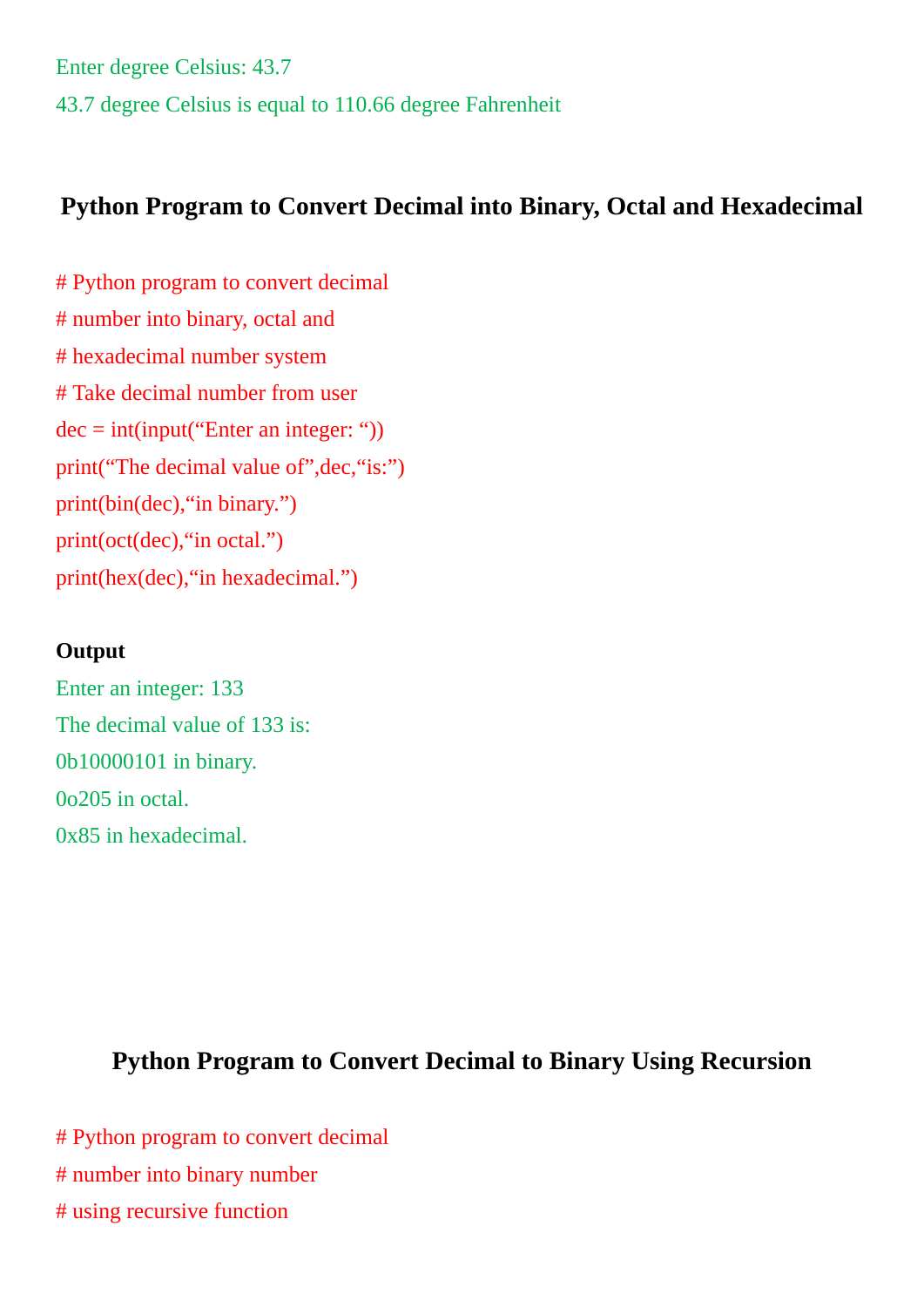```
Enter degree Celsius: 43.7
43.7 degree Celsius is equal to 110.66 degree Fahrenheit
```

## Python Program to Convert Decimal into Binary, Octal and Hexadecimal

```
# Python program to convert decimal
# number into binary, octal and
# hexadecimal number system
# Take decimal number from user
dec = int(input("Enter an integer: "))
print("The decimal value of",dec,"is:")
print(bin(dec),"in binary.")
print(oct(dec),"in octal.")
print(hex(dec),"in hexadecimal.")
```

**Output**

```
Enter an integer: 133
The decimal value of 133 is:
0b10000101 in binary.
0o205 in octal.
0x85 in hexadecimal.
```

## Python Program to Convert Decimal to Binary Using Recursion

```
# Python program to convert decimal
# number into binary number
# using recursive function
```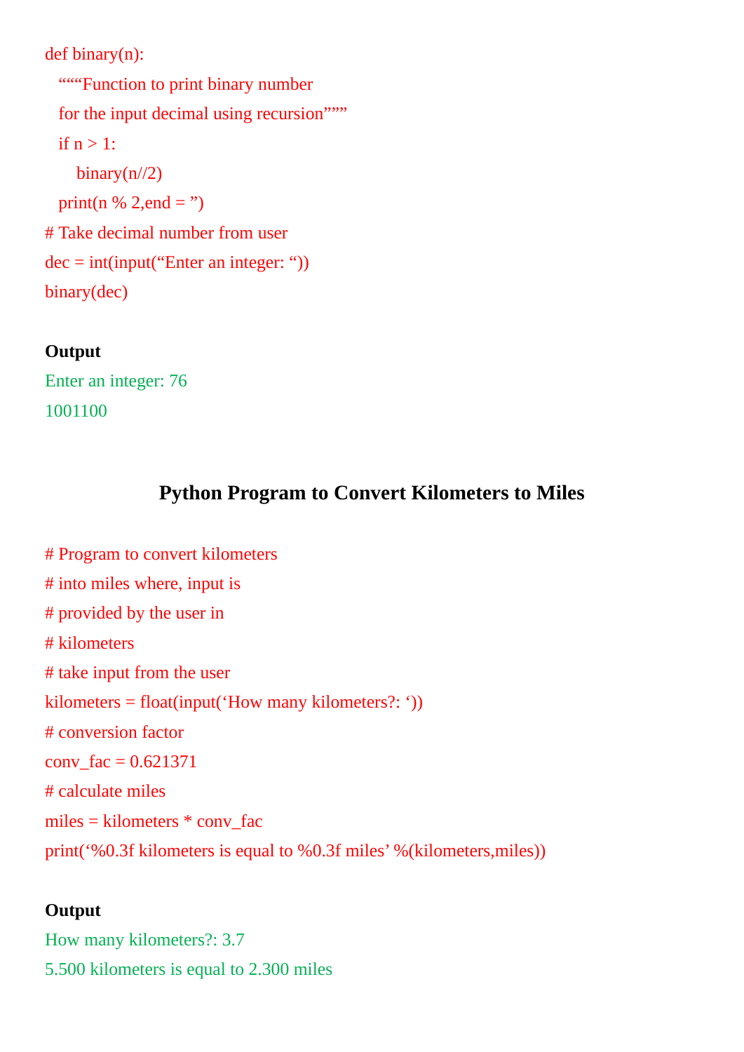```
def binary(n):
   """Function to print binary number
   for the input decimal using recursion"""
   if n > 1:
       binary(n//2)
   print(n % 2,end = ")
# Take decimal number from user
dec = int(input("Enter an integer: "))
binary(dec)
```

**Output**

```
Enter an integer: 76
1001100
```

## Python Program to Convert Kilometers to Miles

```
# Program to convert kilometers
# into miles where, input is
# provided by the user in
# kilometers
# take input from the user
kilometers = float(input('How many kilometers?: '))
# conversion factor
conv_fac = 0.621371
# calculate miles
miles = kilometers * conv_fac
print('%0.3f kilometers is equal to %0.3f miles' %(kilometers,miles))
```

**Output**

```
How many kilometers?: 3.7
5.500 kilometers is equal to 2.300 miles
```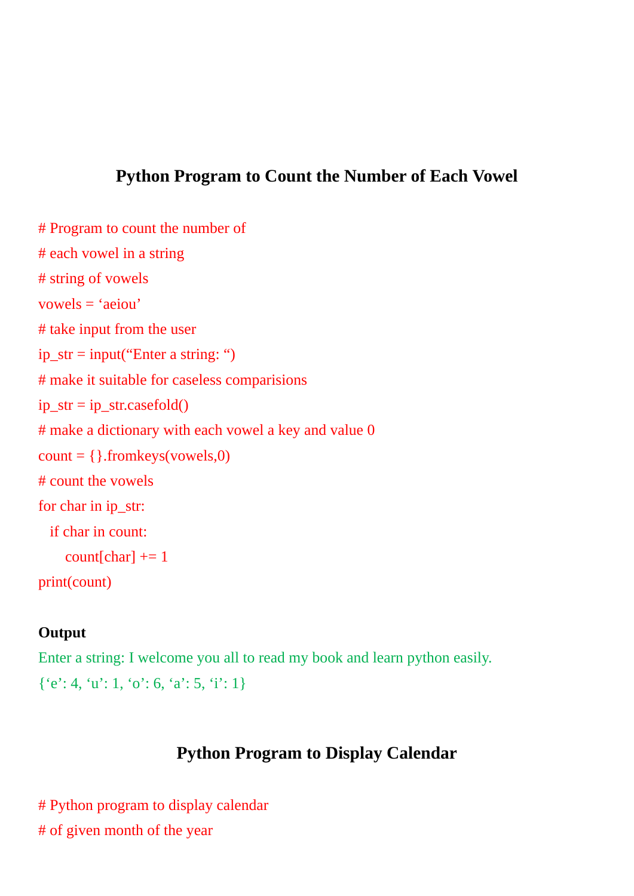## Python Program to Count the Number of Each Vowel

```
# Program to count the number of
# each vowel in a string
# string of vowels
vowels = ‘aeiou’
# take input from the user
ip_str = input(“Enter a string: “)
# make it suitable for caseless comparisions
ip_str = ip_str.casefold()
# make a dictionary with each vowel a key and value 0
count = {}.fromkeys(vowels,0)
# count the vowels
for char in ip_str:
   if char in count:
       count[char] += 1
print(count)
```

**Output**

```
Enter a string: I welcome you all to read my book and learn python easily.
{‘e’: 4, ‘u’: 1, ‘o’: 6, ‘a’: 5, ‘i’: 1}
```

## Python Program to Display Calendar

```
# Python program to display calendar
# of given month of the year
```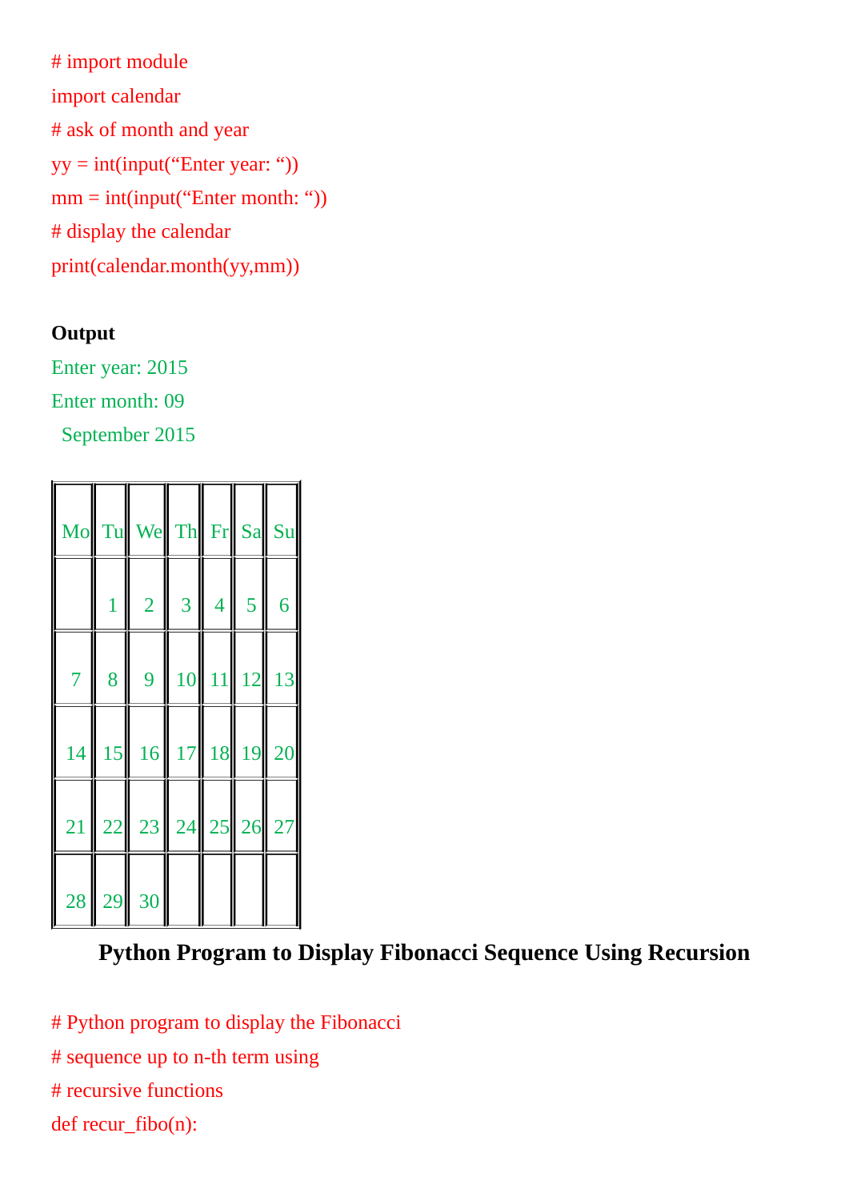```
# import module
import calendar
# ask of month and year
yy = int(input("Enter year: "))
mm = int(input("Enter month: "))
# display the calendar
print(calendar.month(yy,mm))
```

**Output**

Enter year: 2015

Enter month: 09

September 2015

| Mo | Tu | We | Th | Fr | Sa | Su |
|---|---|---|---|---|---|---|
| | 1 | 2 | 3 | 4 | 5 | 6 |
| 7 | 8 | 9 | 10 | 11 | 12 | 13 |
| 14 | 15 | 16 | 17 | 18 | 19 | 20 |
| 21 | 22 | 23 | 24 | 25 | 26 | 27 |
| 28 | 29 | 30 | | | | |

## Python Program to Display Fibonacci Sequence Using Recursion

```
# Python program to display the Fibonacci
# sequence up to n-th term using
# recursive functions
def recur_fibo(n):
```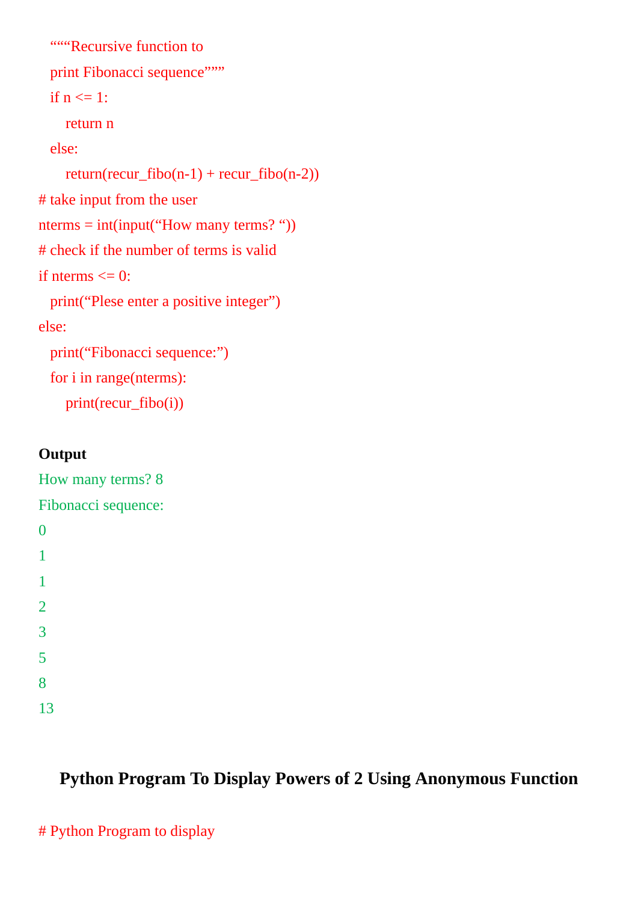```
    """Recursive function to
    print Fibonacci sequence"""
    if n <= 1:
        return n
    else:
        return(recur_fibo(n-1) + recur_fibo(n-2))
# take input from the user
nterms = int(input("How many terms? "))
# check if the number of terms is valid
if nterms <= 0:
    print("Plese enter a positive integer")
else:
    print("Fibonacci sequence:")
    for i in range(nterms):
        print(recur_fibo(i))
```

**Output**

```
How many terms? 8
Fibonacci sequence:
0
1
1
2
3
5
8
13
```

## Python Program To Display Powers of 2 Using Anonymous Function

```
# Python Program to display
```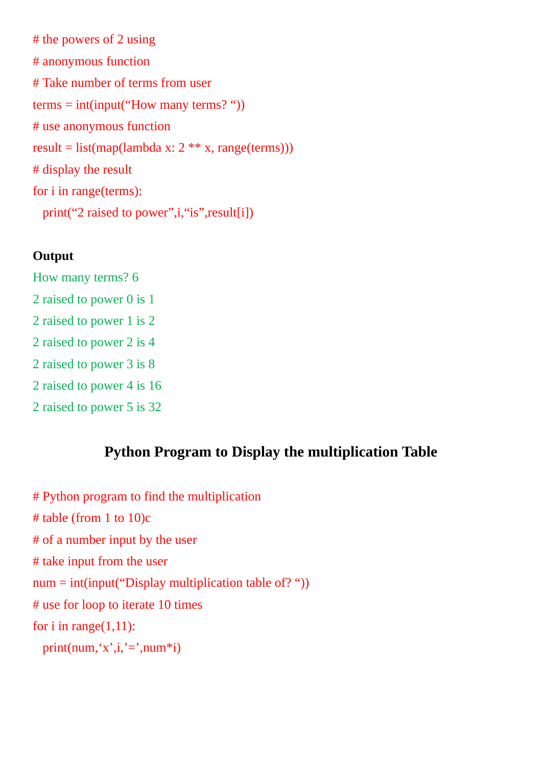```
# the powers of 2 using
# anonymous function
# Take number of terms from user
terms = int(input("How many terms? "))
# use anonymous function
result = list(map(lambda x: 2 ** x, range(terms)))
# display the result
for i in range(terms):
   print("2 raised to power",i,"is",result[i])
```

**Output**

```
How many terms? 6
2 raised to power 0 is 1
2 raised to power 1 is 2
2 raised to power 2 is 4
2 raised to power 3 is 8
2 raised to power 4 is 16
2 raised to power 5 is 32
```

## Python Program to Display the multiplication Table

```
# Python program to find the multiplication
# table (from 1 to 10)c
# of a number input by the user
# take input from the user
num = int(input("Display multiplication table of? "))
# use for loop to iterate 10 times
for i in range(1,11):
   print(num,'x',i,'=',num*i)
```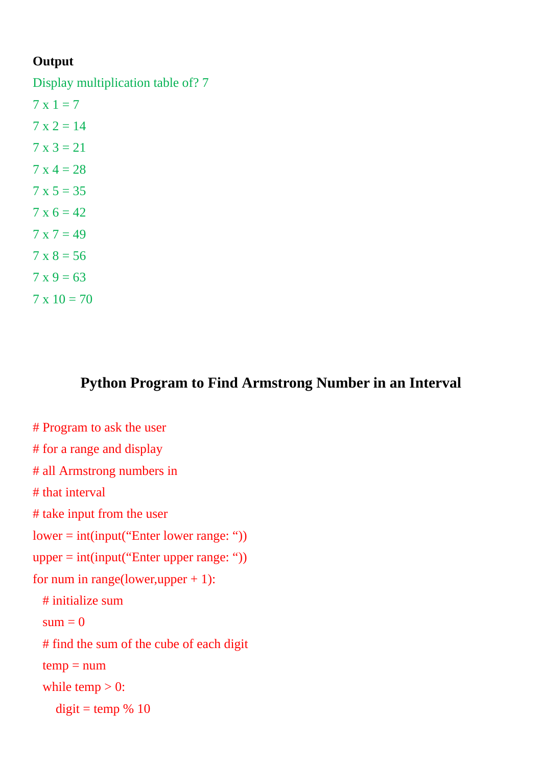**Output**

```
Display multiplication table of? 7
7 x 1 = 7
7 x 2 = 14
7 x 3 = 21
7 x 4 = 28
7 x 5 = 35
7 x 6 = 42
7 x 7 = 49
7 x 8 = 56
7 x 9 = 63
7 x 10 = 70
```

## Python Program to Find Armstrong Number in an Interval

```
# Program to ask the user
# for a range and display
# all Armstrong numbers in
# that interval
# take input from the user
lower = int(input("Enter lower range: "))
upper = int(input("Enter upper range: "))
for num in range(lower,upper + 1):
  # initialize sum
  sum = 0
  # find the sum of the cube of each digit
  temp = num
  while temp > 0:
     digit = temp % 10
```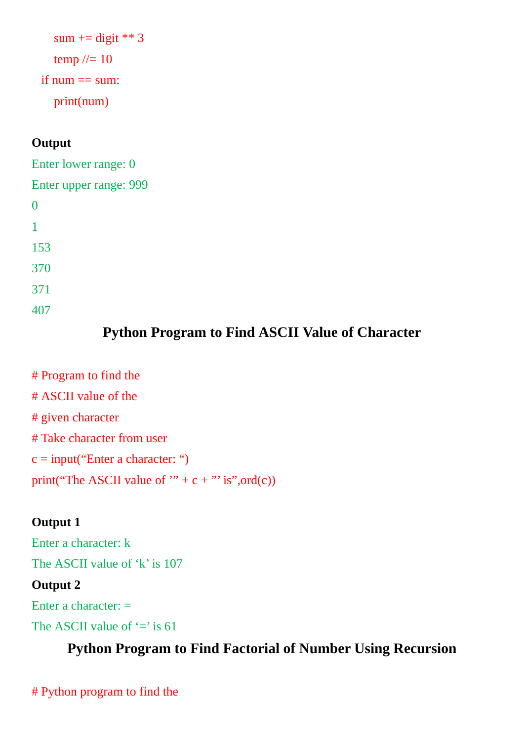```
        sum += digit ** 3
        temp //= 10
    if num == sum:
        print(num)
```

**Output**

```
Enter lower range: 0
Enter upper range: 999
0
1
153
370
371
407
```

## Python Program to Find ASCII Value of Character

```
# Program to find the
# ASCII value of the
# given character
# Take character from user
c = input(“Enter a character: “)
print(“The ASCII value of ’” + c + ”’ is”,ord(c))
```

**Output 1**

```
Enter a character: k
The ASCII value of ‘k’ is 107
```

**Output 2**

```
Enter a character: =
The ASCII value of ‘=’ is 61
```

## Python Program to Find Factorial of Number Using Recursion

```
# Python program to find the
```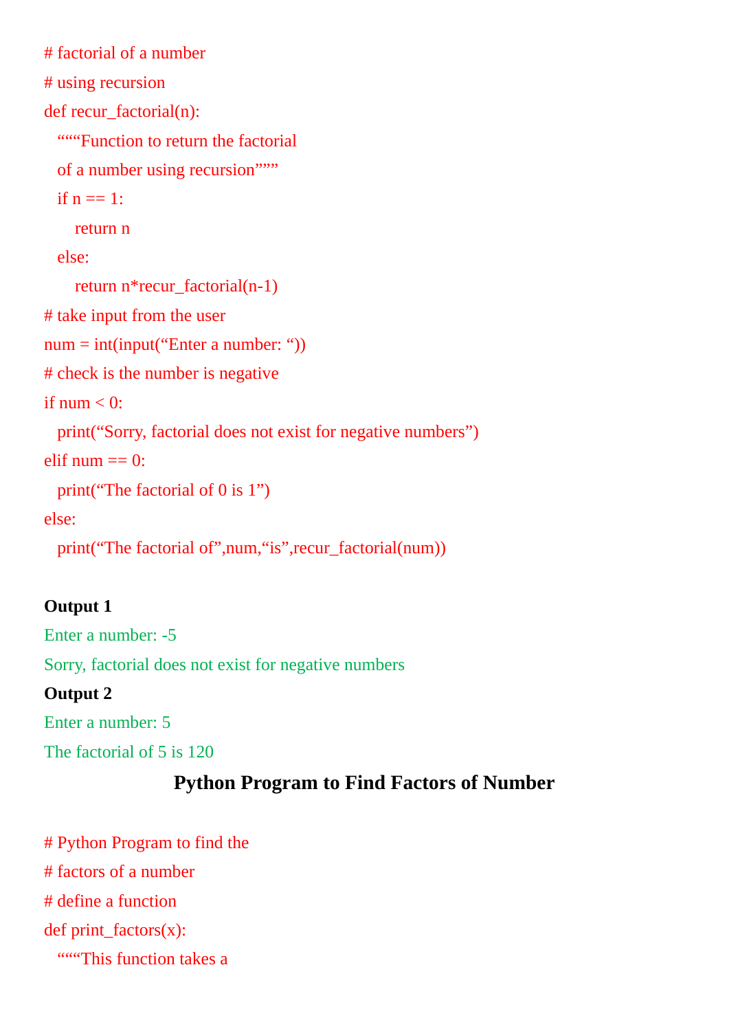```
# factorial of a number
# using recursion
def recur_factorial(n):
  """Function to return the factorial
  of a number using recursion"""
  if n == 1:
     return n
  else:
     return n*recur_factorial(n-1)
# take input from the user
num = int(input("Enter a number: "))
# check is the number is negative
if num < 0:
  print("Sorry, factorial does not exist for negative numbers")
elif num == 0:
  print("The factorial of 0 is 1")
else:
  print("The factorial of",num,"is",recur_factorial(num))
```

**Output 1**

```
Enter a number: -5
Sorry, factorial does not exist for negative numbers
```

**Output 2**

```
Enter a number: 5
The factorial of 5 is 120
```

## Python Program to Find Factors of Number

```
# Python Program to find the
# factors of a number
# define a function
def print_factors(x):
  """This function takes a
```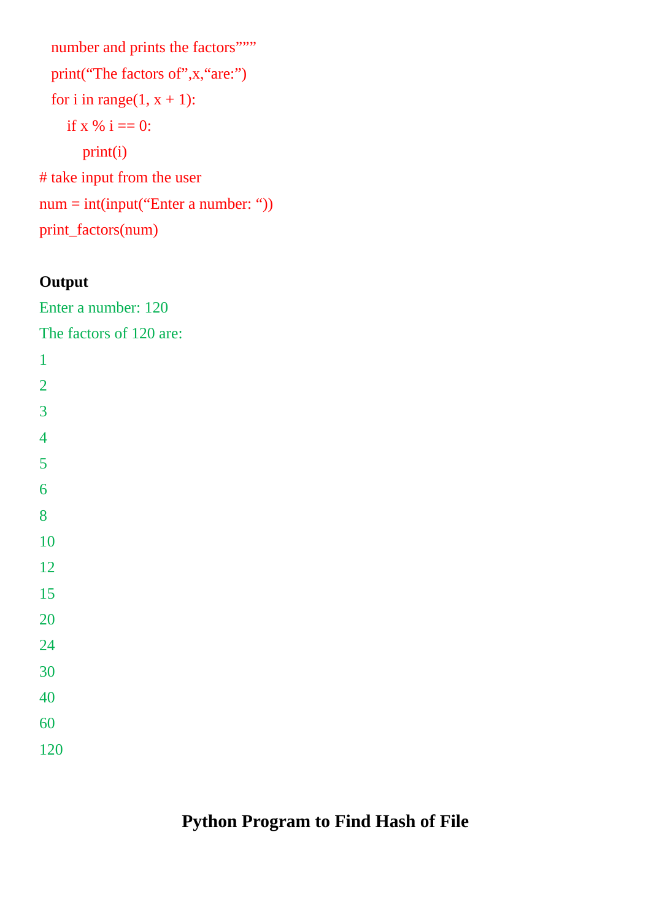```
   number and prints the factors”””
   print(“The factors of”,x,“are:”)
   for i in range(1, x + 1):
       if x % i == 0:
           print(i)
# take input from the user
num = int(input(“Enter a number: “))
print_factors(num)
```

**Output**

```
Enter a number: 120
The factors of 120 are:
1
2
3
4
5
6
8
10
12
15
20
24
30
40
60
120
```

## Python Program to Find Hash of File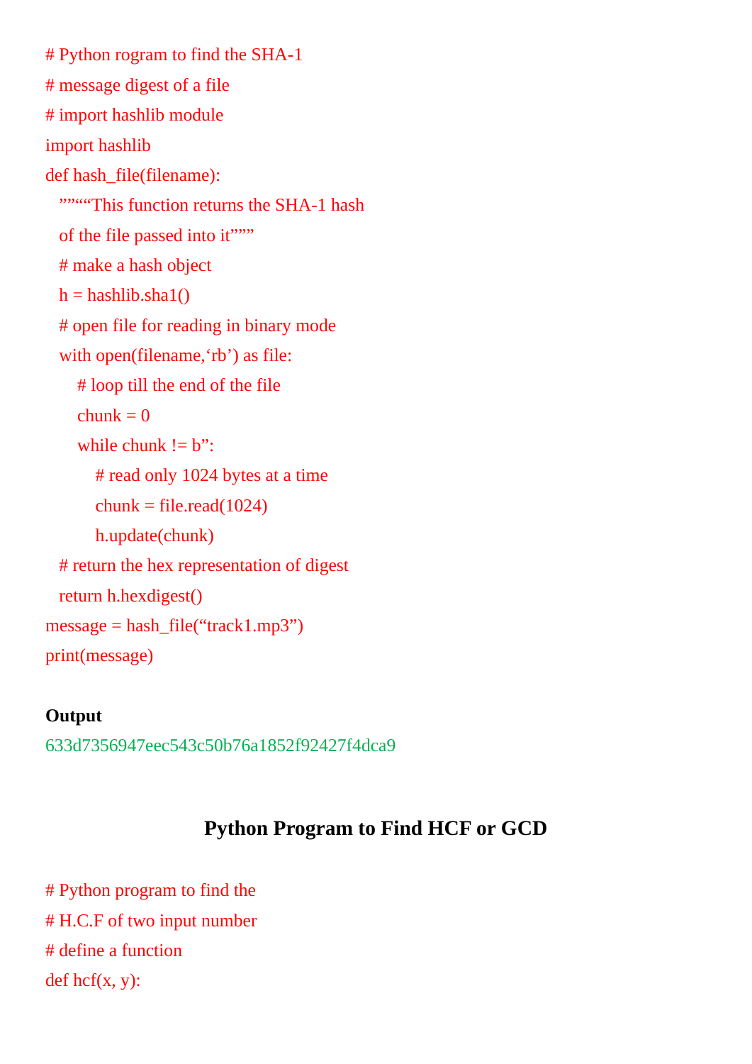```
# Python rogram to find the SHA-1
# message digest of a file
# import hashlib module
import hashlib
def hash_file(filename):
   ”””“This function returns the SHA-1 hash
   of the file passed into it”””
   # make a hash object
   h = hashlib.sha1()
   # open file for reading in binary mode
   with open(filename,‘rb’) as file:
       # loop till the end of the file
       chunk = 0
       while chunk != b”:
           # read only 1024 bytes at a time
           chunk = file.read(1024)
           h.update(chunk)
   # return the hex representation of digest
   return h.hexdigest()
message = hash_file(“track1.mp3”)
print(message)
```

**Output**

633d7356947eec543c50b76a1852f92427f4dca9

## Python Program to Find HCF or GCD

```
# Python program to find the
# H.C.F of two input number
# define a function
def hcf(x, y):
```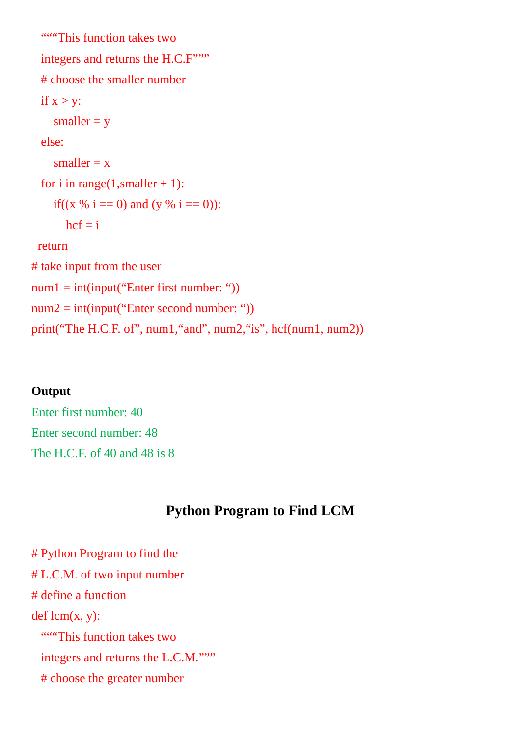```
   """This function takes two
   integers and returns the H.C.F"""
   # choose the smaller number
   if x > y:
       smaller = y
   else:
       smaller = x
   for i in range(1,smaller + 1):
       if((x % i == 0) and (y % i == 0)):
           hcf = i
  return
# take input from the user
num1 = int(input("Enter first number: "))
num2 = int(input("Enter second number: "))
print("The H.C.F. of", num1,"and", num2,"is", hcf(num1, num2))
```

**Output**

```
Enter first number: 40
Enter second number: 48
The H.C.F. of 40 and 48 is 8
```

## Python Program to Find LCM

```
# Python Program to find the
# L.C.M. of two input number
# define a function
def lcm(x, y):
   """This function takes two
   integers and returns the L.C.M."""
   # choose the greater number
```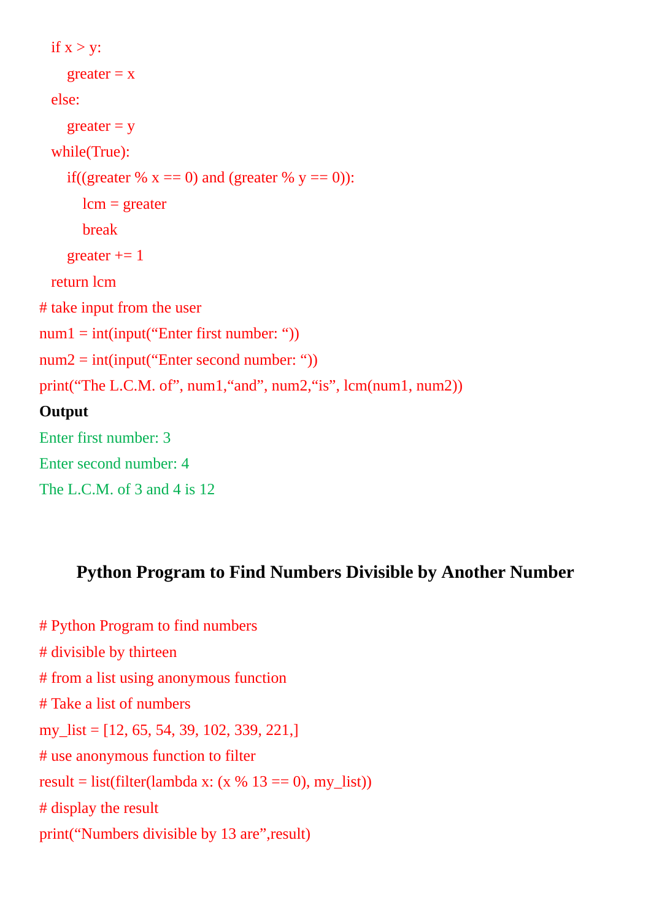```
    if x > y:
        greater = x
    else:
        greater = y
    while(True):
        if((greater % x == 0) and (greater % y == 0)):
            lcm = greater
            break
        greater += 1
    return lcm
# take input from the user
num1 = int(input("Enter first number: "))
num2 = int(input("Enter second number: "))
print("The L.C.M. of", num1,"and", num2,"is", lcm(num1, num2))
```

**Output**

```
Enter first number: 3
Enter second number: 4
The L.C.M. of 3 and 4 is 12
```

## Python Program to Find Numbers Divisible by Another Number

```
# Python Program to find numbers
# divisible by thirteen
# from a list using anonymous function
# Take a list of numbers
my_list = [12, 65, 54, 39, 102, 339, 221,]
# use anonymous function to filter
result = list(filter(lambda x: (x % 13 == 0), my_list))
# display the result
print("Numbers divisible by 13 are",result)
```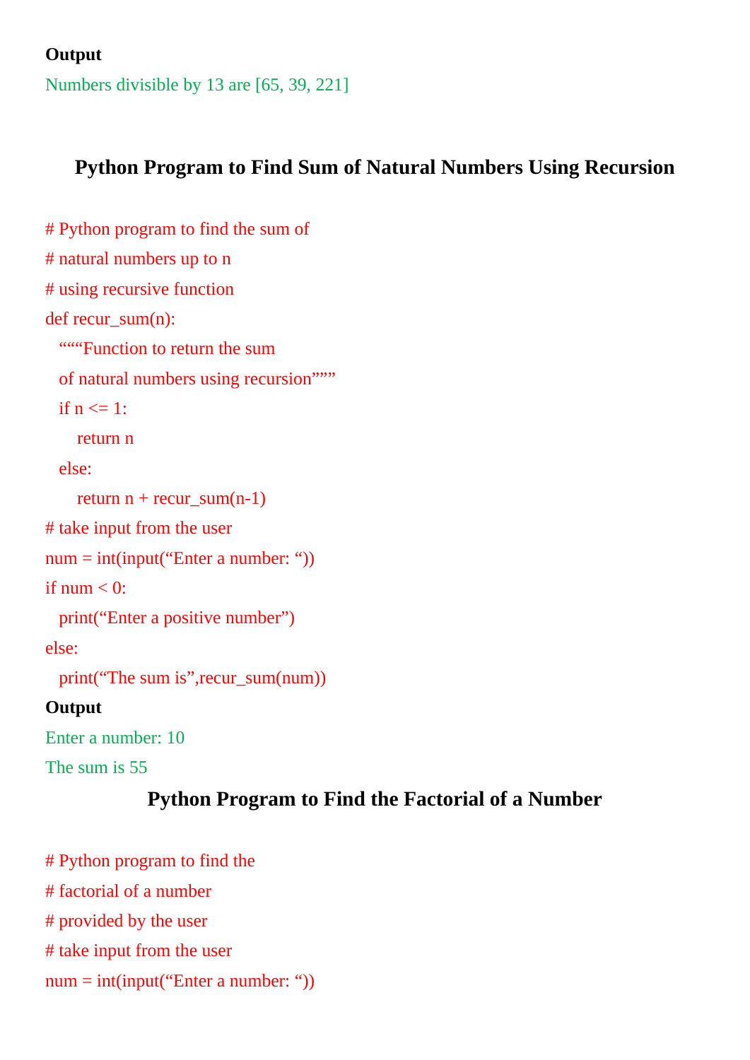**Output**

Numbers divisible by 13 are [65, 39, 221]

## Python Program to Find Sum of Natural Numbers Using Recursion

```
# Python program to find the sum of
# natural numbers up to n
# using recursive function
def recur_sum(n):
  """Function to return the sum
  of natural numbers using recursion"""
  if n <= 1:
     return n
  else:
     return n + recur_sum(n-1)
# take input from the user
num = int(input("Enter a number: "))
if num < 0:
  print("Enter a positive number")
else:
  print("The sum is",recur_sum(num))
```

**Output**

Enter a number: 10

The sum is 55

## Python Program to Find the Factorial of a Number

```
# Python program to find the
# factorial of a number
# provided by the user
# take input from the user
num = int(input("Enter a number: "))
```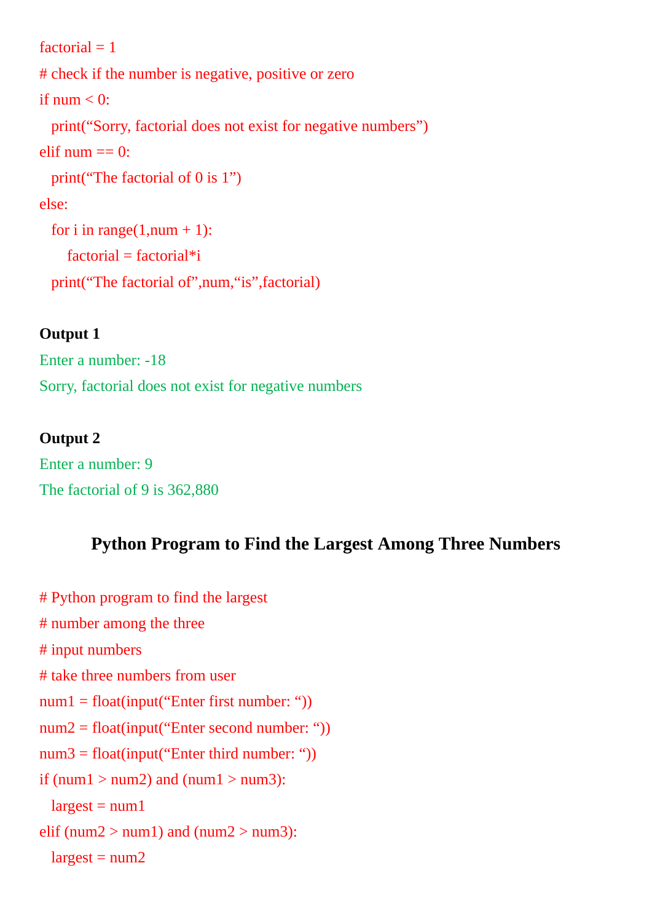```python
factorial = 1
# check if the number is negative, positive or zero
if num < 0:
   print("Sorry, factorial does not exist for negative numbers")
elif num == 0:
   print("The factorial of 0 is 1")
else:
   for i in range(1,num + 1):
       factorial = factorial*i
   print("The factorial of",num,"is",factorial)
```

**Output 1**

```
Enter a number: -18
Sorry, factorial does not exist for negative numbers
```

**Output 2**

```
Enter a number: 9
The factorial of 9 is 362,880
```

## Python Program to Find the Largest Among Three Numbers

```python
# Python program to find the largest
# number among the three
# input numbers
# take three numbers from user
num1 = float(input("Enter first number: "))
num2 = float(input("Enter second number: "))
num3 = float(input("Enter third number: "))
if (num1 > num2) and (num1 > num3):
   largest = num1
elif (num2 > num1) and (num2 > num3):
   largest = num2
```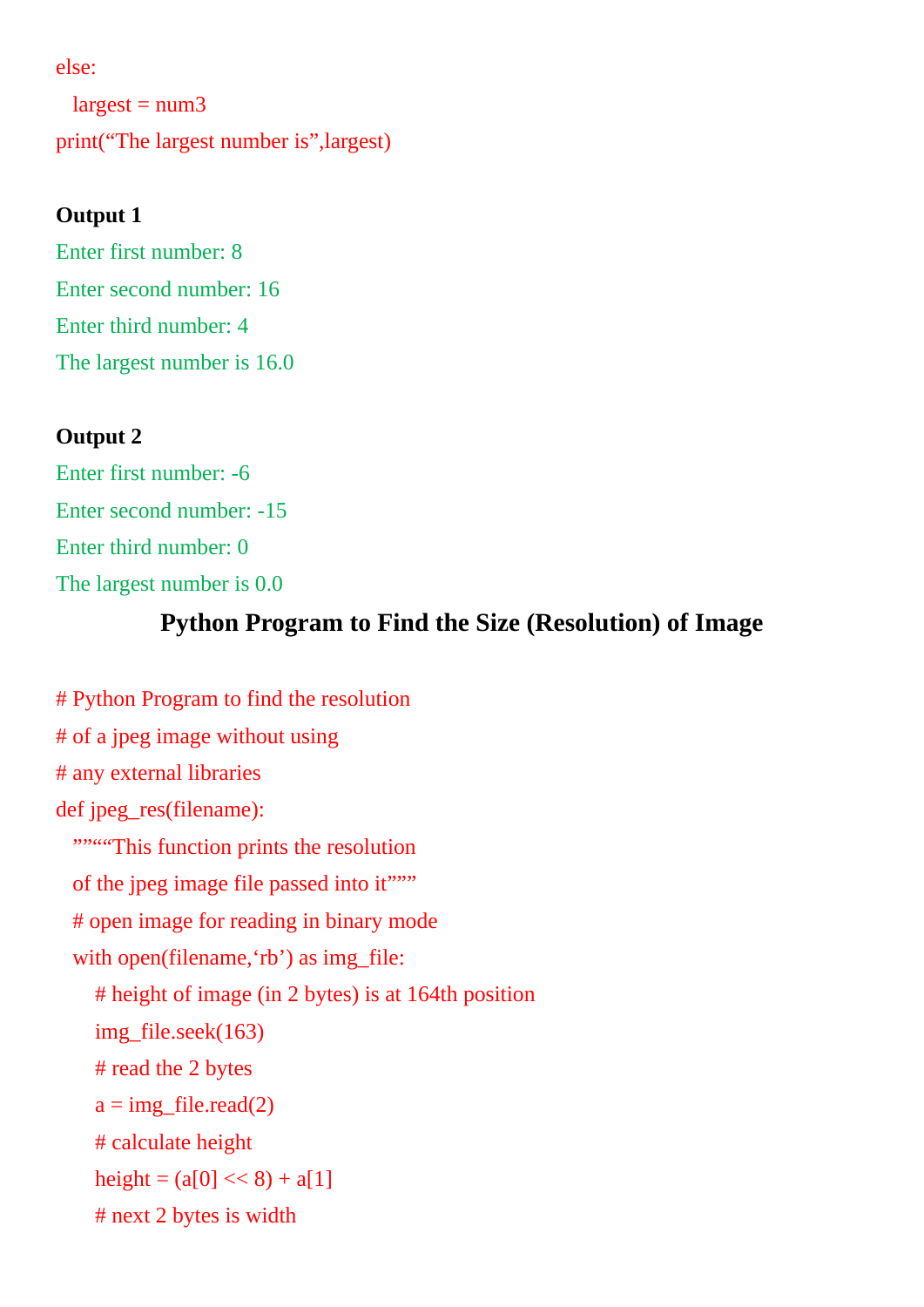```
else:
   largest = num3
print("The largest number is",largest)
```

**Output 1**

```
Enter first number: 8
Enter second number: 16
Enter third number: 4
The largest number is 16.0
```

**Output 2**

```
Enter first number: -6
Enter second number: -15
Enter third number: 0
The largest number is 0.0
```

## Python Program to Find the Size (Resolution) of Image

```
# Python Program to find the resolution
# of a jpeg image without using
# any external libraries
def jpeg_res(filename):
   """"This function prints the resolution
   of the jpeg image file passed into it"""
   # open image for reading in binary mode
   with open(filename,'rb') as img_file:
      # height of image (in 2 bytes) is at 164th position
      img_file.seek(163)
      # read the 2 bytes
      a = img_file.read(2)
      # calculate height
      height = (a[0] << 8) + a[1]
      # next 2 bytes is width
```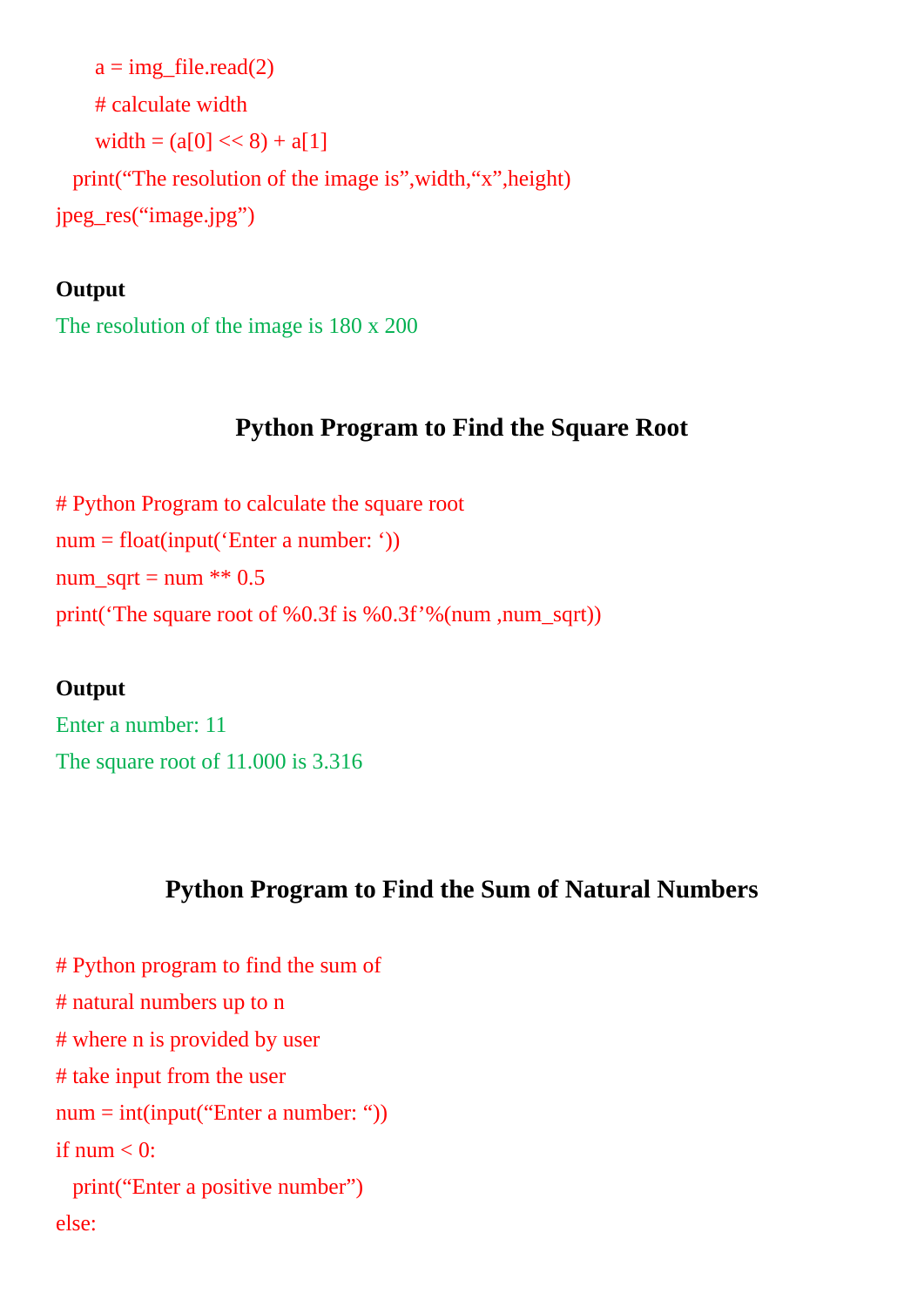```
        a = img_file.read(2)
        # calculate width
        width = (a[0] << 8) + a[1]
    print("The resolution of the image is",width,"x",height)
jpeg_res("image.jpg")
```

**Output**

```
The resolution of the image is 180 x 200
```

## Python Program to Find the Square Root

```
# Python Program to calculate the square root
num = float(input('Enter a number: '))
num_sqrt = num ** 0.5
print('The square root of %0.3f is %0.3f'%(num ,num_sqrt))
```

**Output**

```
Enter a number: 11
The square root of 11.000 is 3.316
```

## Python Program to Find the Sum of Natural Numbers

```
# Python program to find the sum of
# natural numbers up to n
# where n is provided by user
# take input from the user
num = int(input("Enter a number: "))
if num < 0:
    print("Enter a positive number")
else:
```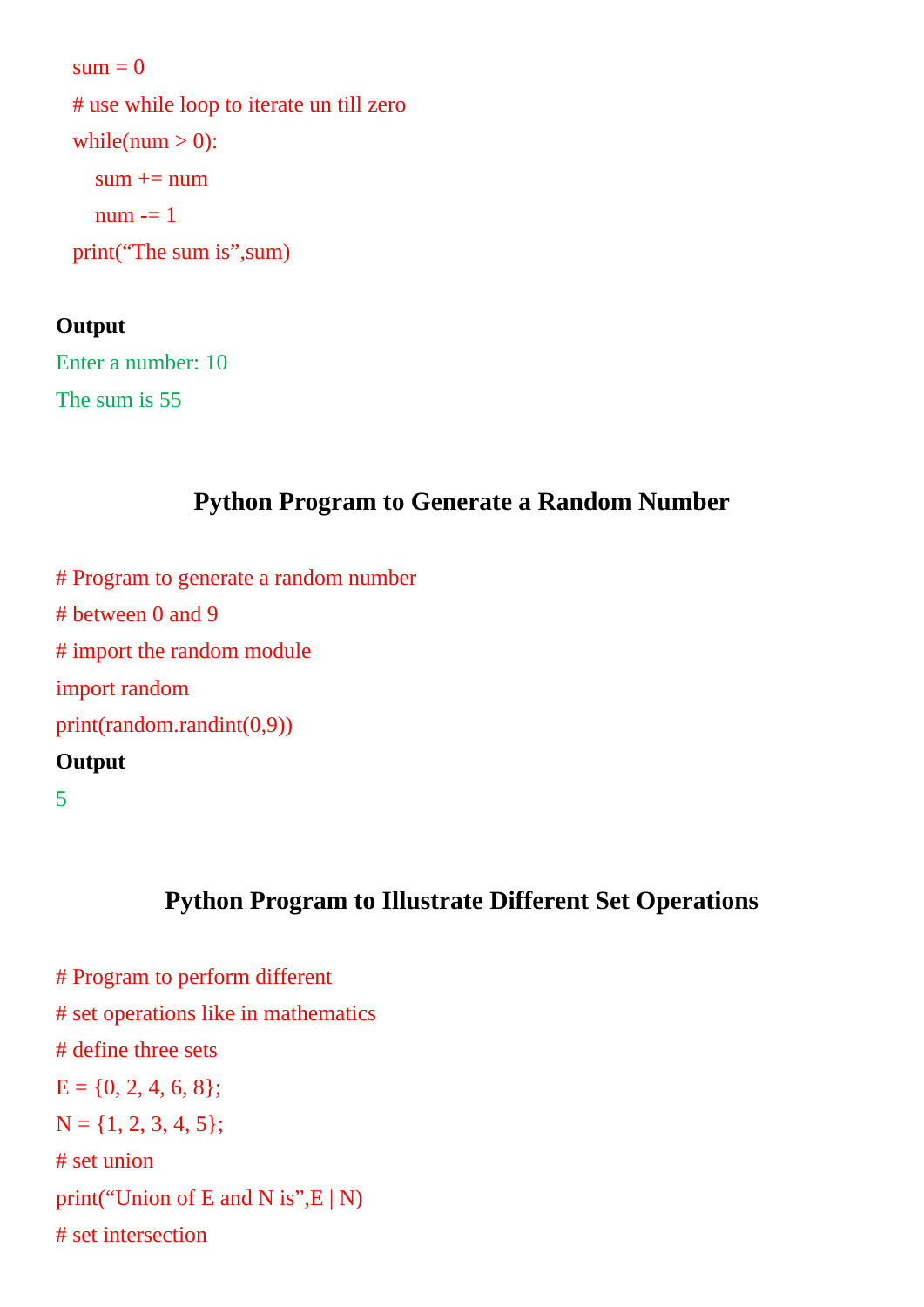```
    sum = 0
    # use while loop to iterate un till zero
    while(num > 0):
        sum += num
        num -= 1
    print("The sum is",sum)
```

**Output**

```
Enter a number: 10
The sum is 55
```

## Python Program to Generate a Random Number

```
# Program to generate a random number
# between 0 and 9
# import the random module
import random
print(random.randint(0,9))
```

**Output**

```
5
```

## Python Program to Illustrate Different Set Operations

```
# Program to perform different
# set operations like in mathematics
# define three sets
E = {0, 2, 4, 6, 8};
N = {1, 2, 3, 4, 5};
# set union
print("Union of E and N is",E | N)
# set intersection
```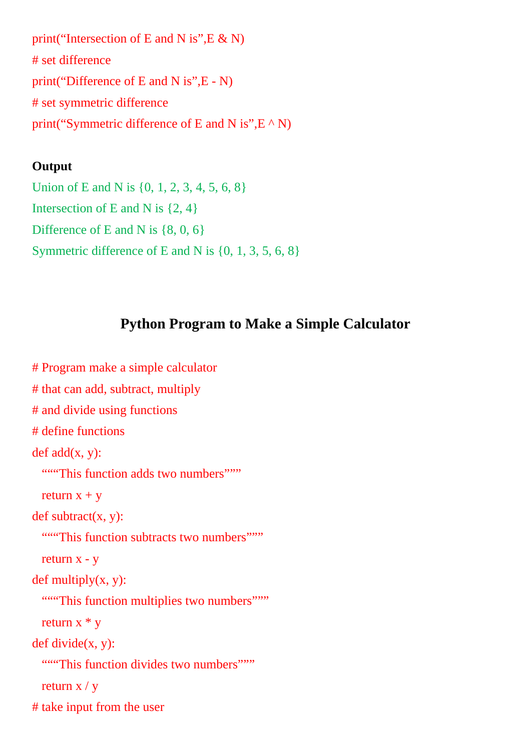```
print("Intersection of E and N is",E & N)
# set difference
print("Difference of E and N is",E - N)
# set symmetric difference
print("Symmetric difference of E and N is",E ^ N)
```

**Output**

```
Union of E and N is {0, 1, 2, 3, 4, 5, 6, 8}
Intersection of E and N is {2, 4}
Difference of E and N is {8, 0, 6}
Symmetric difference of E and N is {0, 1, 3, 5, 6, 8}
```

## Python Program to Make a Simple Calculator

```
# Program make a simple calculator
# that can add, subtract, multiply
# and divide using functions
# define functions
def add(x, y):
  """This function adds two numbers"""
  return x + y
def subtract(x, y):
  """This function subtracts two numbers"""
  return x - y
def multiply(x, y):
  """This function multiplies two numbers"""
  return x * y
def divide(x, y):
  """This function divides two numbers"""
  return x / y
# take input from the user
```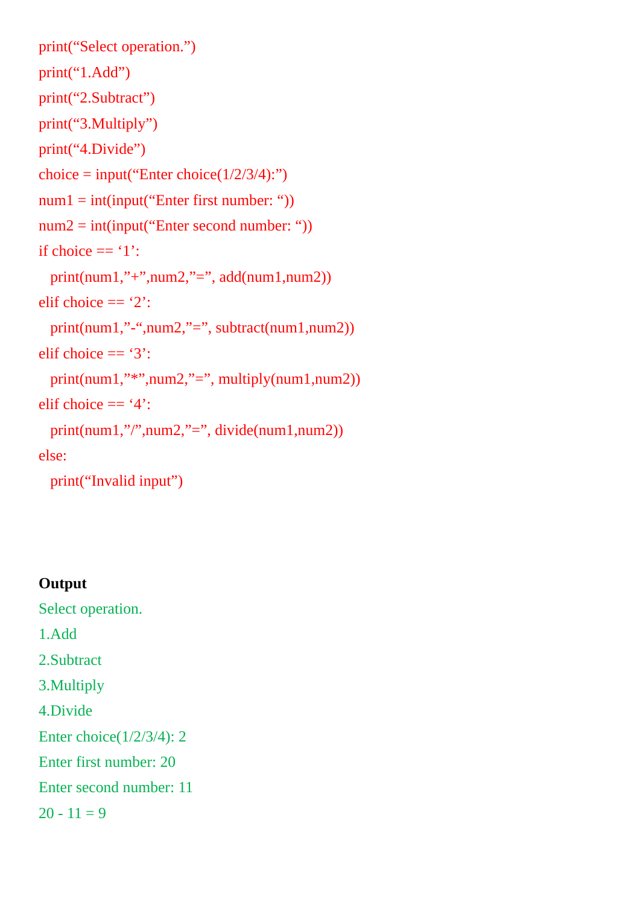```
print("Select operation.")
print("1.Add")
print("2.Subtract")
print("3.Multiply")
print("4.Divide")
choice = input("Enter choice(1/2/3/4):")
num1 = int(input("Enter first number: "))
num2 = int(input("Enter second number: "))
if choice == '1':
   print(num1,"+",num2,"=", add(num1,num2))
elif choice == '2':
   print(num1,"-",num2,"=", subtract(num1,num2))
elif choice == '3':
   print(num1,"*",num2,"=", multiply(num1,num2))
elif choice == '4':
   print(num1,"/",num2,"=", divide(num1,num2))
else:
   print("Invalid input")
```

**Output**

```
Select operation.
1.Add
2.Subtract
3.Multiply
4.Divide
Enter choice(1/2/3/4): 2
Enter first number: 20
Enter second number: 11
20 - 11 = 9
```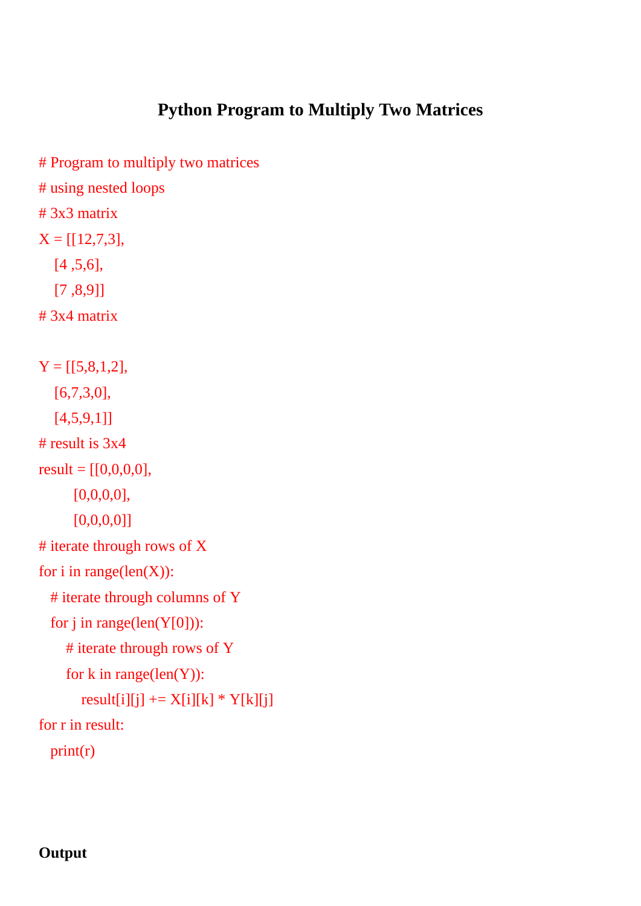# Python Program to Multiply Two Matrices

```
# Program to multiply two matrices
# using nested loops
# 3x3 matrix
X = [[12,7,3],
    [4 ,5,6],
    [7 ,8,9]]
# 3x4 matrix

Y = [[5,8,1,2],
    [6,7,3,0],
    [4,5,9,1]]
# result is 3x4
result = [[0,0,0,0],
         [0,0,0,0],
         [0,0,0,0]]
# iterate through rows of X
for i in range(len(X)):
   # iterate through columns of Y
   for j in range(len(Y[0])):
       # iterate through rows of Y
       for k in range(len(Y)):
           result[i][j] += X[i][k] * Y[k][j]
for r in result:
   print(r)
```

**Output**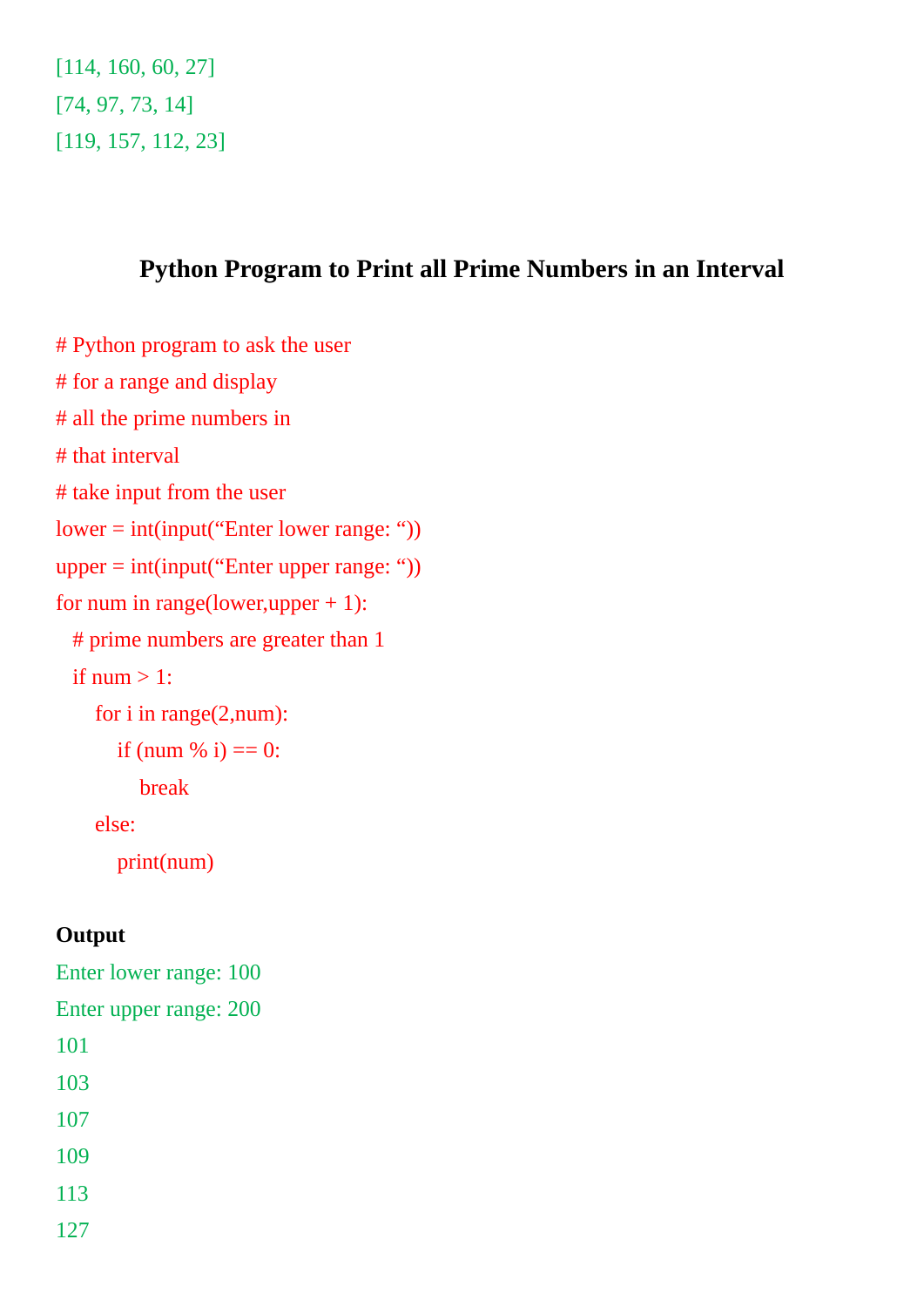```
[114, 160, 60, 27]
[74, 97, 73, 14]
[119, 157, 112, 23]
```

## Python Program to Print all Prime Numbers in an Interval

```
# Python program to ask the user
# for a range and display
# all the prime numbers in
# that interval
# take input from the user
lower = int(input("Enter lower range: "))
upper = int(input("Enter upper range: "))
for num in range(lower,upper + 1):
   # prime numbers are greater than 1
   if num > 1:
       for i in range(2,num):
           if (num % i) == 0:
               break
       else:
           print(num)
```

**Output**

```
Enter lower range: 100
Enter upper range: 200
101
103
107
109
113
127
```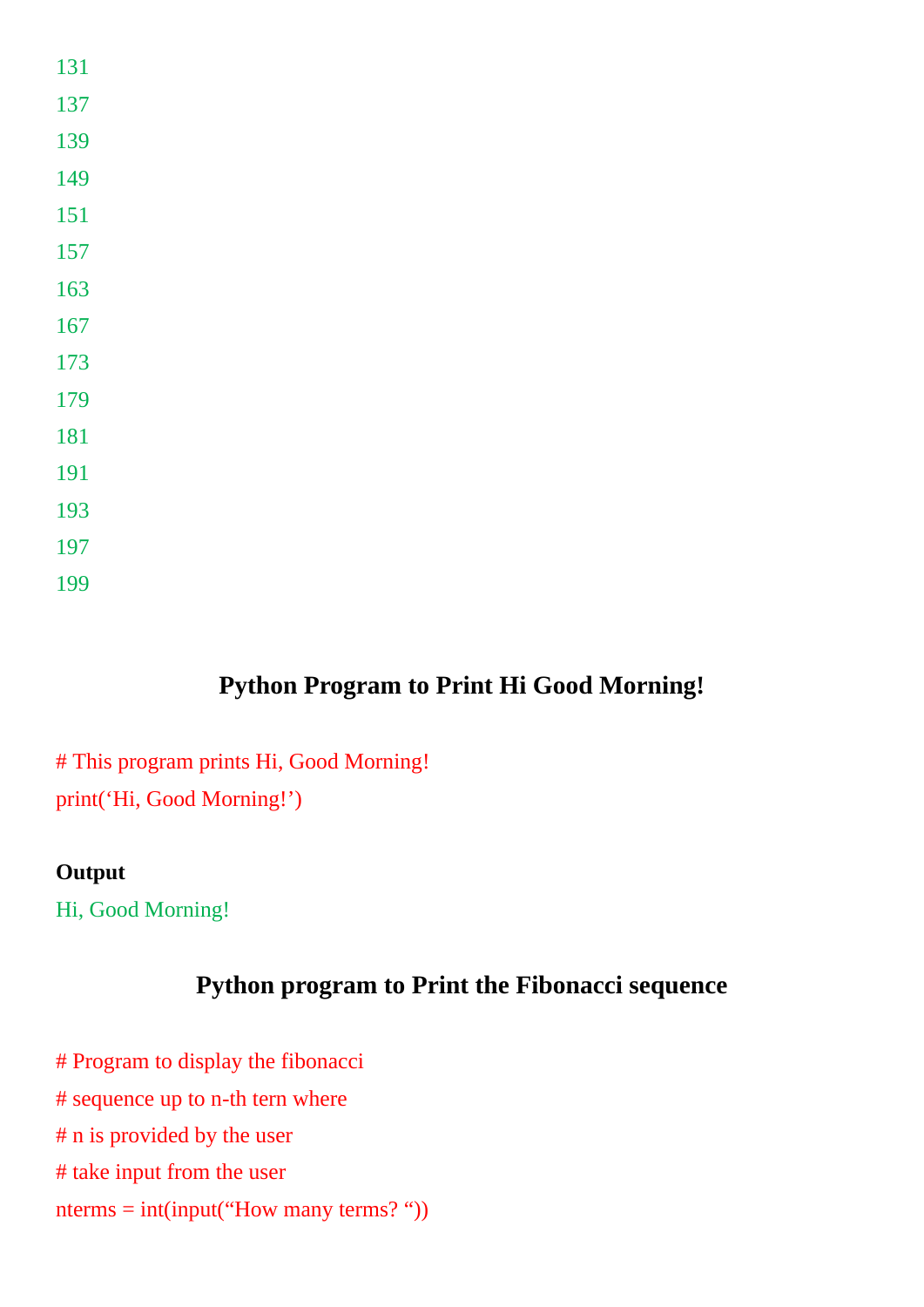```
131
137
139
149
151
157
163
167
173
179
181
191
193
197
199
```

## Python Program to Print Hi Good Morning!

```
# This program prints Hi, Good Morning!
print(‘Hi, Good Morning!’)
```

**Output**

```
Hi, Good Morning!
```

## Python program to Print the Fibonacci sequence

```
# Program to display the fibonacci
# sequence up to n-th tern where
# n is provided by the user
# take input from the user
nterms = int(input(“How many terms? “))
```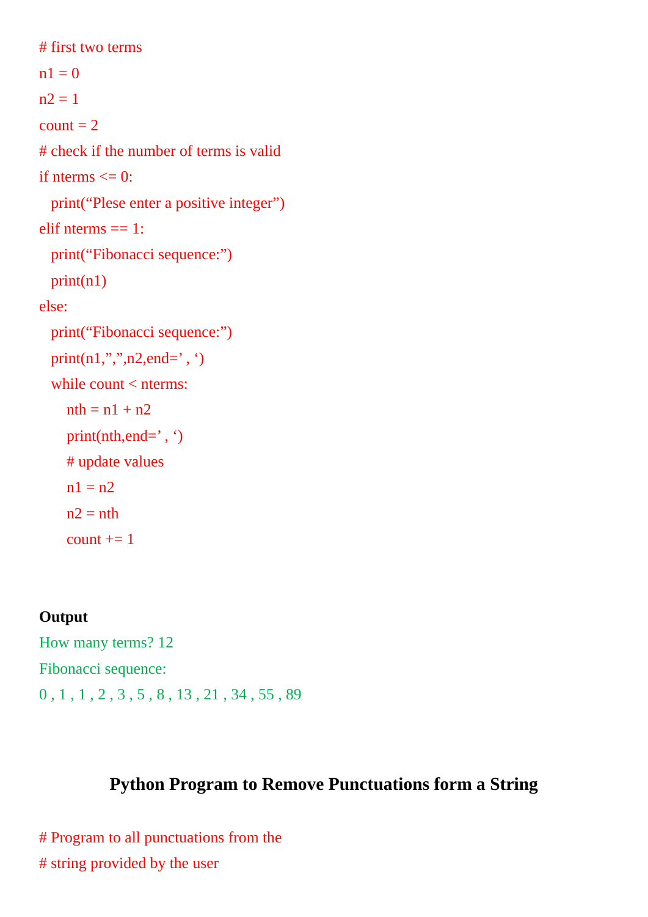```
# first two terms
n1 = 0
n2 = 1
count = 2
# check if the number of terms is valid
if nterms <= 0:
   print("Plese enter a positive integer")
elif nterms == 1:
   print("Fibonacci sequence:")
   print(n1)
else:
   print("Fibonacci sequence:")
   print(n1,",",n2,end=' , ')
   while count < nterms:
       nth = n1 + n2
       print(nth,end=' , ')
       # update values
       n1 = n2
       n2 = nth
       count += 1
```

**Output**

```
How many terms? 12
Fibonacci sequence:
0 , 1 , 1 , 2 , 3 , 5 , 8 , 13 , 21 , 34 , 55 , 89
```

## Python Program to Remove Punctuations form a String

```
# Program to all punctuations from the
# string provided by the user
```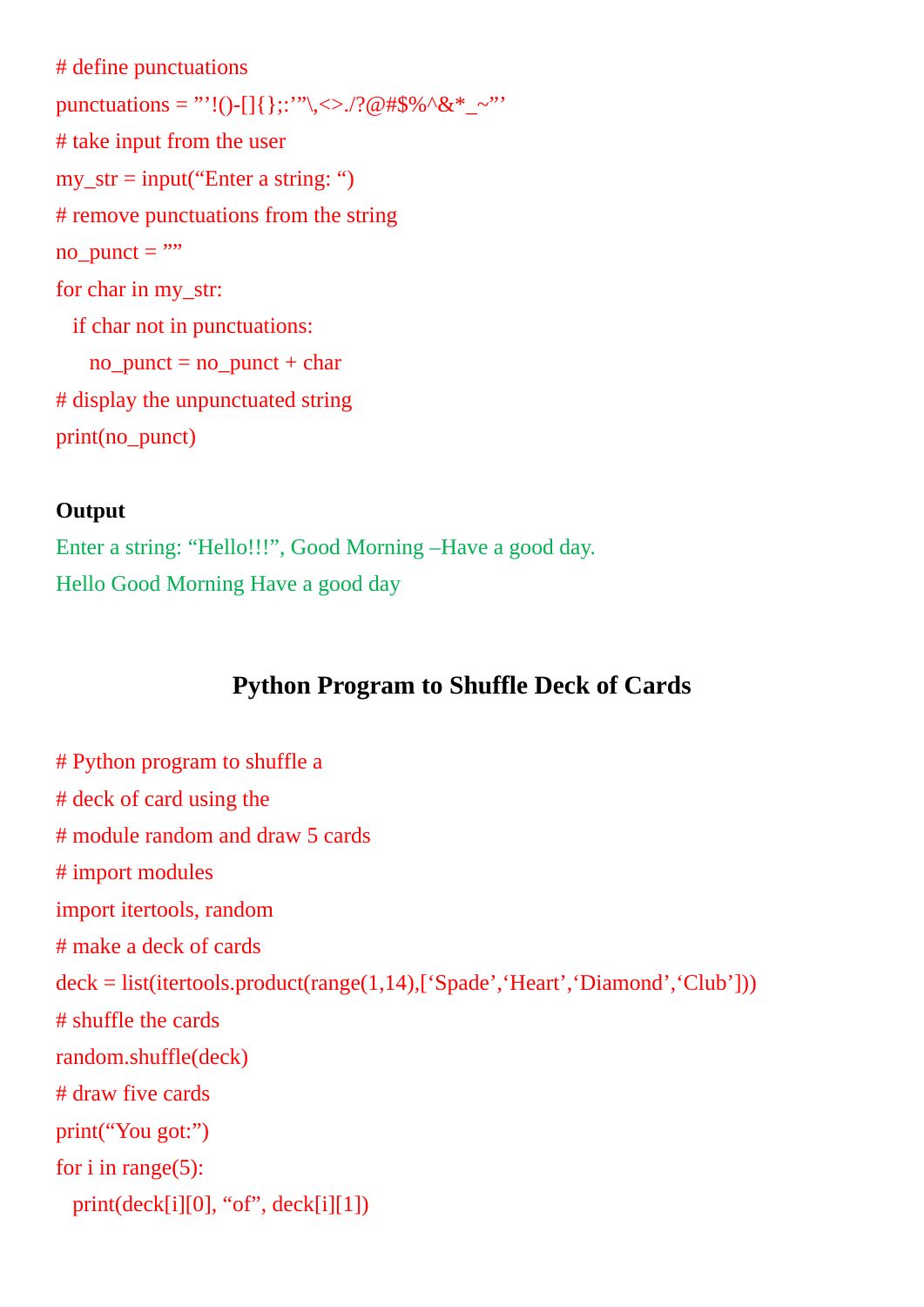```
# define punctuations
punctuations = ”’!()-[]{};:’”\,<>./?@#$%^&*_~”’
# take input from the user
my_str = input(“Enter a string: “)
# remove punctuations from the string
no_punct = ””
for char in my_str:
   if char not in punctuations:
      no_punct = no_punct + char
# display the unpunctuated string
print(no_punct)
```

**Output**

```
Enter a string: “Hello!!!”, Good Morning –Have a good day.
Hello Good Morning Have a good day
```

## Python Program to Shuffle Deck of Cards

```
# Python program to shuffle a
# deck of card using the
# module random and draw 5 cards
# import modules
import itertools, random
# make a deck of cards
deck = list(itertools.product(range(1,14),[‘Spade’,‘Heart’,‘Diamond’,‘Club’]))
# shuffle the cards
random.shuffle(deck)
# draw five cards
print(“You got:”)
for i in range(5):
   print(deck[i][0], “of”, deck[i][1])
```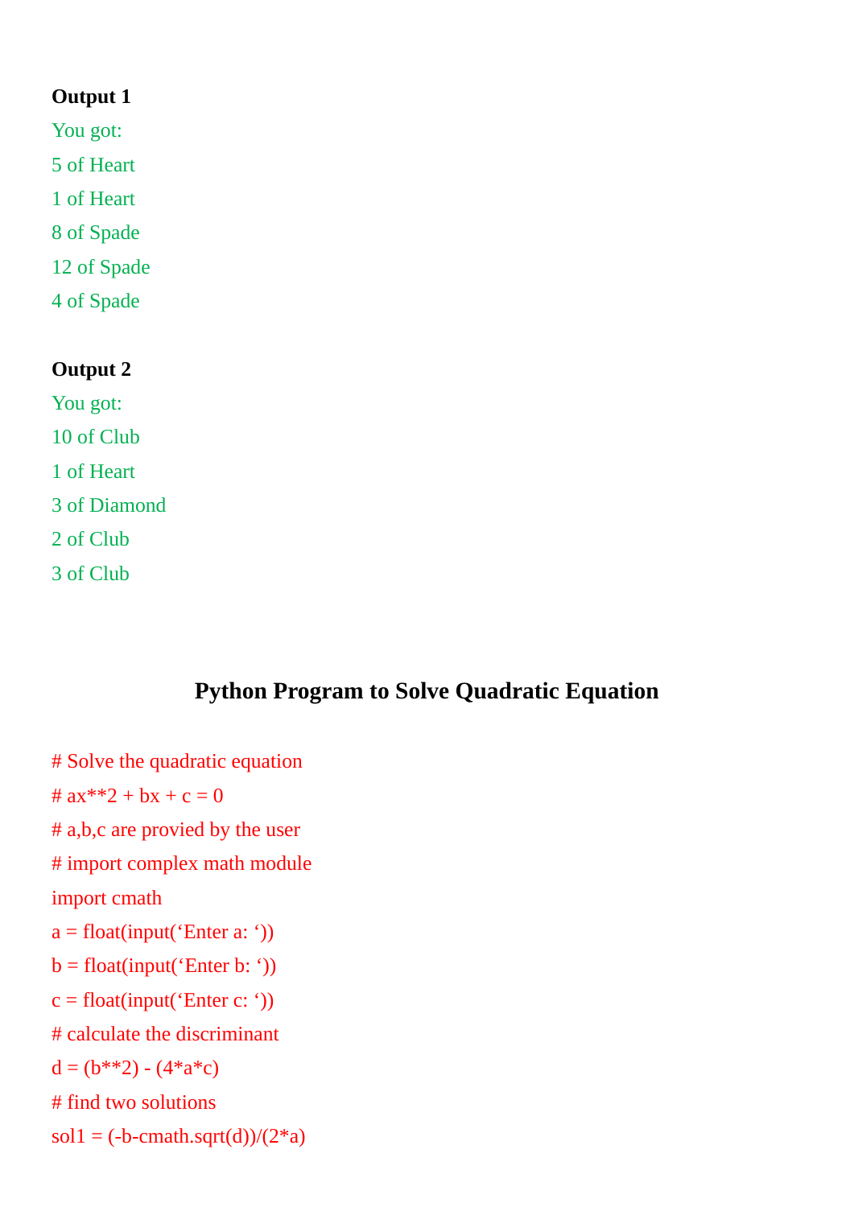**Output 1**

```
You got:
5 of Heart
1 of Heart
8 of Spade
12 of Spade
4 of Spade
```

**Output 2**

```
You got:
10 of Club
1 of Heart
3 of Diamond
2 of Club
3 of Club
```

## Python Program to Solve Quadratic Equation

```
# Solve the quadratic equation
# ax**2 + bx + c = 0
# a,b,c are provied by the user
# import complex math module
import cmath
a = float(input('Enter a: '))
b = float(input('Enter b: '))
c = float(input('Enter c: '))
# calculate the discriminant
d = (b**2) - (4*a*c)
# find two solutions
sol1 = (-b-cmath.sqrt(d))/(2*a)
```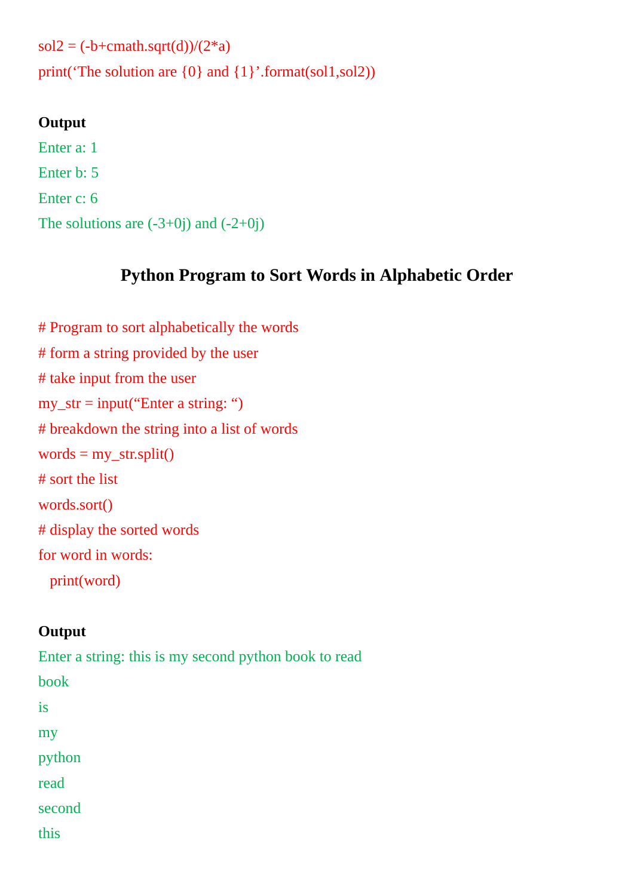```
sol2 = (-b+cmath.sqrt(d))/(2*a)
print('The solution are {0} and {1}'.format(sol1,sol2))
```

**Output**

```
Enter a: 1
Enter b: 5
Enter c: 6
The solutions are (-3+0j) and (-2+0j)
```

## Python Program to Sort Words in Alphabetic Order

```
# Program to sort alphabetically the words
# form a string provided by the user
# take input from the user
my_str = input("Enter a string: ")
# breakdown the string into a list of words
words = my_str.split()
# sort the list
words.sort()
# display the sorted words
for word in words:
   print(word)
```

**Output**

```
Enter a string: this is my second python book to read
book
is
my
python
read
second
this
```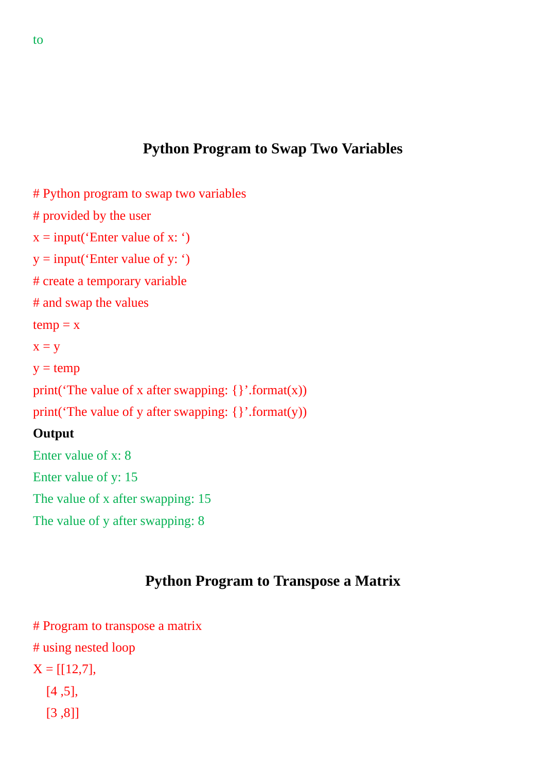to

## Python Program to Swap Two Variables

```
# Python program to swap two variables
# provided by the user
x = input('Enter value of x: ')
y = input('Enter value of y: ')
# create a temporary variable
# and swap the values
temp = x
x = y
y = temp
print('The value of x after swapping: {}'.format(x))
print('The value of y after swapping: {}'.format(y))
```

**Output**

```
Enter value of x: 8
Enter value of y: 15
The value of x after swapping: 15
The value of y after swapping: 8
```

## Python Program to Transpose a Matrix

```
# Program to transpose a matrix
# using nested loop
X = [[12,7],
   [4 ,5],
   [3 ,8]]
```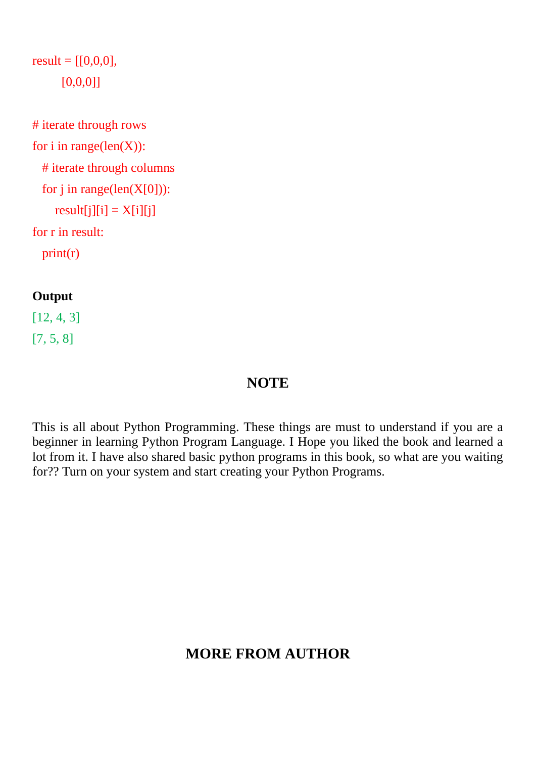```
result = [[0,0,0],
         [0,0,0]]

# iterate through rows
for i in range(len(X)):
   # iterate through columns
   for j in range(len(X[0])):
       result[j][i] = X[i][j]
for r in result:
   print(r)
```

**Output**

```
[12, 4, 3]
[7, 5, 8]
```

## NOTE

This is all about Python Programming. These things are must to understand if you are a beginner in learning Python Program Language. I Hope you liked the book and learned a lot from it. I have also shared basic python programs in this book, so what are you waiting for?? Turn on your system and start creating your Python Programs.

## MORE FROM AUTHOR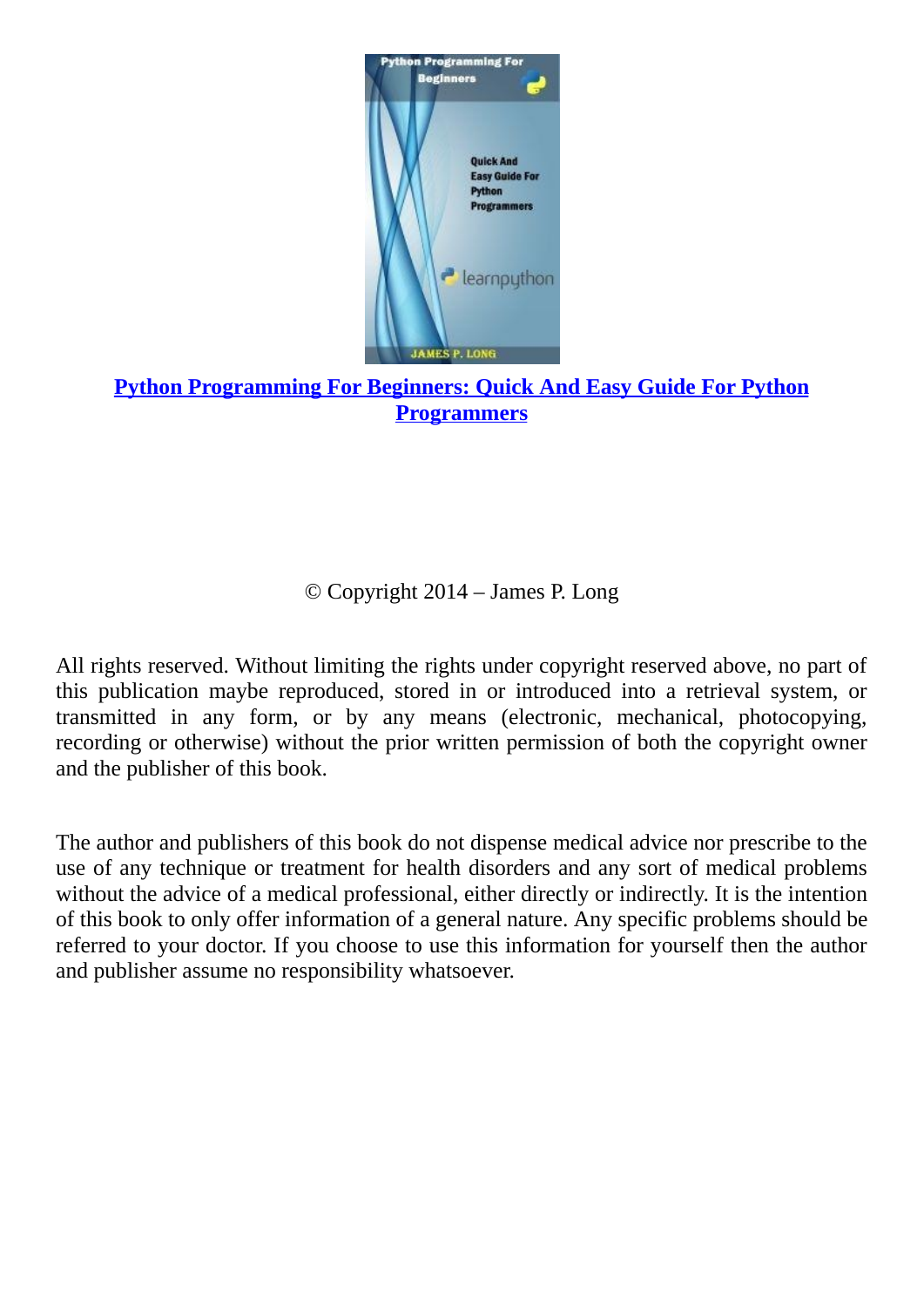**Python Programming For Beginners: Quick And Easy Guide For Python Programmers**

© Copyright 2014 – James P. Long

All rights reserved. Without limiting the rights under copyright reserved above, no part of this publication maybe reproduced, stored in or introduced into a retrieval system, or transmitted in any form, or by any means (electronic, mechanical, photocopying, recording or otherwise) without the prior written permission of both the copyright owner and the publisher of this book.

The author and publishers of this book do not dispense medical advice nor prescribe to the use of any technique or treatment for health disorders and any sort of medical problems without the advice of a medical professional, either directly or indirectly. It is the intention of this book to only offer information of a general nature. Any specific problems should be referred to your doctor. If you choose to use this information for yourself then the author and publisher assume no responsibility whatsoever.